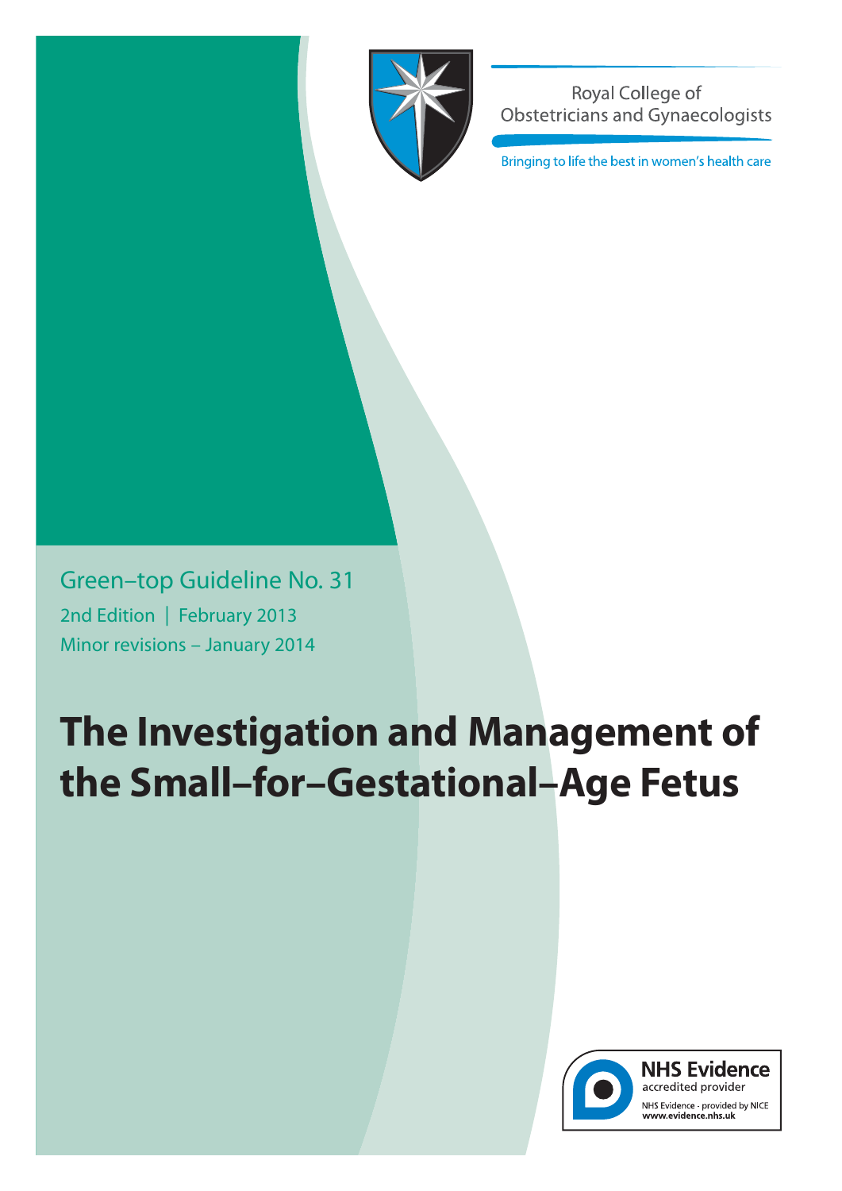Royal College of Obstetricians and Gynaecologists

Bringing to life the best in women's health care

Green–top Guideline No. 31

2nd Edition | February 2013

Minor revisions – January 2014

# The Investigation and Management of the Small–for–Gestational–Age Fetus

NHS Evidence accredited provider

NHS Evidence - provided by NICE www.evidence.nhs.uk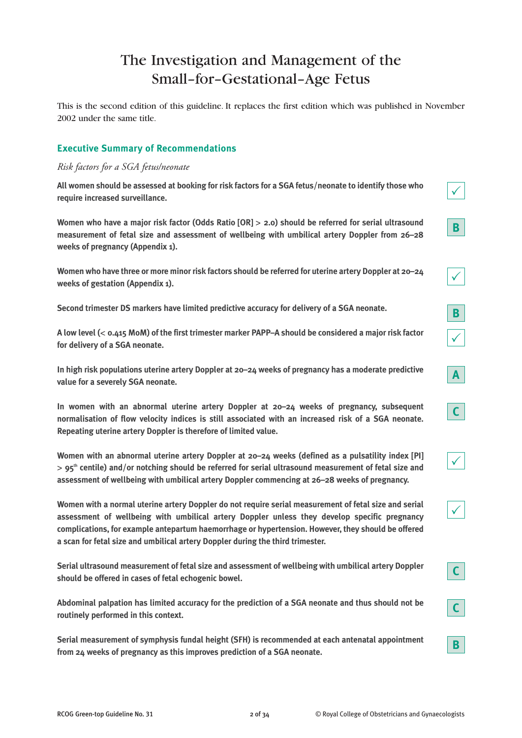# The Investigation and Management of the Small–for–Gestational–Age Fetus

This is the second edition of this guideline. It replaces the first edition which was published in November 2002 under the same title.

## Executive Summary of Recommendations

*Risk factors for a SGA fetus/neonate*

**All women should be assessed at booking for risk factors for a SGA fetus/neonate to identify those who require increased surveillance.** ✓

**Women who have a major risk factor (Odds Ratio [OR] > 2.0) should be referred for serial ultrasound measurement of fetal size and assessment of wellbeing with umbilical artery Doppler from 26–28 weeks of pregnancy (Appendix 1).** B

**Women who have three or more minor risk factors should be referred for uterine artery Doppler at 20–24 weeks of gestation (Appendix 1).** ✓

**Second trimester DS markers have limited predictive accuracy for delivery of a SGA neonate.** B

**A low level (< 0.415 MoM) of the first trimester marker PAPP–A should be considered a major risk factor for delivery of a SGA neonate.** ✓

**In high risk populations uterine artery Doppler at 20–24 weeks of pregnancy has a moderate predictive value for a severely SGA neonate.** A

**In women with an abnormal uterine artery Doppler at 20–24 weeks of pregnancy, subsequent normalisation of flow velocity indices is still associated with an increased risk of a SGA neonate. Repeating uterine artery Doppler is therefore of limited value.** C

**Women with an abnormal uterine artery Doppler at 20–24 weeks (defined as a pulsatility index [PI] > 95th centile) and/or notching should be referred for serial ultrasound measurement of fetal size and assessment of wellbeing with umbilical artery Doppler commencing at 26–28 weeks of pregnancy.** ✓

**Women with a normal uterine artery Doppler do not require serial measurement of fetal size and serial assessment of wellbeing with umbilical artery Doppler unless they develop specific pregnancy complications, for example antepartum haemorrhage or hypertension. However, they should be offered a scan for fetal size and umbilical artery Doppler during the third trimester.** ✓

**Serial ultrasound measurement of fetal size and assessment of wellbeing with umbilical artery Doppler should be offered in cases of fetal echogenic bowel.** C

**Abdominal palpation has limited accuracy for the prediction of a SGA neonate and thus should not be routinely performed in this context.** C

**Serial measurement of symphysis fundal height (SFH) is recommended at each antenatal appointment from 24 weeks of pregnancy as this improves prediction of a SGA neonate.** B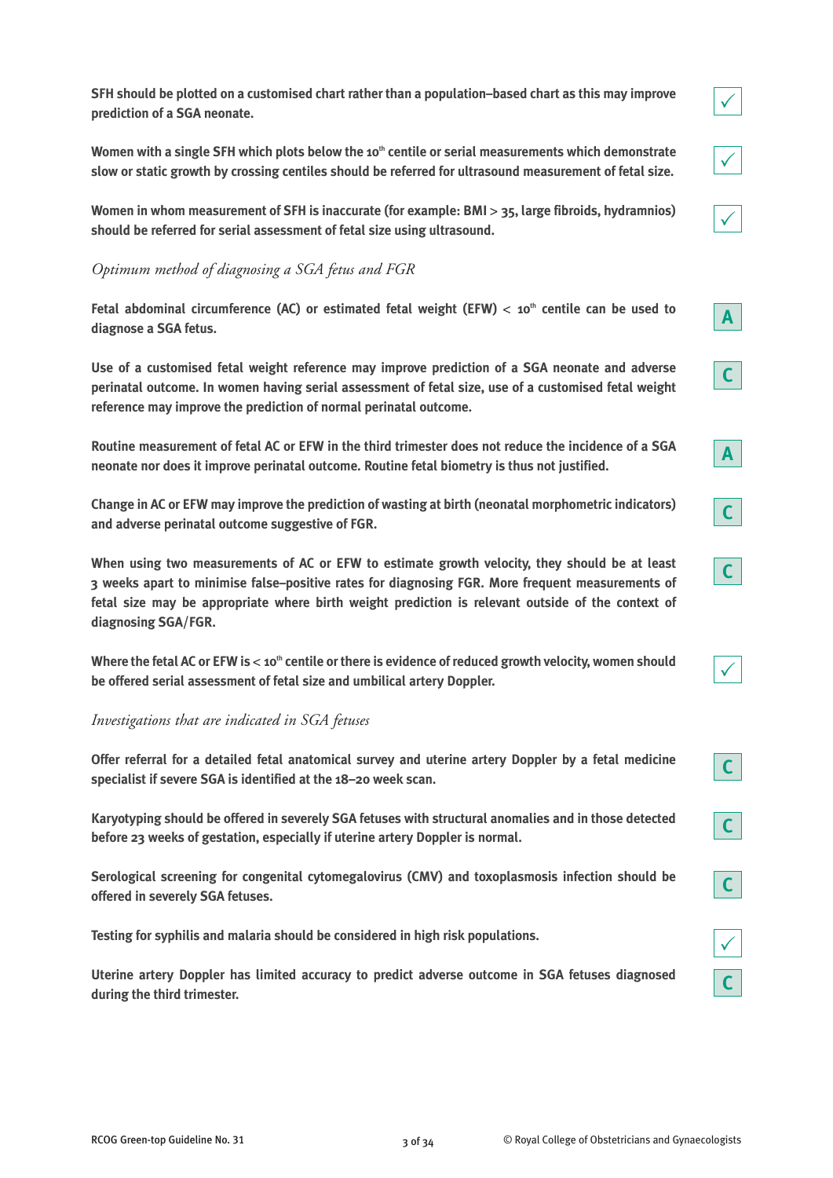**SFH should be plotted on a customised chart rather than a population–based chart as this may improve prediction of a SGA neonate.** ✓

**Women with a single SFH which plots below the 10th centile or serial measurements which demonstrate slow or static growth by crossing centiles should be referred for ultrasound measurement of fetal size.** ✓

**Women in whom measurement of SFH is inaccurate (for example: BMI > 35, large fibroids, hydramnios) should be referred for serial assessment of fetal size using ultrasound.** ✓

*Optimum method of diagnosing a SGA fetus and FGR*

**Fetal abdominal circumference (AC) or estimated fetal weight (EFW) < 10th centile can be used to diagnose a SGA fetus.** A

**Use of a customised fetal weight reference may improve prediction of a SGA neonate and adverse perinatal outcome. In women having serial assessment of fetal size, use of a customised fetal weight reference may improve the prediction of normal perinatal outcome.** C

**Routine measurement of fetal AC or EFW in the third trimester does not reduce the incidence of a SGA neonate nor does it improve perinatal outcome. Routine fetal biometry is thus not justified.** A

**Change in AC or EFW may improve the prediction of wasting at birth (neonatal morphometric indicators) and adverse perinatal outcome suggestive of FGR.** C

**When using two measurements of AC or EFW to estimate growth velocity, they should be at least 3 weeks apart to minimise false–positive rates for diagnosing FGR. More frequent measurements of fetal size may be appropriate where birth weight prediction is relevant outside of the context of diagnosing SGA/FGR.** C

**Where the fetal AC or EFW is < 10th centile or there is evidence of reduced growth velocity, women should be offered serial assessment of fetal size and umbilical artery Doppler.** ✓

*Investigations that are indicated in SGA fetuses*

**Offer referral for a detailed fetal anatomical survey and uterine artery Doppler by a fetal medicine specialist if severe SGA is identified at the 18–20 week scan.** C

**Karyotyping should be offered in severely SGA fetuses with structural anomalies and in those detected before 23 weeks of gestation, especially if uterine artery Doppler is normal.** C

**Serological screening for congenital cytomegalovirus (CMV) and toxoplasmosis infection should be offered in severely SGA fetuses.** C

**Testing for syphilis and malaria should be considered in high risk populations.** ✓

**Uterine artery Doppler has limited accuracy to predict adverse outcome in SGA fetuses diagnosed during the third trimester.** C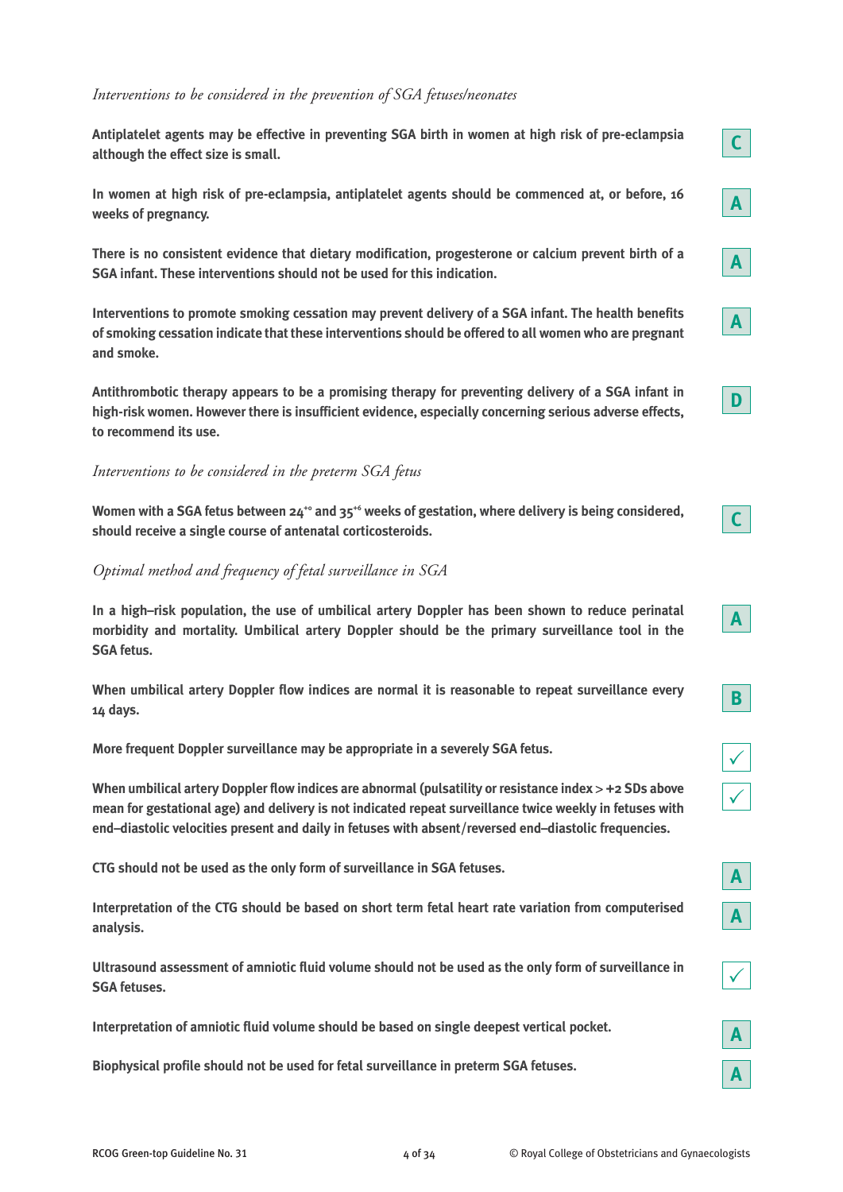*Interventions to be considered in the prevention of SGA fetuses/neonates*

**Antiplatelet agents may be effective in preventing SGA birth in women at high risk of pre-eclampsia although the effect size is small.** **C**

**In women at high risk of pre-eclampsia, antiplatelet agents should be commenced at, or before, 16 weeks of pregnancy.** **A**

**There is no consistent evidence that dietary modification, progesterone or calcium prevent birth of a SGA infant. These interventions should not be used for this indication.** **A**

**Interventions to promote smoking cessation may prevent delivery of a SGA infant. The health benefits of smoking cessation indicate that these interventions should be offered to all women who are pregnant and smoke.** **A**

**Antithrombotic therapy appears to be a promising therapy for preventing delivery of a SGA infant in high-risk women. However there is insufficient evidence, especially concerning serious adverse effects, to recommend its use.** **D**

*Interventions to be considered in the preterm SGA fetus*

**Women with a SGA fetus between $24^{+0}$ and $35^{+6}$ weeks of gestation, where delivery is being considered, should receive a single course of antenatal corticosteroids.** **C**

*Optimal method and frequency of fetal surveillance in SGA*

**In a high–risk population, the use of umbilical artery Doppler has been shown to reduce perinatal morbidity and mortality. Umbilical artery Doppler should be the primary surveillance tool in the SGA fetus.** **A**

**When umbilical artery Doppler flow indices are normal it is reasonable to repeat surveillance every 14 days.** **B**

**More frequent Doppler surveillance may be appropriate in a severely SGA fetus.** ✓

**When umbilical artery Doppler flow indices are abnormal (pulsatility or resistance index > +2 SDs above mean for gestational age) and delivery is not indicated repeat surveillance twice weekly in fetuses with end–diastolic velocities present and daily in fetuses with absent/reversed end–diastolic frequencies.** ✓

**CTG should not be used as the only form of surveillance in SGA fetuses.** **A**

**Interpretation of the CTG should be based on short term fetal heart rate variation from computerised analysis.** **A**

**Ultrasound assessment of amniotic fluid volume should not be used as the only form of surveillance in SGA fetuses.** ✓

**Interpretation of amniotic fluid volume should be based on single deepest vertical pocket.** **A**

**Biophysical profile should not be used for fetal surveillance in preterm SGA fetuses.** **A**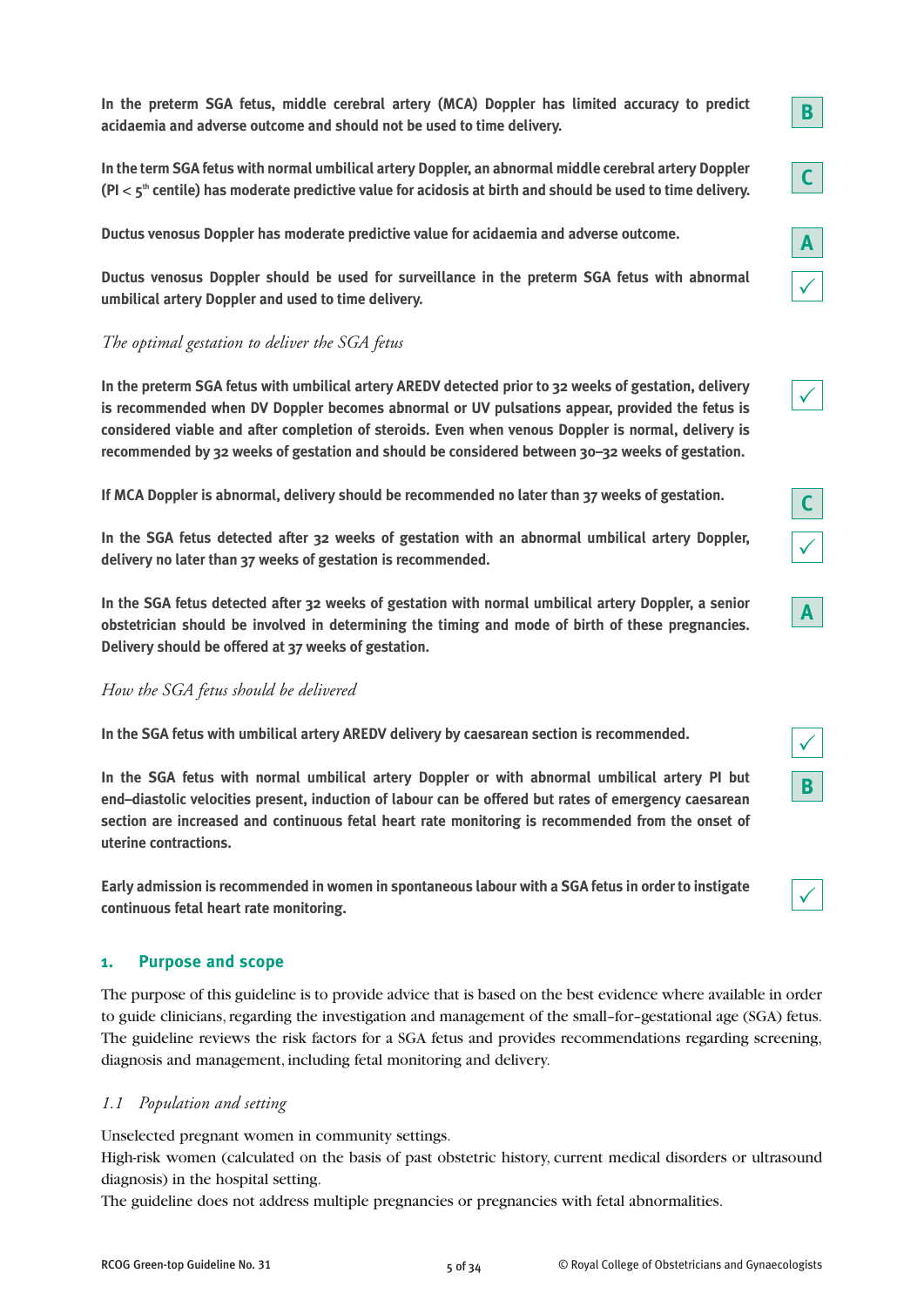**In the preterm SGA fetus, middle cerebral artery (MCA) Doppler has limited accuracy to predict acidaemia and adverse outcome and should not be used to time delivery.** **B**

**In the term SGA fetus with normal umbilical artery Doppler, an abnormal middle cerebral artery Doppler (PI < 5th centile) has moderate predictive value for acidosis at birth and should be used to time delivery.** **C**

**Ductus venosus Doppler has moderate predictive value for acidaemia and adverse outcome.** **A**

**Ductus venosus Doppler should be used for surveillance in the preterm SGA fetus with abnormal umbilical artery Doppler and used to time delivery.** ✓

*The optimal gestation to deliver the SGA fetus*

**In the preterm SGA fetus with umbilical artery AREDV detected prior to 32 weeks of gestation, delivery is recommended when DV Doppler becomes abnormal or UV pulsations appear, provided the fetus is considered viable and after completion of steroids. Even when venous Doppler is normal, delivery is recommended by 32 weeks of gestation and should be considered between 30–32 weeks of gestation.** ✓

**If MCA Doppler is abnormal, delivery should be recommended no later than 37 weeks of gestation.** **C**

**In the SGA fetus detected after 32 weeks of gestation with an abnormal umbilical artery Doppler, delivery no later than 37 weeks of gestation is recommended.** ✓

**In the SGA fetus detected after 32 weeks of gestation with normal umbilical artery Doppler, a senior obstetrician should be involved in determining the timing and mode of birth of these pregnancies. Delivery should be offered at 37 weeks of gestation.** **A**

*How the SGA fetus should be delivered*

**In the SGA fetus with umbilical artery AREDV delivery by caesarean section is recommended.** ✓

**In the SGA fetus with normal umbilical artery Doppler or with abnormal umbilical artery PI but end–diastolic velocities present, induction of labour can be offered but rates of emergency caesarean section are increased and continuous fetal heart rate monitoring is recommended from the onset of uterine contractions.** **B**

**Early admission is recommended in women in spontaneous labour with a SGA fetus in order to instigate continuous fetal heart rate monitoring.** ✓

## 1. Purpose and scope

The purpose of this guideline is to provide advice that is based on the best evidence where available in order to guide clinicians, regarding the investigation and management of the small-for-gestational age (SGA) fetus. The guideline reviews the risk factors for a SGA fetus and provides recommendations regarding screening, diagnosis and management, including fetal monitoring and delivery.

### *1.1 Population and setting*

Unselected pregnant women in community settings.
High-risk women (calculated on the basis of past obstetric history, current medical disorders or ultrasound diagnosis) in the hospital setting.
The guideline does not address multiple pregnancies or pregnancies with fetal abnormalities.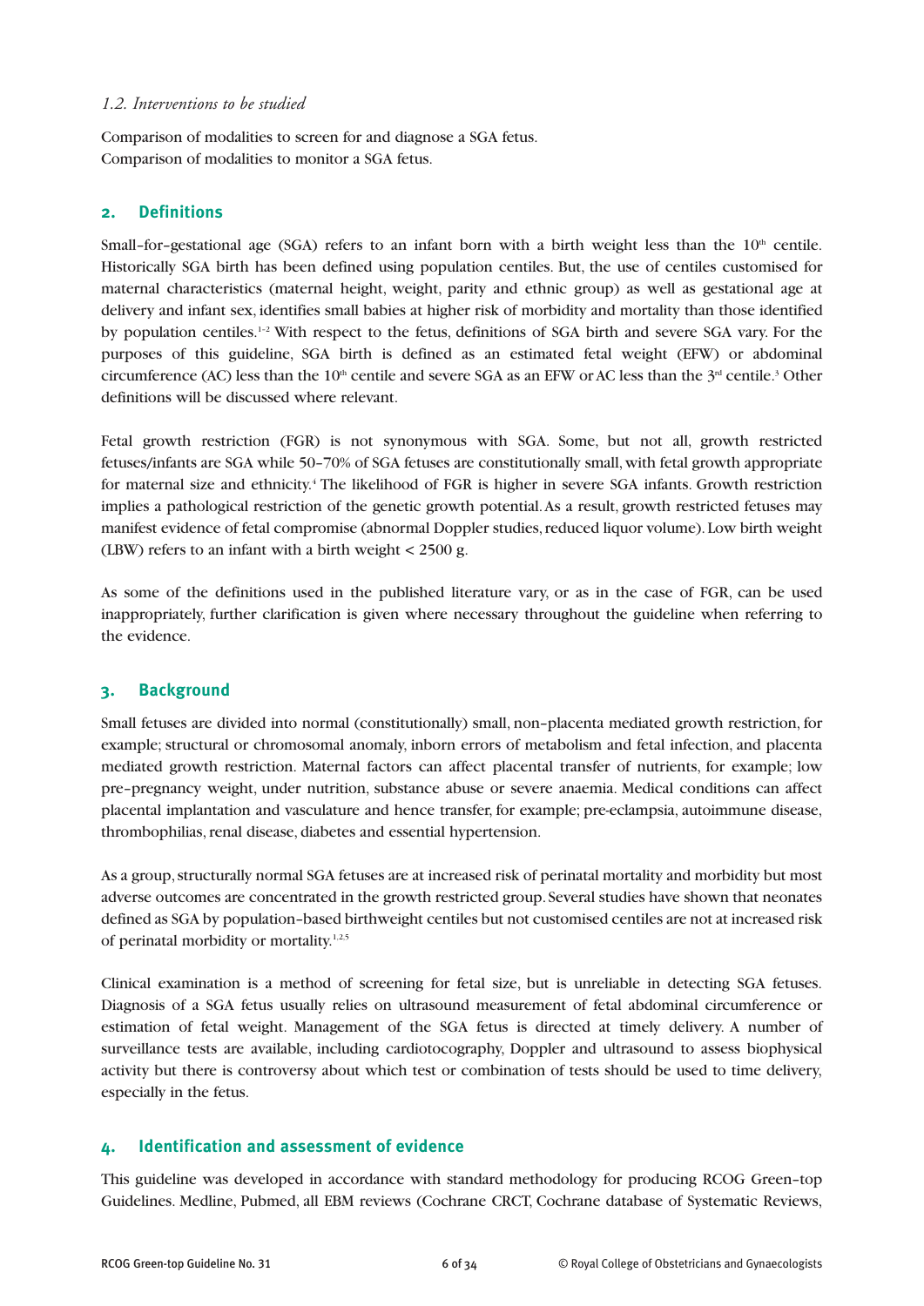### *1.2. Interventions to be studied*

Comparison of modalities to screen for and diagnose a SGA fetus.
Comparison of modalities to monitor a SGA fetus.

## 2. Definitions

Small-for-gestational age (SGA) refers to an infant born with a birth weight less than the 10th centile. Historically SGA birth has been defined using population centiles. But, the use of centiles customised for maternal characteristics (maternal height, weight, parity and ethnic group) as well as gestational age at delivery and infant sex, identifies small babies at higher risk of morbidity and mortality than those identified by population centiles.[1-2] With respect to the fetus, definitions of SGA birth and severe SGA vary. For the purposes of this guideline, SGA birth is defined as an estimated fetal weight (EFW) or abdominal circumference (AC) less than the 10th centile and severe SGA as an EFW or AC less than the 3rd centile.[3] Other definitions will be discussed where relevant.

Fetal growth restriction (FGR) is not synonymous with SGA. Some, but not all, growth restricted fetuses/infants are SGA while 50–70% of SGA fetuses are constitutionally small, with fetal growth appropriate for maternal size and ethnicity.[4] The likelihood of FGR is higher in severe SGA infants. Growth restriction implies a pathological restriction of the genetic growth potential. As a result, growth restricted fetuses may manifest evidence of fetal compromise (abnormal Doppler studies, reduced liquor volume). Low birth weight (LBW) refers to an infant with a birth weight < 2500 g.

As some of the definitions used in the published literature vary, or as in the case of FGR, can be used inappropriately, further clarification is given where necessary throughout the guideline when referring to the evidence.

## 3. Background

Small fetuses are divided into normal (constitutionally) small, non-placenta mediated growth restriction, for example; structural or chromosomal anomaly, inborn errors of metabolism and fetal infection, and placenta mediated growth restriction. Maternal factors can affect placental transfer of nutrients, for example; low pre-pregnancy weight, under nutrition, substance abuse or severe anaemia. Medical conditions can affect placental implantation and vasculature and hence transfer, for example; pre-eclampsia, autoimmune disease, thrombophilias, renal disease, diabetes and essential hypertension.

As a group, structurally normal SGA fetuses are at increased risk of perinatal mortality and morbidity but most adverse outcomes are concentrated in the growth restricted group. Several studies have shown that neonates defined as SGA by population-based birthweight centiles but not customised centiles are not at increased risk of perinatal morbidity or mortality.[1,2,5]

Clinical examination is a method of screening for fetal size, but is unreliable in detecting SGA fetuses. Diagnosis of a SGA fetus usually relies on ultrasound measurement of fetal abdominal circumference or estimation of fetal weight. Management of the SGA fetus is directed at timely delivery. A number of surveillance tests are available, including cardiotocography, Doppler and ultrasound to assess biophysical activity but there is controversy about which test or combination of tests should be used to time delivery, especially in the fetus.

## 4. Identification and assessment of evidence

This guideline was developed in accordance with standard methodology for producing RCOG Green-top Guidelines. Medline, Pubmed, all EBM reviews (Cochrane CRCT, Cochrane database of Systematic Reviews,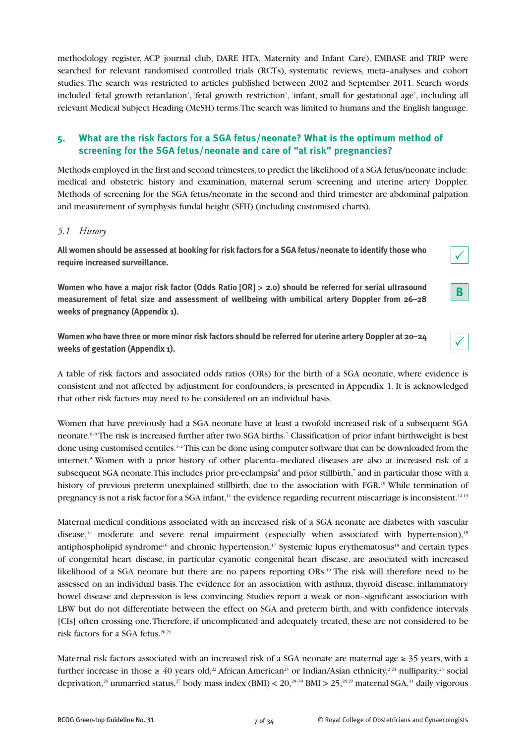methodology register, ACP journal club, DARE HTA, Maternity and Infant Care), EMBASE and TRIP were searched for relevant randomised controlled trials (RCTs), systematic reviews, meta-analyses and cohort studies. The search was restricted to articles published between 2002 and September 2011. Search words included 'fetal growth retardation', 'fetal growth restriction', 'infant, small for gestational age', including all relevant Medical Subject Heading (MeSH) terms. The search was limited to humans and the English language.

## 5. What are the risk factors for a SGA fetus/neonate? What is the optimum method of screening for the SGA fetus/neonate and care of "at risk" pregnancies?

Methods employed in the first and second trimesters, to predict the likelihood of a SGA fetus/neonate include: medical and obstetric history and examination, maternal serum screening and uterine artery Doppler. Methods of screening for the SGA fetus/neonate in the second and third trimester are abdominal palpation and measurement of symphysis fundal height (SFH) (including customised charts).

### *5.1 History*

**All women should be assessed at booking for risk factors for a SGA fetus/neonate to identify those who require increased surveillance.** ✓

**Women who have a major risk factor (Odds Ratio [OR] > 2.0) should be referred for serial ultrasound measurement of fetal size and assessment of wellbeing with umbilical artery Doppler from 26–28 weeks of pregnancy (Appendix 1).** B

**Women who have three or more minor risk factors should be referred for uterine artery Doppler at 20–24 weeks of gestation (Appendix 1).** ✓

A table of risk factors and associated odds ratios (ORs) for the birth of a SGA neonate, where evidence is consistent and not affected by adjustment for confounders, is presented in Appendix 1. It is acknowledged that other risk factors may need to be considered on an individual basis.

Women that have previously had a SGA neonate have at least a twofold increased risk of a subsequent SGA neonate.[6–8] The risk is increased further after two SGA births.[7] Classification of prior infant birthweight is best done using customised centiles.[1–2] This can be done using computer software that can be downloaded from the internet.[9] Women with a prior history of other placenta-mediated diseases are also at increased risk of a subsequent SGA neonate. This includes prior pre-eclampsia[8] and prior stillbirth,[7] and in particular those with a history of previous preterm unexplained stillbirth, due to the association with FGR.[10] While termination of pregnancy is not a risk factor for a SGA infant,[11] the evidence regarding recurrent miscarriage is inconsistent.[12,13]

Maternal medical conditions associated with an increased risk of a SGA neonate are diabetes with vascular disease,[14] moderate and severe renal impairment (especially when associated with hypertension),[15] antiphospholipid syndrome[16] and chronic hypertension.[17] Systemic lupus erythematosus[18] and certain types of congenital heart disease, in particular cyanotic congenital heart disease, are associated with increased likelihood of a SGA neonate but there are no papers reporting ORs.[19] The risk will therefore need to be assessed on an individual basis. The evidence for an association with asthma, thyroid disease, inflammatory bowel disease and depression is less convincing. Studies report a weak or non-significant association with LBW but do not differentiate between the effect on SGA and preterm birth, and with confidence intervals [CIs] often crossing one. Therefore, if uncomplicated and adequately treated, these are not considered to be risk factors for a SGA fetus.[20,21]

Maternal risk factors associated with an increased risk of a SGA neonate are maternal age ≥ 35 years, with a further increase in those ≥ 40 years old,[22] African American[23] or Indian/Asian ethnicity,[2,24] nulliparity,[25] social deprivation,[26] unmarried status,[27] body mass index (BMI) < 20,[28–30] BMI > 25,[28,29] maternal SGA,[31] daily vigorous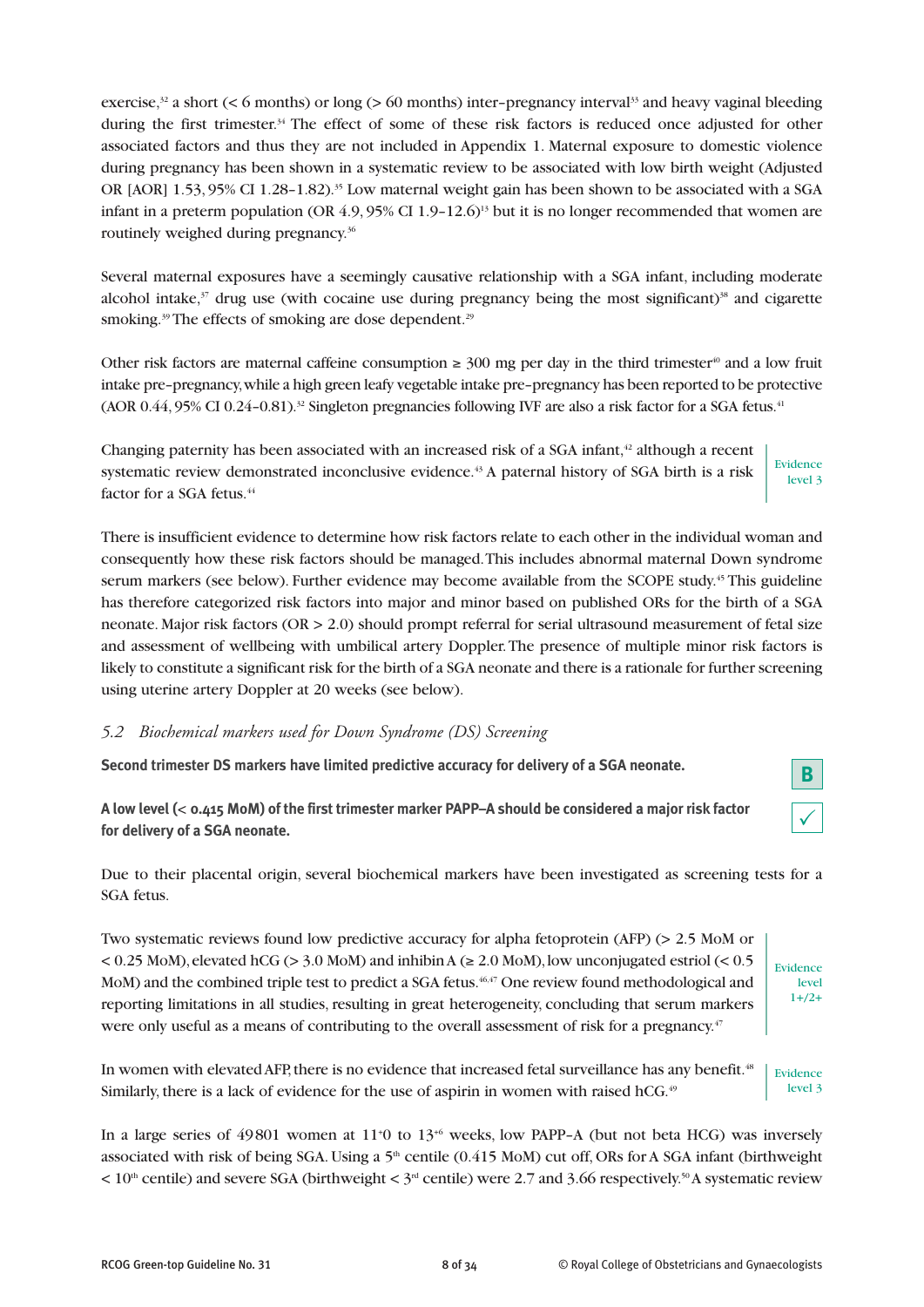exercise,[32] a short (< 6 months) or long (> 60 months) inter-pregnancy interval[33] and heavy vaginal bleeding during the first trimester.[34] The effect of some of these risk factors is reduced once adjusted for other associated factors and thus they are not included in Appendix 1. Maternal exposure to domestic violence during pregnancy has been shown in a systematic review to be associated with low birth weight (Adjusted OR [AOR] 1.53, 95% CI 1.28–1.82).[35] Low maternal weight gain has been shown to be associated with a SGA infant in a preterm population (OR 4.9, 95% CI 1.9–12.6)[13] but it is no longer recommended that women are routinely weighed during pregnancy.[36]

Several maternal exposures have a seemingly causative relationship with a SGA infant, including moderate alcohol intake,[37] drug use (with cocaine use during pregnancy being the most significant)[38] and cigarette smoking.[39] The effects of smoking are dose dependent.[29]

Other risk factors are maternal caffeine consumption ≥ 300 mg per day in the third trimester[40] and a low fruit intake pre-pregnancy, while a high green leafy vegetable intake pre-pregnancy has been reported to be protective (AOR 0.44, 95% CI 0.24–0.81).[32] Singleton pregnancies following IVF are also a risk factor for a SGA fetus.[41]

Changing paternity has been associated with an increased risk of a SGA infant,[42] although a recent systematic review demonstrated inconclusive evidence.[43] A paternal history of SGA birth is a risk factor for a SGA fetus.[44]

Evidence level 3

There is insufficient evidence to determine how risk factors relate to each other in the individual woman and consequently how these risk factors should be managed. This includes abnormal maternal Down syndrome serum markers (see below). Further evidence may become available from the SCOPE study.[45] This guideline has therefore categorized risk factors into major and minor based on published ORs for the birth of a SGA neonate. Major risk factors (OR > 2.0) should prompt referral for serial ultrasound measurement of fetal size and assessment of wellbeing with umbilical artery Doppler. The presence of multiple minor risk factors is likely to constitute a significant risk for the birth of a SGA neonate and there is a rationale for further screening using uterine artery Doppler at 20 weeks (see below).

### *5.2 Biochemical markers used for Down Syndrome (DS) Screening*

**Second trimester DS markers have limited predictive accuracy for delivery of a SGA neonate.**

**B**

**A low level (< 0.415 MoM) of the first trimester marker PAPP–A should be considered a major risk factor for delivery of a SGA neonate.**

✓

Due to their placental origin, several biochemical markers have been investigated as screening tests for a SGA fetus.

Two systematic reviews found low predictive accuracy for alpha fetoprotein (AFP) (> 2.5 MoM or < 0.25 MoM), elevated hCG (> 3.0 MoM) and inhibin A (≥ 2.0 MoM), low unconjugated estriol (< 0.5 MoM) and the combined triple test to predict a SGA fetus.[46,47] One review found methodological and reporting limitations in all studies, resulting in great heterogeneity, concluding that serum markers were only useful as a means of contributing to the overall assessment of risk for a pregnancy.[47]

Evidence level 1+/2+

In women with elevated AFP, there is no evidence that increased fetal surveillance has any benefit.[48] Similarly, there is a lack of evidence for the use of aspirin in women with raised hCG.[49]

Evidence level 3

In a large series of 49801 women at $11^{+0}$ to $13^{+6}$ weeks, low PAPP-A (but not beta HCG) was inversely associated with risk of being SGA. Using a 5th centile (0.415 MoM) cut off, ORs for A SGA infant (birthweight < 10th centile) and severe SGA (birthweight < 3rd centile) were 2.7 and 3.66 respectively.[50] A systematic review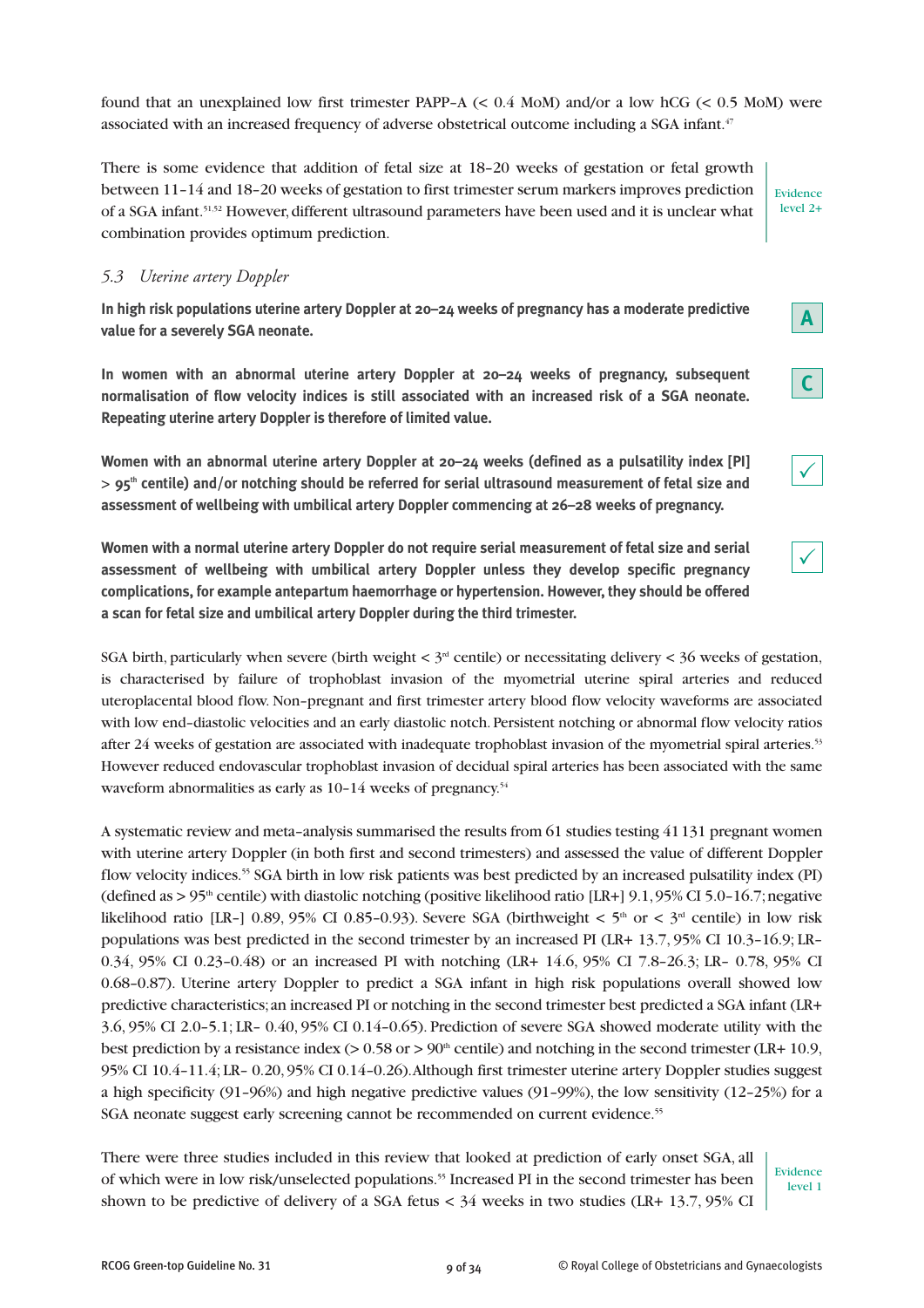found that an unexplained low first trimester PAPP-A (< 0.4 MoM) and/or a low hCG (< 0.5 MoM) were associated with an increased frequency of adverse obstetrical outcome including a SGA infant.[47]

There is some evidence that addition of fetal size at 18–20 weeks of gestation or fetal growth between 11–14 and 18–20 weeks of gestation to first trimester serum markers improves prediction of a SGA infant.[51,52] However, different ultrasound parameters have been used and it is unclear what combination provides optimum prediction.

Evidence level 2+

### *5.3 Uterine artery Doppler*

**In high risk populations uterine artery Doppler at 20–24 weeks of pregnancy has a moderate predictive value for a severely SGA neonate.**

**A**

**In women with an abnormal uterine artery Doppler at 20–24 weeks of pregnancy, subsequent normalisation of flow velocity indices is still associated with an increased risk of a SGA neonate. Repeating uterine artery Doppler is therefore of limited value.**

**C**

**Women with an abnormal uterine artery Doppler at 20–24 weeks (defined as a pulsatility index [PI] > 95th centile) and/or notching should be referred for serial ultrasound measurement of fetal size and assessment of wellbeing with umbilical artery Doppler commencing at 26–28 weeks of pregnancy.**

✓

**Women with a normal uterine artery Doppler do not require serial measurement of fetal size and serial assessment of wellbeing with umbilical artery Doppler unless they develop specific pregnancy complications, for example antepartum haemorrhage or hypertension. However, they should be offered a scan for fetal size and umbilical artery Doppler during the third trimester.**

✓

SGA birth, particularly when severe (birth weight < 3rd centile) or necessitating delivery < 36 weeks of gestation, is characterised by failure of trophoblast invasion of the myometrial uterine spiral arteries and reduced uteroplacental blood flow. Non-pregnant and first trimester artery blood flow velocity waveforms are associated with low end-diastolic velocities and an early diastolic notch. Persistent notching or abnormal flow velocity ratios after 24 weeks of gestation are associated with inadequate trophoblast invasion of the myometrial spiral arteries.[53] However reduced endovascular trophoblast invasion of decidual spiral arteries has been associated with the same waveform abnormalities as early as 10–14 weeks of pregnancy.[54]

A systematic review and meta-analysis summarised the results from 61 studies testing 41 131 pregnant women with uterine artery Doppler (in both first and second trimesters) and assessed the value of different Doppler flow velocity indices.[55] SGA birth in low risk patients was best predicted by an increased pulsatility index (PI) (defined as > 95th centile) with diastolic notching (positive likelihood ratio [LR+] 9.1, 95% CI 5.0–16.7; negative likelihood ratio [LR-] 0.89, 95% CI 0.85–0.93). Severe SGA (birthweight < 5th or < 3rd centile) in low risk populations was best predicted in the second trimester by an increased PI (LR+ 13.7, 95% CI 10.3–16.9; LR- 0.34, 95% CI 0.23–0.48) or an increased PI with notching (LR+ 14.6, 95% CI 7.8–26.3; LR- 0.78, 95% CI 0.68–0.87). Uterine artery Doppler to predict a SGA infant in high risk populations overall showed low predictive characteristics; an increased PI or notching in the second trimester best predicted a SGA infant (LR+ 3.6, 95% CI 2.0–5.1; LR- 0.40, 95% CI 0.14–0.65). Prediction of severe SGA showed moderate utility with the best prediction by a resistance index (> 0.58 or > 90th centile) and notching in the second trimester (LR+ 10.9, 95% CI 10.4–11.4; LR- 0.20, 95% CI 0.14–0.26). Although first trimester uterine artery Doppler studies suggest a high specificity (91–96%) and high negative predictive values (91–99%), the low sensitivity (12–25%) for a SGA neonate suggest early screening cannot be recommended on current evidence.[55]

There were three studies included in this review that looked at prediction of early onset SGA, all of which were in low risk/unselected populations.[55] Increased PI in the second trimester has been shown to be predictive of delivery of a SGA fetus < 34 weeks in two studies (LR+ 13.7, 95% CI

Evidence level 1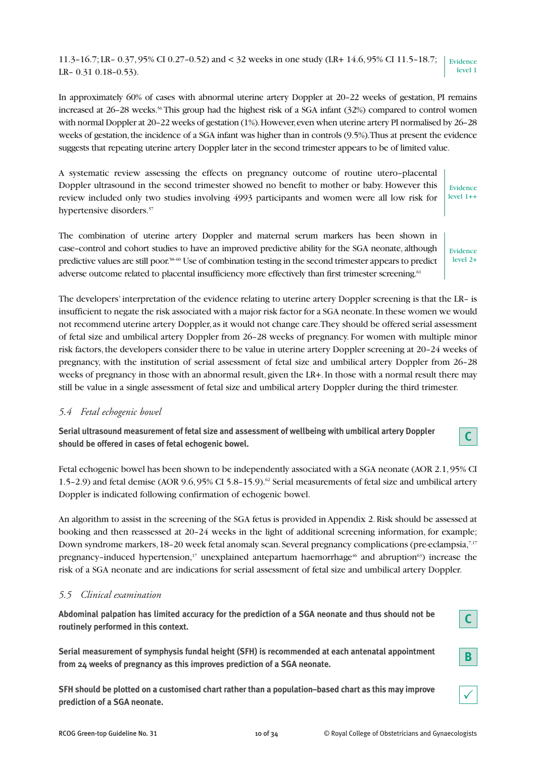11.3–16.7; LR- 0.37, 95% CI 0.27–0.52) and < 32 weeks in one study (LR+ 14.6, 95% CI 11.5–18.7; LR- 0.31 0.18–0.53).

Evidence level 1

In approximately 60% of cases with abnormal uterine artery Doppler at 20–22 weeks of gestation, PI remains increased at 26–28 weeks.[56] This group had the highest risk of a SGA infant (32%) compared to control women with normal Doppler at 20–22 weeks of gestation (1%). However, even when uterine artery PI normalised by 26–28 weeks of gestation, the incidence of a SGA infant was higher than in controls (9.5%). Thus at present the evidence suggests that repeating uterine artery Doppler later in the second trimester appears to be of limited value.

A systematic review assessing the effects on pregnancy outcome of routine utero-placental Doppler ultrasound in the second trimester showed no benefit to mother or baby. However this review included only two studies involving 4993 participants and women were all low risk for hypertensive disorders.[57]

Evidence level 1++

The combination of uterine artery Doppler and maternal serum markers has been shown in case–control and cohort studies to have an improved predictive ability for the SGA neonate, although predictive values are still poor.[58–60] Use of combination testing in the second trimester appears to predict adverse outcome related to placental insufficiency more effectively than first trimester screening.[61]

Evidence level 2+

The developers' interpretation of the evidence relating to uterine artery Doppler screening is that the LR- is insufficient to negate the risk associated with a major risk factor for a SGA neonate. In these women we would not recommend uterine artery Doppler, as it would not change care. They should be offered serial assessment of fetal size and umbilical artery Doppler from 26–28 weeks of pregnancy. For women with multiple minor risk factors, the developers consider there to be value in uterine artery Doppler screening at 20–24 weeks of pregnancy, with the institution of serial assessment of fetal size and umbilical artery Doppler from 26–28 weeks of pregnancy in those with an abnormal result, given the LR+. In those with a normal result there may still be value in a single assessment of fetal size and umbilical artery Doppler during the third trimester.

### *5.4 Fetal echogenic bowel*

**Serial ultrasound measurement of fetal size and assessment of wellbeing with umbilical artery Doppler should be offered in cases of fetal echogenic bowel.** — C

Fetal echogenic bowel has been shown to be independently associated with a SGA neonate (AOR 2.1, 95% CI 1.5–2.9) and fetal demise (AOR 9.6, 95% CI 5.8–15.9).[62] Serial measurements of fetal size and umbilical artery Doppler is indicated following confirmation of echogenic bowel.

An algorithm to assist in the screening of the SGA fetus is provided in Appendix 2. Risk should be assessed at booking and then reassessed at 20–24 weeks in the light of additional screening information, for example; Down syndrome markers, 18–20 week fetal anomaly scan. Several pregnancy complications (pre-eclampsia,[7,17] pregnancy-induced hypertension,[17] unexplained antepartum haemorrhage[46] and abruption[63]) increase the risk of a SGA neonate and are indications for serial assessment of fetal size and umbilical artery Doppler.

### *5.5 Clinical examination*

**Abdominal palpation has limited accuracy for the prediction of a SGA neonate and thus should not be routinely performed in this context.** — C

**Serial measurement of symphysis fundal height (SFH) is recommended at each antenatal appointment from 24 weeks of pregnancy as this improves prediction of a SGA neonate.** — B

**SFH should be plotted on a customised chart rather than a population–based chart as this may improve prediction of a SGA neonate.** — ✓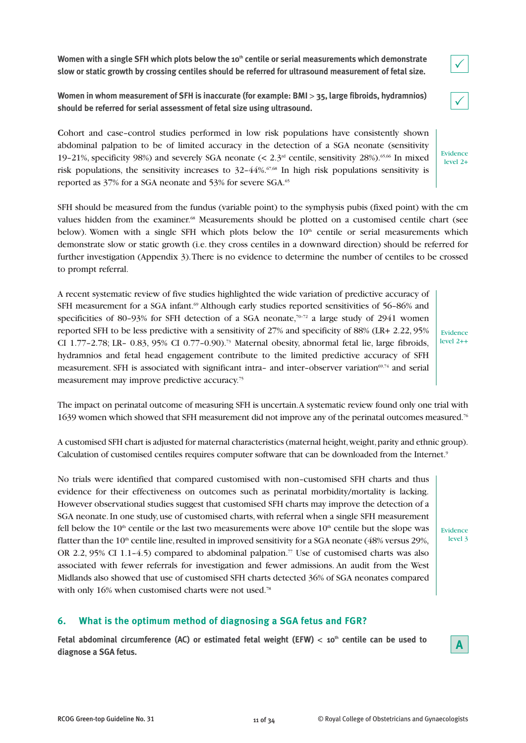**Women with a single SFH which plots below the 10th centile or serial measurements which demonstrate slow or static growth by crossing centiles should be referred for ultrasound measurement of fetal size.** ✓

**Women in whom measurement of SFH is inaccurate (for example: BMI > 35, large fibroids, hydramnios) should be referred for serial assessment of fetal size using ultrasound.** ✓

Cohort and case-control studies performed in low risk populations have consistently shown abdominal palpation to be of limited accuracy in the detection of a SGA neonate (sensitivity 19–21%, specificity 98%) and severely SGA neonate (< 2.3rd centile, sensitivity 28%).[65,66] In mixed risk populations, the sensitivity increases to 32–44%.[67,68] In high risk populations sensitivity is reported as 37% for a SGA neonate and 53% for severe SGA.[65]

Evidence level 2+

SFH should be measured from the fundus (variable point) to the symphysis pubis (fixed point) with the cm values hidden from the examiner.[68] Measurements should be plotted on a customised centile chart (see below). Women with a single SFH which plots below the 10th centile or serial measurements which demonstrate slow or static growth (i.e. they cross centiles in a downward direction) should be referred for further investigation (Appendix 3). There is no evidence to determine the number of centiles to be crossed to prompt referral.

A recent systematic review of five studies highlighted the wide variation of predictive accuracy of SFH measurement for a SGA infant.[69] Although early studies reported sensitivities of 56–86% and specificities of 80–93% for SFH detection of a SGA neonate,[70–72] a large study of 2941 women reported SFH to be less predictive with a sensitivity of 27% and specificity of 88% (LR+ 2.22, 95% CI 1.77–2.78; LR- 0.83, 95% CI 0.77–0.90).[73] Maternal obesity, abnormal fetal lie, large fibroids, hydramnios and fetal head engagement contribute to the limited predictive accuracy of SFH measurement. SFH is associated with significant intra- and inter-observer variation[69,74] and serial measurement may improve predictive accuracy.[75]

Evidence level 2++

The impact on perinatal outcome of measuring SFH is uncertain. A systematic review found only one trial with 1639 women which showed that SFH measurement did not improve any of the perinatal outcomes measured.[76]

A customised SFH chart is adjusted for maternal characteristics (maternal height, weight, parity and ethnic group). Calculation of customised centiles requires computer software that can be downloaded from the Internet.[9]

No trials were identified that compared customised with non-customised SFH charts and thus evidence for their effectiveness on outcomes such as perinatal morbidity/mortality is lacking. However observational studies suggest that customised SFH charts may improve the detection of a SGA neonate. In one study, use of customised charts, with referral when a single SFH measurement fell below the 10th centile or the last two measurements were above 10th centile but the slope was flatter than the 10th centile line, resulted in improved sensitivity for a SGA neonate (48% versus 29%, OR 2.2, 95% CI 1.1–4.5) compared to abdominal palpation.[77] Use of customised charts was also associated with fewer referrals for investigation and fewer admissions. An audit from the West Midlands also showed that use of customised SFH charts detected 36% of SGA neonates compared with only 16% when customised charts were not used.[78]

Evidence level 3

## 6. What is the optimum method of diagnosing a SGA fetus and FGR?

**Fetal abdominal circumference (AC) or estimated fetal weight (EFW) < 10th centile can be used to diagnose a SGA fetus.** A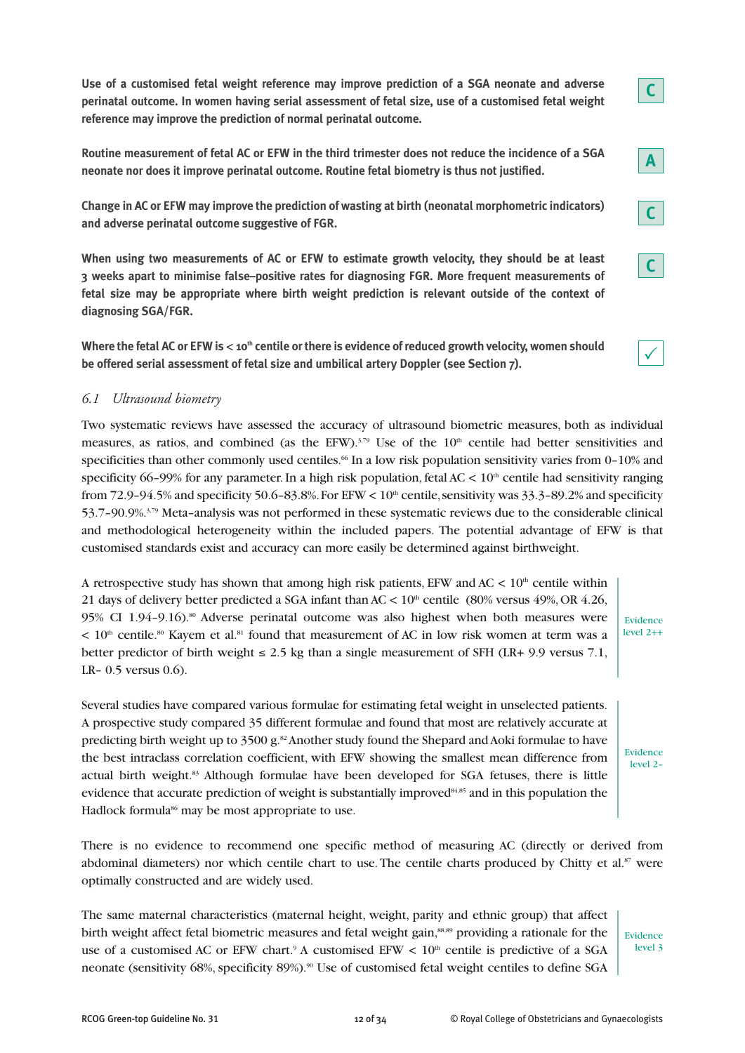**Use of a customised fetal weight reference may improve prediction of a SGA neonate and adverse perinatal outcome. In women having serial assessment of fetal size, use of a customised fetal weight reference may improve the prediction of normal perinatal outcome.** C

**Routine measurement of fetal AC or EFW in the third trimester does not reduce the incidence of a SGA neonate nor does it improve perinatal outcome. Routine fetal biometry is thus not justified.** A

**Change in AC or EFW may improve the prediction of wasting at birth (neonatal morphometric indicators) and adverse perinatal outcome suggestive of FGR.** C

**When using two measurements of AC or EFW to estimate growth velocity, they should be at least 3 weeks apart to minimise false–positive rates for diagnosing FGR. More frequent measurements of fetal size may be appropriate where birth weight prediction is relevant outside of the context of diagnosing SGA/FGR.** C

**Where the fetal AC or EFW is < 10th centile or there is evidence of reduced growth velocity, women should be offered serial assessment of fetal size and umbilical artery Doppler (see Section 7).** ✓

### *6.1 Ultrasound biometry*

Two systematic reviews have assessed the accuracy of ultrasound biometric measures, both as individual measures, as ratios, and combined (as the EFW).[3,79] Use of the 10th centile had better sensitivities and specificities than other commonly used centiles.[66] In a low risk population sensitivity varies from 0–10% and specificity 66–99% for any parameter. In a high risk population, fetal AC < 10th centile had sensitivity ranging from 72.9–94.5% and specificity 50.6–83.8%. For EFW < 10th centile, sensitivity was 33.3–89.2% and specificity 53.7–90.9%.[3,79] Meta-analysis was not performed in these systematic reviews due to the considerable clinical and methodological heterogeneity within the included papers. The potential advantage of EFW is that customised standards exist and accuracy can more easily be determined against birthweight.

A retrospective study has shown that among high risk patients, EFW and AC < 10th centile within 21 days of delivery better predicted a SGA infant than AC < 10th centile (80% versus 49%, OR 4.26, 95% CI 1.94–9.16).[80] Adverse perinatal outcome was also highest when both measures were < 10th centile.[80] Kayem et al.[81] found that measurement of AC in low risk women at term was a better predictor of birth weight ≤ 2.5 kg than a single measurement of SFH (LR+ 9.9 versus 7.1, LR- 0.5 versus 0.6).

Evidence level 2++

Several studies have compared various formulae for estimating fetal weight in unselected patients. A prospective study compared 35 different formulae and found that most are relatively accurate at predicting birth weight up to 3500 g.[82] Another study found the Shepard and Aoki formulae to have the best intraclass correlation coefficient, with EFW showing the smallest mean difference from actual birth weight.[83] Although formulae have been developed for SGA fetuses, there is little evidence that accurate prediction of weight is substantially improved[84,85] and in this population the Hadlock formula[86] may be most appropriate to use.

Evidence level 2-

There is no evidence to recommend one specific method of measuring AC (directly or derived from abdominal diameters) nor which centile chart to use. The centile charts produced by Chitty et al.[87] were optimally constructed and are widely used.

The same maternal characteristics (maternal height, weight, parity and ethnic group) that affect birth weight affect fetal biometric measures and fetal weight gain,[88,89] providing a rationale for the use of a customised AC or EFW chart.[9] A customised EFW < 10th centile is predictive of a SGA neonate (sensitivity 68%, specificity 89%).[90] Use of customised fetal weight centiles to define SGA

Evidence level 3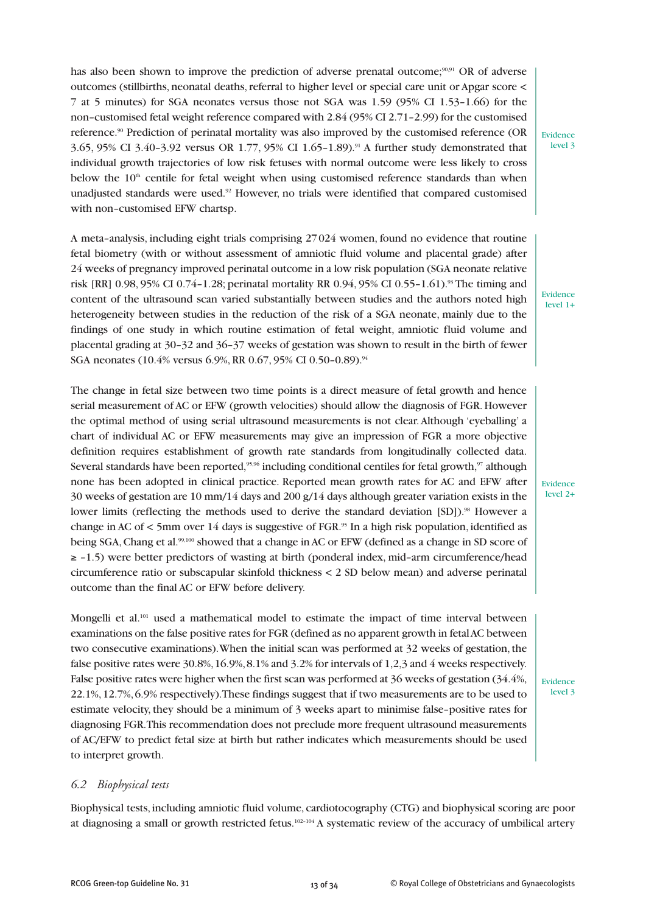has also been shown to improve the prediction of adverse prenatal outcome;[90,91] OR of adverse outcomes (stillbirths, neonatal deaths, referral to higher level or special care unit or Apgar score < 7 at 5 minutes) for SGA neonates versus those not SGA was 1.59 (95% CI 1.53–1.66) for the non-customised fetal weight reference compared with 2.84 (95% CI 2.71–2.99) for the customised reference.[90] Prediction of perinatal mortality was also improved by the customised reference (OR 3.65, 95% CI 3.40–3.92 versus OR 1.77, 95% CI 1.65–1.89).[91] A further study demonstrated that individual growth trajectories of low risk fetuses with normal outcome were less likely to cross below the 10[th] centile for fetal weight when using customised reference standards than when unadjusted standards were used.[92] However, no trials were identified that compared customised with non-customised EFW chartsp.

Evidence level 3

A meta-analysis, including eight trials comprising 27 024 women, found no evidence that routine fetal biometry (with or without assessment of amniotic fluid volume and placental grade) after 24 weeks of pregnancy improved perinatal outcome in a low risk population (SGA neonate relative risk [RR] 0.98, 95% CI 0.74–1.28; perinatal mortality RR 0.94, 95% CI 0.55–1.61).[93] The timing and content of the ultrasound scan varied substantially between studies and the authors noted high heterogeneity between studies in the reduction of the risk of a SGA neonate, mainly due to the findings of one study in which routine estimation of fetal weight, amniotic fluid volume and placental grading at 30–32 and 36–37 weeks of gestation was shown to result in the birth of fewer SGA neonates (10.4% versus 6.9%, RR 0.67, 95% CI 0.50–0.89).[94]

Evidence level 1+

The change in fetal size between two time points is a direct measure of fetal growth and hence serial measurement of AC or EFW (growth velocities) should allow the diagnosis of FGR. However the optimal method of using serial ultrasound measurements is not clear. Although 'eyeballing' a chart of individual AC or EFW measurements may give an impression of FGR a more objective definition requires establishment of growth rate standards from longitudinally collected data. Several standards have been reported,[95,96] including conditional centiles for fetal growth,[97] although none has been adopted in clinical practice. Reported mean growth rates for AC and EFW after 30 weeks of gestation are 10 mm/14 days and 200 g/14 days although greater variation exists in the lower limits (reflecting the methods used to derive the standard deviation [SD]).[98] However a change in AC of < 5mm over 14 days is suggestive of FGR.[95] In a high risk population, identified as being SGA, Chang et al.[99,100] showed that a change in AC or EFW (defined as a change in SD score of ≥ -1.5) were better predictors of wasting at birth (ponderal index, mid-arm circumference/head circumference ratio or subscapular skinfold thickness < 2 SD below mean) and adverse perinatal outcome than the final AC or EFW before delivery.

Evidence level 2+

Mongelli et al.[101] used a mathematical model to estimate the impact of time interval between examinations on the false positive rates for FGR (defined as no apparent growth in fetal AC between two consecutive examinations). When the initial scan was performed at 32 weeks of gestation, the false positive rates were 30.8%, 16.9%, 8.1% and 3.2% for intervals of 1,2,3 and 4 weeks respectively. False positive rates were higher when the first scan was performed at 36 weeks of gestation (34.4%, 22.1%, 12.7%, 6.9% respectively). These findings suggest that if two measurements are to be used to estimate velocity, they should be a minimum of 3 weeks apart to minimise false-positive rates for diagnosing FGR. This recommendation does not preclude more frequent ultrasound measurements of AC/EFW to predict fetal size at birth but rather indicates which measurements should be used to interpret growth.

Evidence level 3

### *6.2 Biophysical tests*

Biophysical tests, including amniotic fluid volume, cardiotocography (CTG) and biophysical scoring are poor at diagnosing a small or growth restricted fetus.[102–104] A systematic review of the accuracy of umbilical artery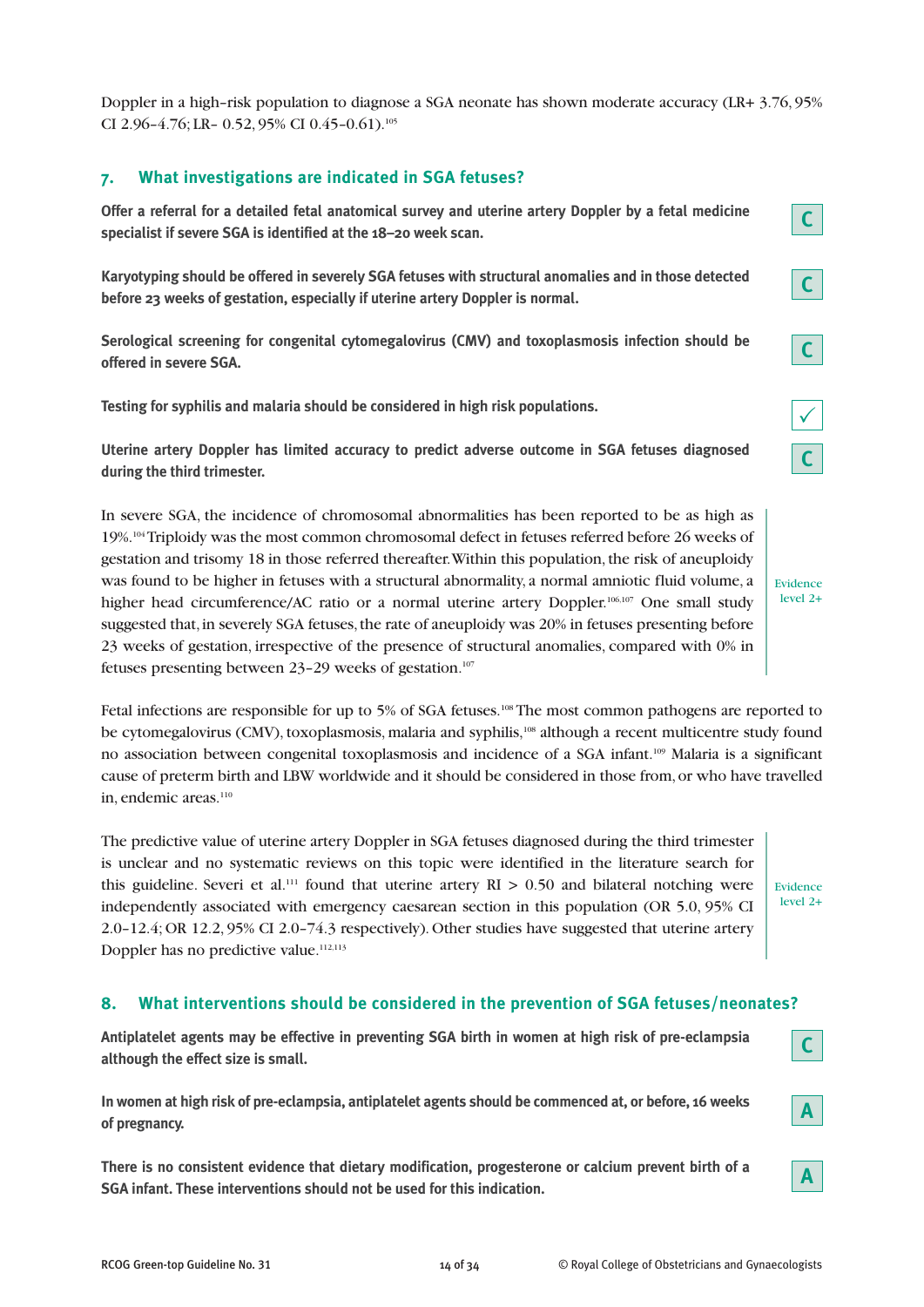Doppler in a high-risk population to diagnose a SGA neonate has shown moderate accuracy (LR+ 3.76, 95% CI 2.96–4.76; LR- 0.52, 95% CI 0.45–0.61).[105]

## 7. What investigations are indicated in SGA fetuses?

**Offer a referral for a detailed fetal anatomical survey and uterine artery Doppler by a fetal medicine specialist if severe SGA is identified at the 18–20 week scan.** C

**Karyotyping should be offered in severely SGA fetuses with structural anomalies and in those detected before 23 weeks of gestation, especially if uterine artery Doppler is normal.** C

**Serological screening for congenital cytomegalovirus (CMV) and toxoplasmosis infection should be offered in severe SGA.** C

**Testing for syphilis and malaria should be considered in high risk populations.** ✓

**Uterine artery Doppler has limited accuracy to predict adverse outcome in SGA fetuses diagnosed during the third trimester.** C

In severe SGA, the incidence of chromosomal abnormalities has been reported to be as high as 19%.[104] Triploidy was the most common chromosomal defect in fetuses referred before 26 weeks of gestation and trisomy 18 in those referred thereafter. Within this population, the risk of aneuploidy was found to be higher in fetuses with a structural abnormality, a normal amniotic fluid volume, a higher head circumference/AC ratio or a normal uterine artery Doppler.[106,107] One small study suggested that, in severely SGA fetuses, the rate of aneuploidy was 20% in fetuses presenting before 23 weeks of gestation, irrespective of the presence of structural anomalies, compared with 0% in fetuses presenting between 23–29 weeks of gestation.[107]

Evidence level 2+

Fetal infections are responsible for up to 5% of SGA fetuses.[108] The most common pathogens are reported to be cytomegalovirus (CMV), toxoplasmosis, malaria and syphilis,[108] although a recent multicentre study found no association between congenital toxoplasmosis and incidence of a SGA infant.[109] Malaria is a significant cause of preterm birth and LBW worldwide and it should be considered in those from, or who have travelled in, endemic areas.[110]

The predictive value of uterine artery Doppler in SGA fetuses diagnosed during the third trimester is unclear and no systematic reviews on this topic were identified in the literature search for this guideline. Severi et al.[111] found that uterine artery RI > 0.50 and bilateral notching were independently associated with emergency caesarean section in this population (OR 5.0, 95% CI 2.0–12.4; OR 12.2, 95% CI 2.0–74.3 respectively). Other studies have suggested that uterine artery Doppler has no predictive value.[112,113]

Evidence level 2+

## 8. What interventions should be considered in the prevention of SGA fetuses/neonates?

**Antiplatelet agents may be effective in preventing SGA birth in women at high risk of pre-eclampsia although the effect size is small.** C

**In women at high risk of pre-eclampsia, antiplatelet agents should be commenced at, or before, 16 weeks of pregnancy.** A

**There is no consistent evidence that dietary modification, progesterone or calcium prevent birth of a SGA infant. These interventions should not be used for this indication.** A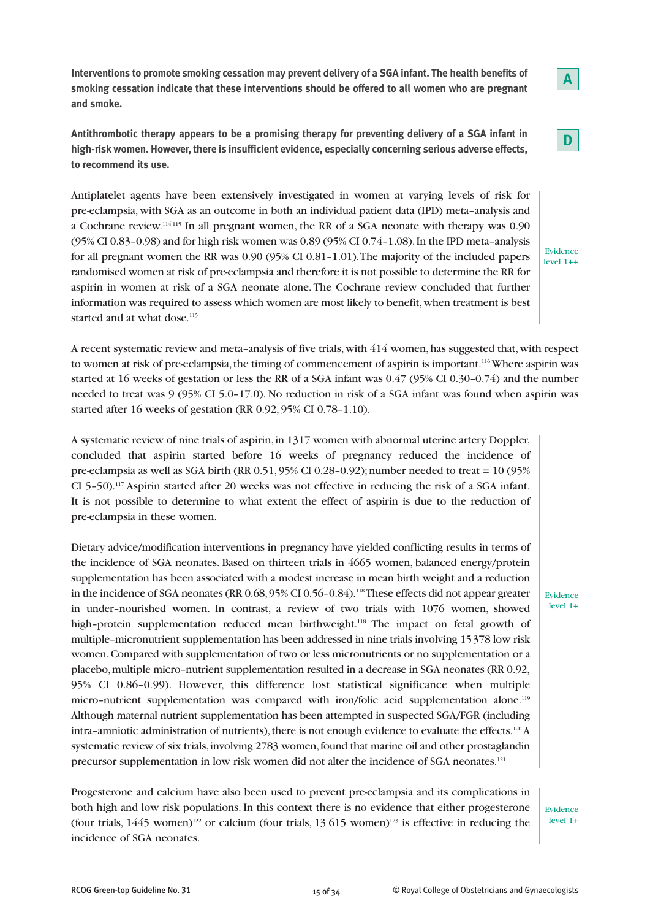**Interventions to promote smoking cessation may prevent delivery of a SGA infant. The health benefits of smoking cessation indicate that these interventions should be offered to all women who are pregnant and smoke.**

A

**Antithrombotic therapy appears to be a promising therapy for preventing delivery of a SGA infant in high-risk women. However, there is insufficient evidence, especially concerning serious adverse effects, to recommend its use.**

D

Antiplatelet agents have been extensively investigated in women at varying levels of risk for pre-eclampsia, with SGA as an outcome in both an individual patient data (IPD) meta-analysis and a Cochrane review.[114,115] In all pregnant women, the RR of a SGA neonate with therapy was 0.90 (95% CI 0.83–0.98) and for high risk women was 0.89 (95% CI 0.74–1.08). In the IPD meta-analysis for all pregnant women the RR was 0.90 (95% CI 0.81–1.01). The majority of the included papers randomised women at risk of pre-eclampsia and therefore it is not possible to determine the RR for aspirin in women at risk of a SGA neonate alone. The Cochrane review concluded that further information was required to assess which women are most likely to benefit, when treatment is best started and at what dose.[115]

Evidence level 1++

A recent systematic review and meta-analysis of five trials, with 414 women, has suggested that, with respect to women at risk of pre-eclampsia, the timing of commencement of aspirin is important.[116] Where aspirin was started at 16 weeks of gestation or less the RR of a SGA infant was 0.47 (95% CI 0.30–0.74) and the number needed to treat was 9 (95% CI 5.0–17.0). No reduction in risk of a SGA infant was found when aspirin was started after 16 weeks of gestation (RR 0.92, 95% CI 0.78–1.10).

A systematic review of nine trials of aspirin, in 1317 women with abnormal uterine artery Doppler, concluded that aspirin started before 16 weeks of pregnancy reduced the incidence of pre-eclampsia as well as SGA birth (RR 0.51, 95% CI 0.28–0.92); number needed to treat = 10 (95% CI 5–50).[117] Aspirin started after 20 weeks was not effective in reducing the risk of a SGA infant. It is not possible to determine to what extent the effect of aspirin is due to the reduction of pre-eclampsia in these women.

Dietary advice/modification interventions in pregnancy have yielded conflicting results in terms of the incidence of SGA neonates. Based on thirteen trials in 4665 women, balanced energy/protein supplementation has been associated with a modest increase in mean birth weight and a reduction in the incidence of SGA neonates (RR 0.68, 95% CI 0.56–0.84).[118] These effects did not appear greater in under-nourished women. In contrast, a review of two trials with 1076 women, showed high-protein supplementation reduced mean birthweight.[118] The impact on fetal growth of multiple-micronutrient supplementation has been addressed in nine trials involving 15 378 low risk women. Compared with supplementation of two or less micronutrients or no supplementation or a placebo, multiple micro-nutrient supplementation resulted in a decrease in SGA neonates (RR 0.92, 95% CI 0.86–0.99). However, this difference lost statistical significance when multiple micro-nutrient supplementation was compared with iron/folic acid supplementation alone.[119] Although maternal nutrient supplementation has been attempted in suspected SGA/FGR (including intra-amniotic administration of nutrients), there is not enough evidence to evaluate the effects.[120] A systematic review of six trials, involving 2783 women, found that marine oil and other prostaglandin precursor supplementation in low risk women did not alter the incidence of SGA neonates.[121]

Evidence level 1+

Progesterone and calcium have also been used to prevent pre-eclampsia and its complications in both high and low risk populations. In this context there is no evidence that either progesterone (four trials, 1445 women)[122] or calcium (four trials, 13 615 women)[123] is effective in reducing the incidence of SGA neonates.

Evidence level 1+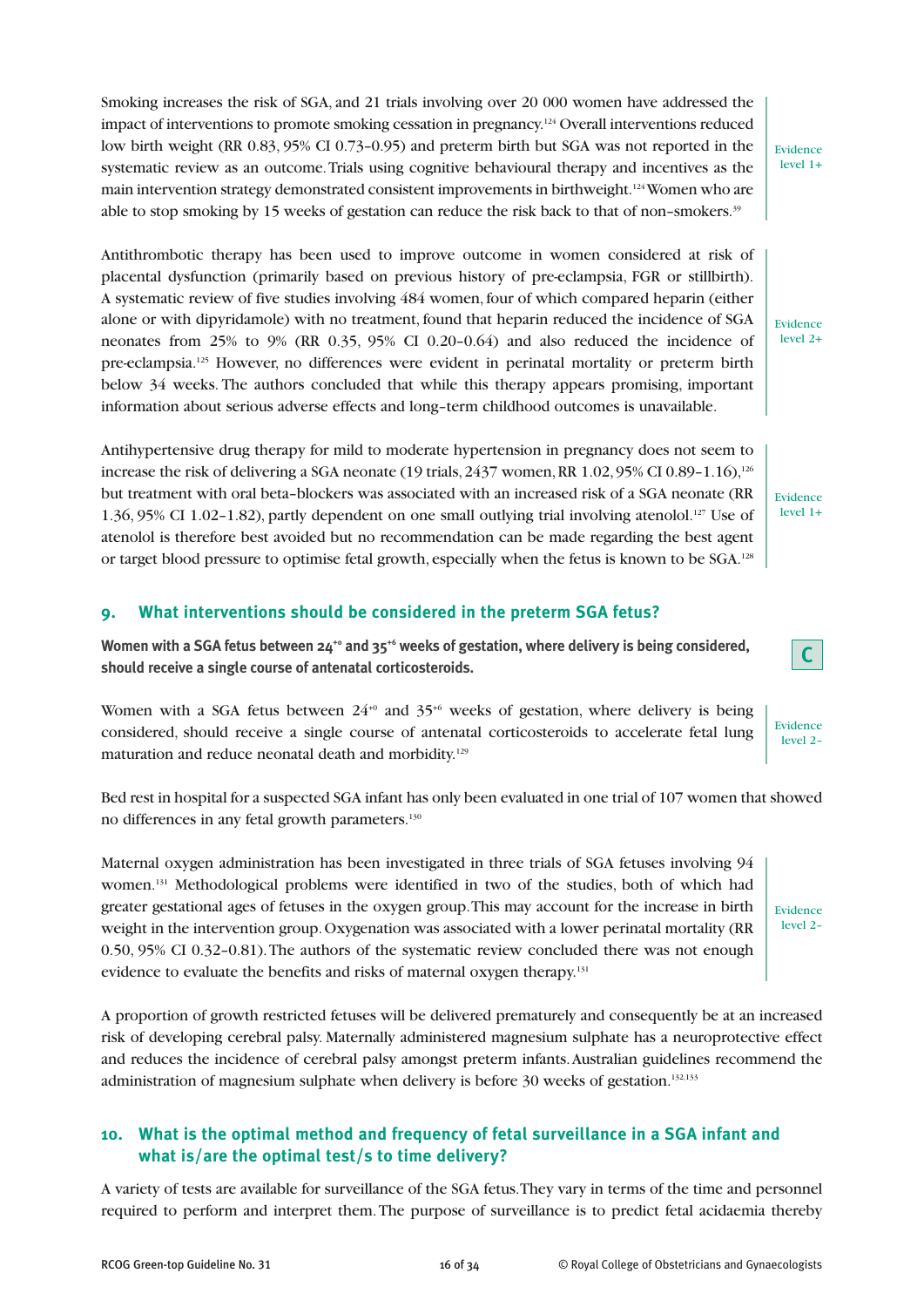Smoking increases the risk of SGA, and 21 trials involving over 20 000 women have addressed the impact of interventions to promote smoking cessation in pregnancy.[124] Overall interventions reduced low birth weight (RR 0.83, 95% CI 0.73–0.95) and preterm birth but SGA was not reported in the systematic review as an outcome. Trials using cognitive behavioural therapy and incentives as the main intervention strategy demonstrated consistent improvements in birthweight.[124] Women who are able to stop smoking by 15 weeks of gestation can reduce the risk back to that of non-smokers.[39]

Evidence level 1+

Antithrombotic therapy has been used to improve outcome in women considered at risk of placental dysfunction (primarily based on previous history of pre-eclampsia, FGR or stillbirth). A systematic review of five studies involving 484 women, four of which compared heparin (either alone or with dipyridamole) with no treatment, found that heparin reduced the incidence of SGA neonates from 25% to 9% (RR 0.35, 95% CI 0.20–0.64) and also reduced the incidence of pre-eclampsia.[125] However, no differences were evident in perinatal mortality or preterm birth below 34 weeks. The authors concluded that while this therapy appears promising, important information about serious adverse effects and long-term childhood outcomes is unavailable.

Evidence level 2+

Antihypertensive drug therapy for mild to moderate hypertension in pregnancy does not seem to increase the risk of delivering a SGA neonate (19 trials, 2437 women, RR 1.02, 95% CI 0.89–1.16),[126] but treatment with oral beta-blockers was associated with an increased risk of a SGA neonate (RR 1.36, 95% CI 1.02–1.82), partly dependent on one small outlying trial involving atenolol.[127] Use of atenolol is therefore best avoided but no recommendation can be made regarding the best agent or target blood pressure to optimise fetal growth, especially when the fetus is known to be SGA.[128]

Evidence level 1+

## 9. What interventions should be considered in the preterm SGA fetus?

**Women with a SGA fetus between $24^{+0}$ and $35^{+6}$ weeks of gestation, where delivery is being considered, should receive a single course of antenatal corticosteroids.**

**C**

Women with a SGA fetus between $24^{+0}$ and $35^{+6}$ weeks of gestation, where delivery is being considered, should receive a single course of antenatal corticosteroids to accelerate fetal lung maturation and reduce neonatal death and morbidity.[129]

Evidence level 2–

Bed rest in hospital for a suspected SGA infant has only been evaluated in one trial of 107 women that showed no differences in any fetal growth parameters.[130]

Maternal oxygen administration has been investigated in three trials of SGA fetuses involving 94 women.[131] Methodological problems were identified in two of the studies, both of which had greater gestational ages of fetuses in the oxygen group. This may account for the increase in birth weight in the intervention group. Oxygenation was associated with a lower perinatal mortality (RR 0.50, 95% CI 0.32–0.81). The authors of the systematic review concluded there was not enough evidence to evaluate the benefits and risks of maternal oxygen therapy.[131]

Evidence level 2–

A proportion of growth restricted fetuses will be delivered prematurely and consequently be at an increased risk of developing cerebral palsy. Maternally administered magnesium sulphate has a neuroprotective effect and reduces the incidence of cerebral palsy amongst preterm infants. Australian guidelines recommend the administration of magnesium sulphate when delivery is before 30 weeks of gestation.[132,133]

## 10. What is the optimal method and frequency of fetal surveillance in a SGA infant and what is/are the optimal test/s to time delivery?

A variety of tests are available for surveillance of the SGA fetus. They vary in terms of the time and personnel required to perform and interpret them. The purpose of surveillance is to predict fetal acidaemia thereby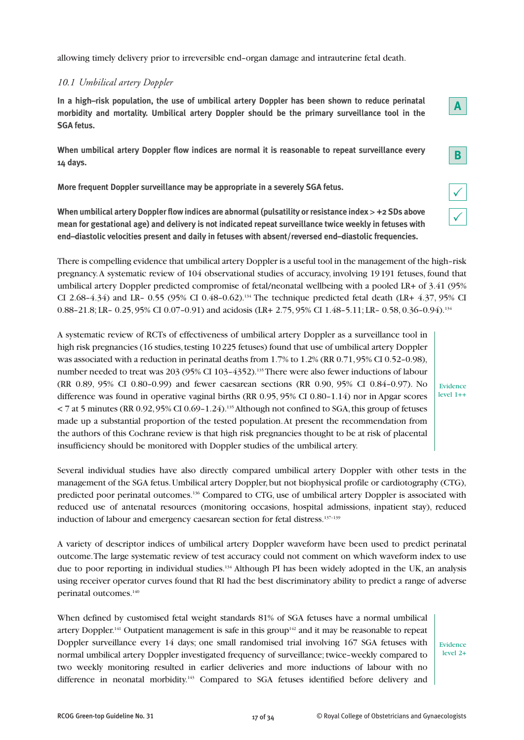allowing timely delivery prior to irreversible end-organ damage and intrauterine fetal death.

### *10.1 Umbilical artery Doppler*

**In a high–risk population, the use of umbilical artery Doppler has been shown to reduce perinatal morbidity and mortality. Umbilical artery Doppler should be the primary surveillance tool in the SGA fetus.**

**A**

**When umbilical artery Doppler flow indices are normal it is reasonable to repeat surveillance every 14 days.**

**B**

**More frequent Doppler surveillance may be appropriate in a severely SGA fetus.**

✓

**When umbilical artery Doppler flow indices are abnormal (pulsatility or resistance index > +2 SDs above mean for gestational age) and delivery is not indicated repeat surveillance twice weekly in fetuses with end–diastolic velocities present and daily in fetuses with absent/reversed end–diastolic frequencies.**

✓

There is compelling evidence that umbilical artery Doppler is a useful tool in the management of the high-risk pregnancy. A systematic review of 104 observational studies of accuracy, involving 19 191 fetuses, found that umbilical artery Doppler predicted compromise of fetal/neonatal wellbeing with a pooled LR+ of 3.41 (95% CI 2.68–4.34) and LR- 0.55 (95% CI 0.48–0.62).[134] The technique predicted fetal death (LR+ 4.37, 95% CI 0.88–21.8; LR- 0.25, 95% CI 0.07–0.91) and acidosis (LR+ 2.75, 95% CI 1.48–5.11; LR- 0.58, 0.36–0.94).[134]

A systematic review of RCTs of effectiveness of umbilical artery Doppler as a surveillance tool in high risk pregnancies (16 studies, testing 10 225 fetuses) found that use of umbilical artery Doppler was associated with a reduction in perinatal deaths from 1.7% to 1.2% (RR 0.71, 95% CI 0.52–0.98), number needed to treat was 203 (95% CI 103–4352).[135] There were also fewer inductions of labour (RR 0.89, 95% CI 0.80–0.99) and fewer caesarean sections (RR 0.90, 95% CI 0.84–0.97). No difference was found in operative vaginal births (RR 0.95, 95% CI 0.80–1.14) nor in Apgar scores < 7 at 5 minutes (RR 0.92, 95% CI 0.69–1.24).[135] Although not confined to SGA, this group of fetuses made up a substantial proportion of the tested population. At present the recommendation from the authors of this Cochrane review is that high risk pregnancies thought to be at risk of placental insufficiency should be monitored with Doppler studies of the umbilical artery.

Evidence level 1++

Several individual studies have also directly compared umbilical artery Doppler with other tests in the management of the SGA fetus. Umbilical artery Doppler, but not biophysical profile or cardiotography (CTG), predicted poor perinatal outcomes.[136] Compared to CTG, use of umbilical artery Doppler is associated with reduced use of antenatal resources (monitoring occasions, hospital admissions, inpatient stay), reduced induction of labour and emergency caesarean section for fetal distress.[137–139]

A variety of descriptor indices of umbilical artery Doppler waveform have been used to predict perinatal outcome. The large systematic review of test accuracy could not comment on which waveform index to use due to poor reporting in individual studies.[134] Although PI has been widely adopted in the UK, an analysis using receiver operator curves found that RI had the best discriminatory ability to predict a range of adverse perinatal outcomes.[140]

When defined by customised fetal weight standards 81% of SGA fetuses have a normal umbilical artery Doppler.[141] Outpatient management is safe in this group[142] and it may be reasonable to repeat Doppler surveillance every 14 days; one small randomised trial involving 167 SGA fetuses with normal umbilical artery Doppler investigated frequency of surveillance; twice-weekly compared to two weekly monitoring resulted in earlier deliveries and more inductions of labour with no difference in neonatal morbidity.[143] Compared to SGA fetuses identified before delivery and

Evidence level 2+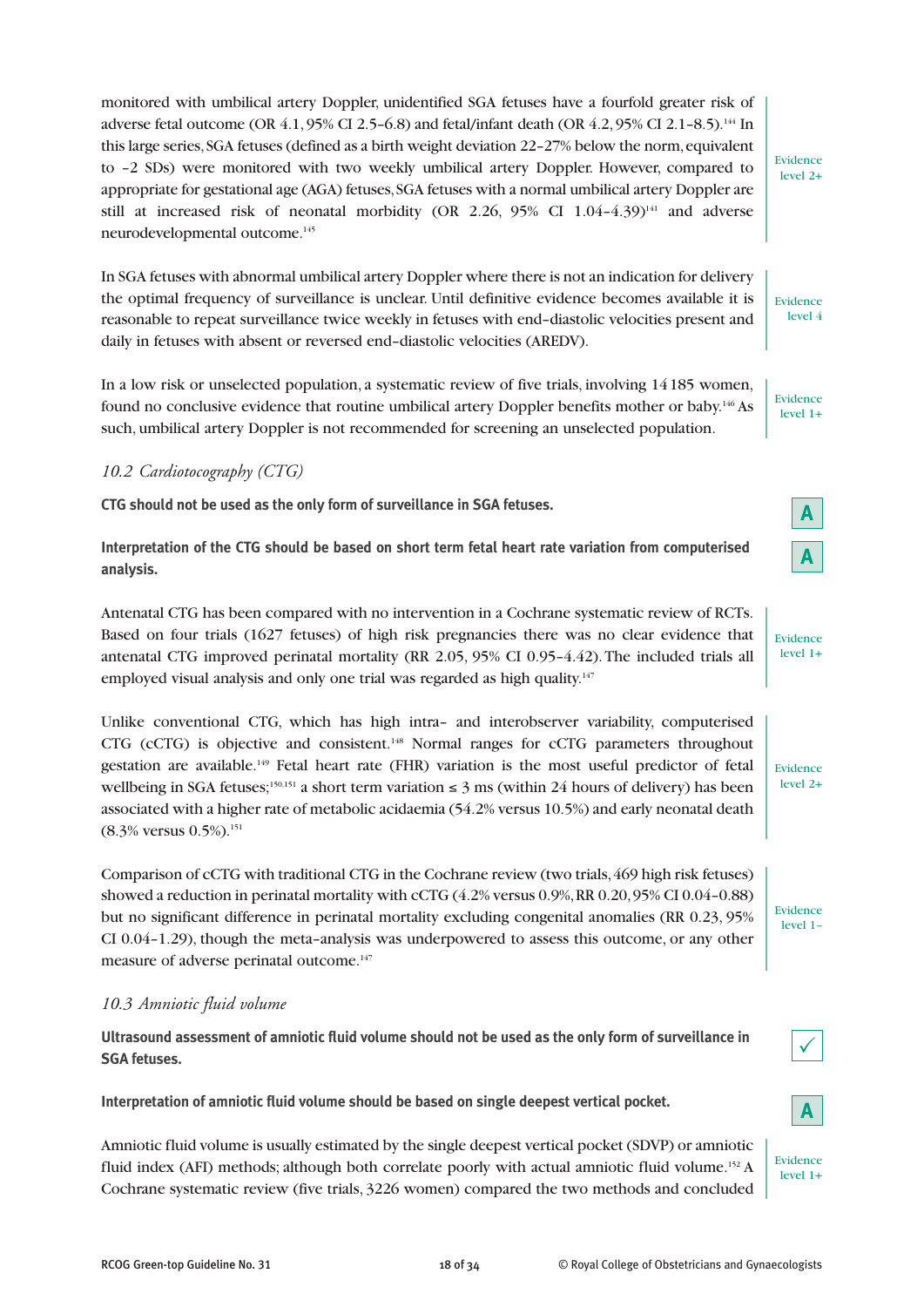monitored with umbilical artery Doppler, unidentified SGA fetuses have a fourfold greater risk of adverse fetal outcome (OR 4.1, 95% CI 2.5–6.8) and fetal/infant death (OR 4.2, 95% CI 2.1–8.5).[144] In this large series, SGA fetuses (defined as a birth weight deviation 22–27% below the norm, equivalent to –2 SDs) were monitored with two weekly umbilical artery Doppler. However, compared to appropriate for gestational age (AGA) fetuses, SGA fetuses with a normal umbilical artery Doppler are still at increased risk of neonatal morbidity (OR 2.26, 95% CI 1.04–4.39)[141] and adverse neurodevelopmental outcome.[145]

Evidence level 2+

In SGA fetuses with abnormal umbilical artery Doppler where there is not an indication for delivery the optimal frequency of surveillance is unclear. Until definitive evidence becomes available it is reasonable to repeat surveillance twice weekly in fetuses with end-diastolic velocities present and daily in fetuses with absent or reversed end-diastolic velocities (AREDV).

Evidence level 4

In a low risk or unselected population, a systematic review of five trials, involving 14 185 women, found no conclusive evidence that routine umbilical artery Doppler benefits mother or baby.[146] As such, umbilical artery Doppler is not recommended for screening an unselected population.

Evidence level 1+

### *10.2 Cardiotocography (CTG)*

**CTG should not be used as the only form of surveillance in SGA fetuses.** — A

**Interpretation of the CTG should be based on short term fetal heart rate variation from computerised analysis.** — A

Antenatal CTG has been compared with no intervention in a Cochrane systematic review of RCTs. Based on four trials (1627 fetuses) of high risk pregnancies there was no clear evidence that antenatal CTG improved perinatal mortality (RR 2.05, 95% CI 0.95–4.42). The included trials all employed visual analysis and only one trial was regarded as high quality.[147]

Evidence level 1+

Unlike conventional CTG, which has high intra- and interobserver variability, computerised CTG (cCTG) is objective and consistent.[148] Normal ranges for cCTG parameters throughout gestation are available.[149] Fetal heart rate (FHR) variation is the most useful predictor of fetal wellbeing in SGA fetuses;[150,151] a short term variation ≤ 3 ms (within 24 hours of delivery) has been associated with a higher rate of metabolic acidaemia (54.2% versus 10.5%) and early neonatal death (8.3% versus 0.5%).[151]

Evidence level 2+

Comparison of cCTG with traditional CTG in the Cochrane review (two trials, 469 high risk fetuses) showed a reduction in perinatal mortality with cCTG (4.2% versus 0.9%, RR 0.20, 95% CI 0.04–0.88) but no significant difference in perinatal mortality excluding congenital anomalies (RR 0.23, 95% CI 0.04–1.29), though the meta-analysis was underpowered to assess this outcome, or any other measure of adverse perinatal outcome.[147]

Evidence level 1–

### *10.3 Amniotic fluid volume*

**Ultrasound assessment of amniotic fluid volume should not be used as the only form of surveillance in SGA fetuses.** — ✓

**Interpretation of amniotic fluid volume should be based on single deepest vertical pocket.** — A

Amniotic fluid volume is usually estimated by the single deepest vertical pocket (SDVP) or amniotic fluid index (AFI) methods; although both correlate poorly with actual amniotic fluid volume.[152] A Cochrane systematic review (five trials, 3226 women) compared the two methods and concluded

Evidence level 1+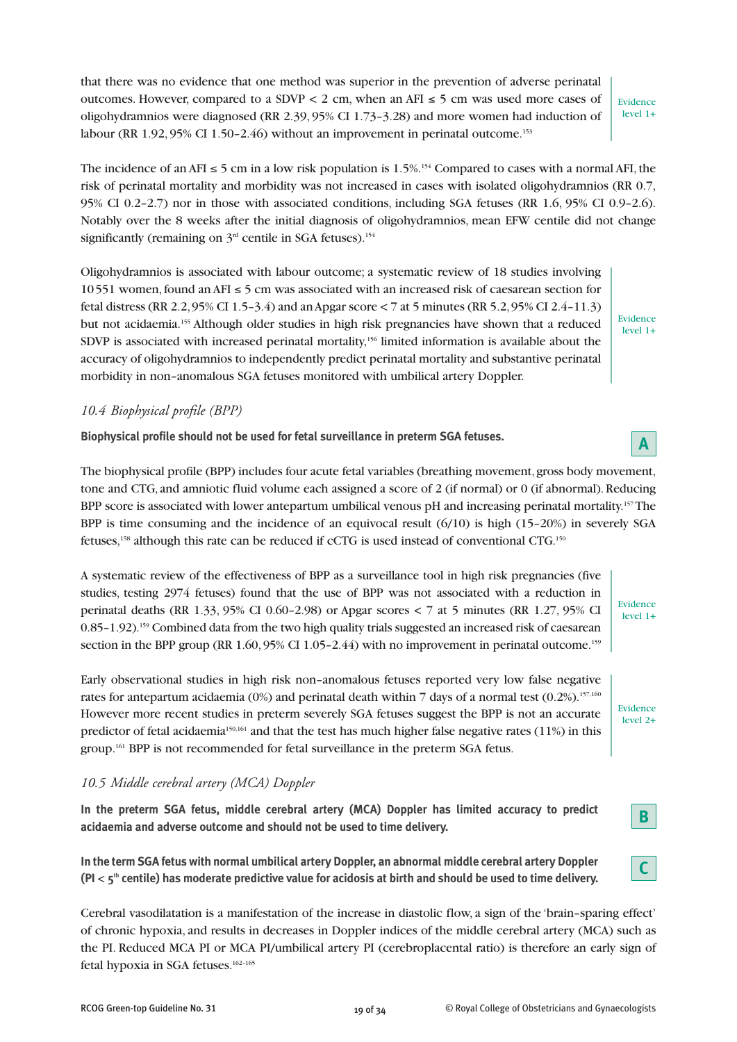that there was no evidence that one method was superior in the prevention of adverse perinatal outcomes. However, compared to a SDVP < 2 cm, when an AFI ≤ 5 cm was used more cases of oligohydramnios were diagnosed (RR 2.39, 95% CI 1.73–3.28) and more women had induction of labour (RR 1.92, 95% CI 1.50–2.46) without an improvement in perinatal outcome.[153]

Evidence level 1+

The incidence of an AFI ≤ 5 cm in a low risk population is 1.5%.[154] Compared to cases with a normal AFI, the risk of perinatal mortality and morbidity was not increased in cases with isolated oligohydramnios (RR 0.7, 95% CI 0.2–2.7) nor in those with associated conditions, including SGA fetuses (RR 1.6, 95% CI 0.9–2.6). Notably over the 8 weeks after the initial diagnosis of oligohydramnios, mean EFW centile did not change significantly (remaining on 3rd centile in SGA fetuses).[154]

Oligohydramnios is associated with labour outcome; a systematic review of 18 studies involving 10 551 women, found an AFI ≤ 5 cm was associated with an increased risk of caesarean section for fetal distress (RR 2.2, 95% CI 1.5–3.4) and an Apgar score < 7 at 5 minutes (RR 5.2, 95% CI 2.4–11.3) but not acidaemia.[155] Although older studies in high risk pregnancies have shown that a reduced SDVP is associated with increased perinatal mortality,[156] limited information is available about the accuracy of oligohydramnios to independently predict perinatal mortality and substantive perinatal morbidity in non-anomalous SGA fetuses monitored with umbilical artery Doppler.

Evidence level 1+

### *10.4 Biophysical profile (BPP)*

**Biophysical profile should not be used for fetal surveillance in preterm SGA fetuses.**

**A**

The biophysical profile (BPP) includes four acute fetal variables (breathing movement, gross body movement, tone and CTG, and amniotic fluid volume each assigned a score of 2 (if normal) or 0 (if abnormal). Reducing BPP score is associated with lower antepartum umbilical venous pH and increasing perinatal mortality.[157] The BPP is time consuming and the incidence of an equivocal result (6/10) is high (15–20%) in severely SGA fetuses,[158] although this rate can be reduced if cCTG is used instead of conventional CTG.[150]

A systematic review of the effectiveness of BPP as a surveillance tool in high risk pregnancies (five studies, testing 2974 fetuses) found that the use of BPP was not associated with a reduction in perinatal deaths (RR 1.33, 95% CI 0.60–2.98) or Apgar scores < 7 at 5 minutes (RR 1.27, 95% CI 0.85–1.92).[159] Combined data from the two high quality trials suggested an increased risk of caesarean section in the BPP group (RR 1.60, 95% CI 1.05–2.44) with no improvement in perinatal outcome.[159]

Evidence level 1+

Early observational studies in high risk non-anomalous fetuses reported very low false negative rates for antepartum acidaemia (0%) and perinatal death within 7 days of a normal test (0.2%).[157,160] However more recent studies in preterm severely SGA fetuses suggest the BPP is not an accurate predictor of fetal acidaemia[150,161] and that the test has much higher false negative rates (11%) in this group.[161] BPP is not recommended for fetal surveillance in the preterm SGA fetus.

Evidence level 2+

### *10.5 Middle cerebral artery (MCA) Doppler*

**In the preterm SGA fetus, middle cerebral artery (MCA) Doppler has limited accuracy to predict acidaemia and adverse outcome and should not be used to time delivery.**

**B**

**In the term SGA fetus with normal umbilical artery Doppler, an abnormal middle cerebral artery Doppler (PI < 5th centile) has moderate predictive value for acidosis at birth and should be used to time delivery.**

**C**

Cerebral vasodilatation is a manifestation of the increase in diastolic flow, a sign of the 'brain-sparing effect' of chronic hypoxia, and results in decreases in Doppler indices of the middle cerebral artery (MCA) such as the PI. Reduced MCA PI or MCA PI/umbilical artery PI (cerebroplacental ratio) is therefore an early sign of fetal hypoxia in SGA fetuses.[162–165]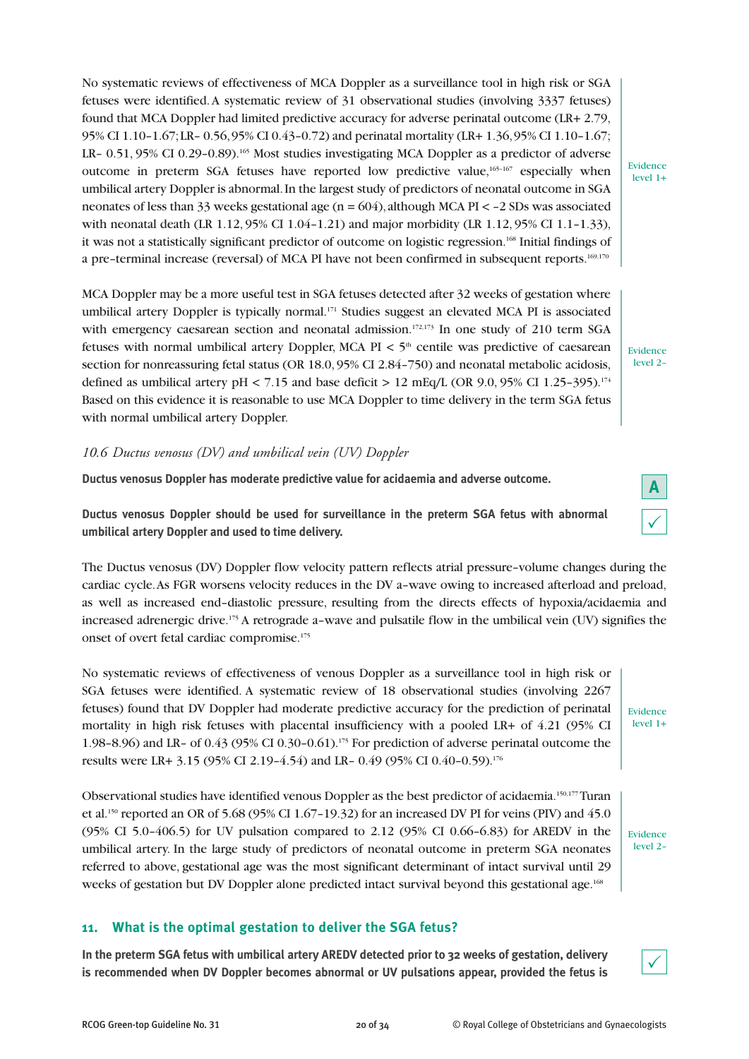No systematic reviews of effectiveness of MCA Doppler as a surveillance tool in high risk or SGA fetuses were identified. A systematic review of 31 observational studies (involving 3337 fetuses) found that MCA Doppler had limited predictive accuracy for adverse perinatal outcome (LR+ 2.79, 95% CI 1.10–1.67; LR– 0.56, 95% CI 0.43–0.72) and perinatal mortality (LR+ 1.36, 95% CI 1.10–1.67; LR– 0.51, 95% CI 0.29–0.89).[165] Most studies investigating MCA Doppler as a predictor of adverse outcome in preterm SGA fetuses have reported low predictive value,[165–167] especially when umbilical artery Doppler is abnormal. In the largest study of predictors of neonatal outcome in SGA neonates of less than 33 weeks gestational age (n = 604), although MCA PI < –2 SDs was associated with neonatal death (LR 1.12, 95% CI 1.04–1.21) and major morbidity (LR 1.12, 95% CI 1.1–1.33), it was not a statistically significant predictor of outcome on logistic regression.[168] Initial findings of a pre-terminal increase (reversal) of MCA PI have not been confirmed in subsequent reports.[169,170]

Evidence level 1+

MCA Doppler may be a more useful test in SGA fetuses detected after 32 weeks of gestation where umbilical artery Doppler is typically normal.[171] Studies suggest an elevated MCA PI is associated with emergency caesarean section and neonatal admission.[172,173] In one study of 210 term SGA fetuses with normal umbilical artery Doppler, MCA PI < 5th centile was predictive of caesarean section for nonreassuring fetal status (OR 18.0, 95% CI 2.84–750) and neonatal metabolic acidosis, defined as umbilical artery pH < 7.15 and base deficit > 12 mEq/L (OR 9.0, 95% CI 1.25–395).[174] Based on this evidence it is reasonable to use MCA Doppler to time delivery in the term SGA fetus with normal umbilical artery Doppler.

Evidence level 2–

### *10.6 Ductus venosus (DV) and umbilical vein (UV) Doppler*

**Ductus venosus Doppler has moderate predictive value for acidaemia and adverse outcome.** — **A**

**Ductus venosus Doppler should be used for surveillance in the preterm SGA fetus with abnormal umbilical artery Doppler and used to time delivery.** — ✓

The Ductus venosus (DV) Doppler flow velocity pattern reflects atrial pressure–volume changes during the cardiac cycle. As FGR worsens velocity reduces in the DV a–wave owing to increased afterload and preload, as well as increased end–diastolic pressure, resulting from the directs effects of hypoxia/acidaemia and increased adrenergic drive.[175] A retrograde a–wave and pulsatile flow in the umbilical vein (UV) signifies the onset of overt fetal cardiac compromise.[175]

No systematic reviews of effectiveness of venous Doppler as a surveillance tool in high risk or SGA fetuses were identified. A systematic review of 18 observational studies (involving 2267 fetuses) found that DV Doppler had moderate predictive accuracy for the prediction of perinatal mortality in high risk fetuses with placental insufficiency with a pooled LR+ of 4.21 (95% CI 1.98–8.96) and LR– of 0.43 (95% CI 0.30–0.61).[175] For prediction of adverse perinatal outcome the results were LR+ 3.15 (95% CI 2.19–4.54) and LR– 0.49 (95% CI 0.40–0.59).[176]

Evidence level 1+

Observational studies have identified venous Doppler as the best predictor of acidaemia.[150,177] Turan et al.[150] reported an OR of 5.68 (95% CI 1.67–19.32) for an increased DV PI for veins (PIV) and 45.0 (95% CI 5.0–406.5) for UV pulsation compared to 2.12 (95% CI 0.66–6.83) for AREDV in the umbilical artery. In the large study of predictors of neonatal outcome in preterm SGA neonates referred to above, gestational age was the most significant determinant of intact survival until 29 weeks of gestation but DV Doppler alone predicted intact survival beyond this gestational age.[168]

Evidence level 2–

## 11. What is the optimal gestation to deliver the SGA fetus?

**In the preterm SGA fetus with umbilical artery AREDV detected prior to 32 weeks of gestation, delivery is recommended when DV Doppler becomes abnormal or UV pulsations appear, provided the fetus is** — ✓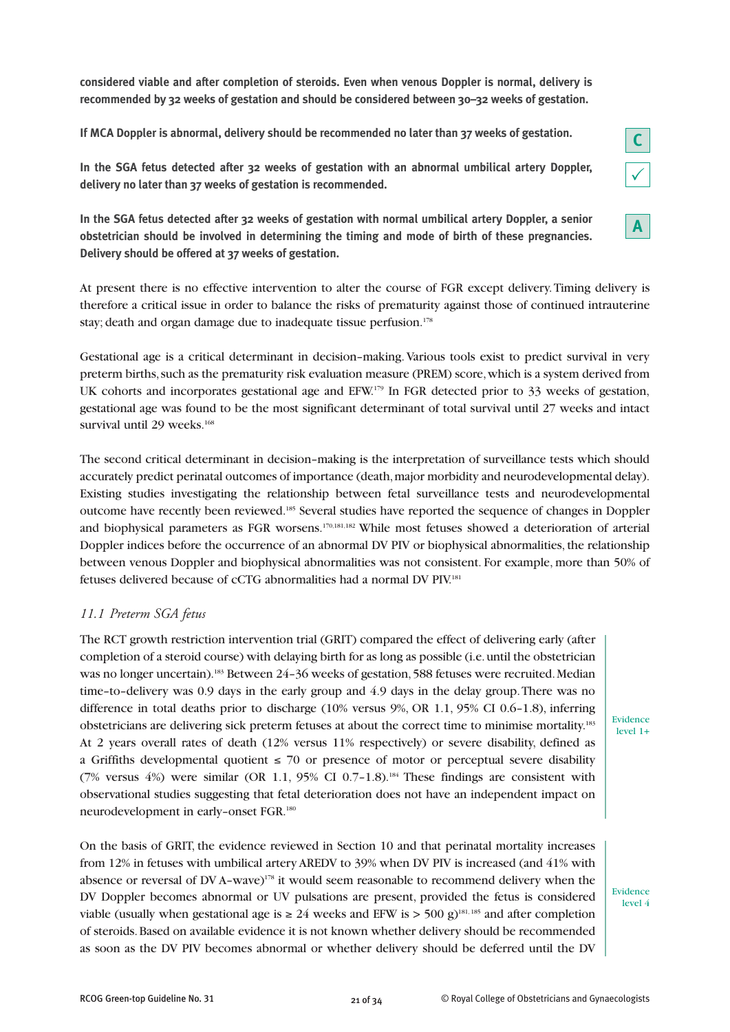**considered viable and after completion of steroids. Even when venous Doppler is normal, delivery is recommended by 32 weeks of gestation and should be considered between 30–32 weeks of gestation.**

**If MCA Doppler is abnormal, delivery should be recommended no later than 37 weeks of gestation.**

C

**In the SGA fetus detected after 32 weeks of gestation with an abnormal umbilical artery Doppler, delivery no later than 37 weeks of gestation is recommended.**

✓

**In the SGA fetus detected after 32 weeks of gestation with normal umbilical artery Doppler, a senior obstetrician should be involved in determining the timing and mode of birth of these pregnancies. Delivery should be offered at 37 weeks of gestation.**

A

At present there is no effective intervention to alter the course of FGR except delivery. Timing delivery is therefore a critical issue in order to balance the risks of prematurity against those of continued intrauterine stay; death and organ damage due to inadequate tissue perfusion.[178]

Gestational age is a critical determinant in decision-making. Various tools exist to predict survival in very preterm births, such as the prematurity risk evaluation measure (PREM) score, which is a system derived from UK cohorts and incorporates gestational age and EFW.[179] In FGR detected prior to 33 weeks of gestation, gestational age was found to be the most significant determinant of total survival until 27 weeks and intact survival until 29 weeks.[168]

The second critical determinant in decision-making is the interpretation of surveillance tests which should accurately predict perinatal outcomes of importance (death, major morbidity and neurodevelopmental delay). Existing studies investigating the relationship between fetal surveillance tests and neurodevelopmental outcome have recently been reviewed.[185] Several studies have reported the sequence of changes in Doppler and biophysical parameters as FGR worsens.[170,181,182] While most fetuses showed a deterioration of arterial Doppler indices before the occurrence of an abnormal DV PIV or biophysical abnormalities, the relationship between venous Doppler and biophysical abnormalities was not consistent. For example, more than 50% of fetuses delivered because of cCTG abnormalities had a normal DV PIV.[181]

## *11.1 Preterm SGA fetus*

The RCT growth restriction intervention trial (GRIT) compared the effect of delivering early (after completion of a steroid course) with delaying birth for as long as possible (i.e. until the obstetrician was no longer uncertain).[183] Between 24–36 weeks of gestation, 588 fetuses were recruited. Median time-to-delivery was 0.9 days in the early group and 4.9 days in the delay group. There was no difference in total deaths prior to discharge (10% versus 9%, OR 1.1, 95% CI 0.6–1.8), inferring obstetricians are delivering sick preterm fetuses at about the correct time to minimise mortality.[183] At 2 years overall rates of death (12% versus 11% respectively) or severe disability, defined as a Griffiths developmental quotient ≤ 70 or presence of motor or perceptual severe disability (7% versus 4%) were similar (OR 1.1, 95% CI 0.7–1.8).[184] These findings are consistent with observational studies suggesting that fetal deterioration does not have an independent impact on neurodevelopment in early-onset FGR.[180]

Evidence level 1+

On the basis of GRIT, the evidence reviewed in Section 10 and that perinatal mortality increases from 12% in fetuses with umbilical artery AREDV to 39% when DV PIV is increased (and 41% with absence or reversal of DV A-wave)[178] it would seem reasonable to recommend delivery when the DV Doppler becomes abnormal or UV pulsations are present, provided the fetus is considered viable (usually when gestational age is ≥ 24 weeks and EFW is > 500 g)[181,185] and after completion of steroids. Based on available evidence it is not known whether delivery should be recommended as soon as the DV PIV becomes abnormal or whether delivery should be deferred until the DV

Evidence level 4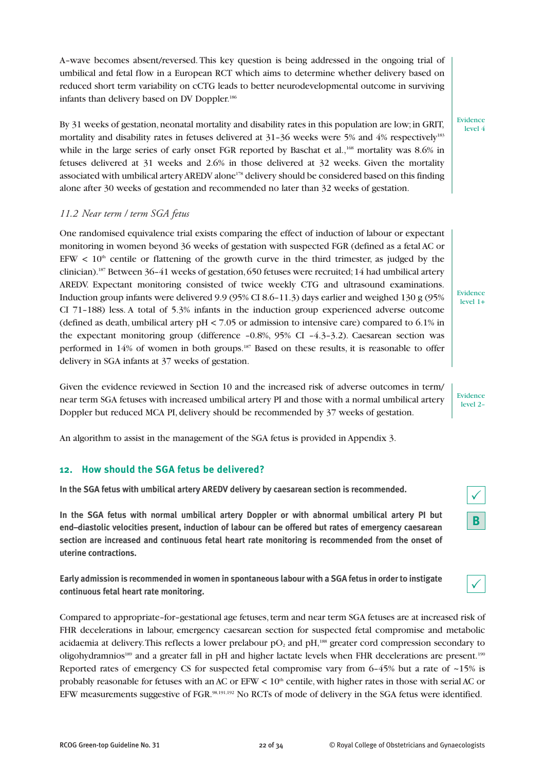A-wave becomes absent/reversed. This key question is being addressed in the ongoing trial of umbilical and fetal flow in a European RCT which aims to determine whether delivery based on reduced short term variability on cCTG leads to better neurodevelopmental outcome in surviving infants than delivery based on DV Doppler.[186]

By 31 weeks of gestation, neonatal mortality and disability rates in this population are low; in GRIT, mortality and disability rates in fetuses delivered at 31–36 weeks were 5% and 4% respectively[183] while in the large series of early onset FGR reported by Baschat et al.,[168] mortality was 8.6% in fetuses delivered at 31 weeks and 2.6% in those delivered at 32 weeks. Given the mortality associated with umbilical artery AREDV alone[178] delivery should be considered based on this finding alone after 30 weeks of gestation and recommended no later than 32 weeks of gestation.

Evidence level 4

### *11.2 Near term / term SGA fetus*

One randomised equivalence trial exists comparing the effect of induction of labour or expectant monitoring in women beyond 36 weeks of gestation with suspected FGR (defined as a fetal AC or EFW < 10[th] centile or flattening of the growth curve in the third trimester, as judged by the clinician).[187] Between 36–41 weeks of gestation, 650 fetuses were recruited; 14 had umbilical artery AREDV. Expectant monitoring consisted of twice weekly CTG and ultrasound examinations. Induction group infants were delivered 9.9 (95% CI 8.6–11.3) days earlier and weighed 130 g (95% CI 71–188) less. A total of 5.3% infants in the induction group experienced adverse outcome (defined as death, umbilical artery pH < 7.05 or admission to intensive care) compared to 6.1% in the expectant monitoring group (difference –0.8%, 95% CI –4.3–3.2). Caesarean section was performed in 14% of women in both groups.[187] Based on these results, it is reasonable to offer delivery in SGA infants at 37 weeks of gestation.

Evidence level 1+

Given the evidence reviewed in Section 10 and the increased risk of adverse outcomes in term/near term SGA fetuses with increased umbilical artery PI and those with a normal umbilical artery Doppler but reduced MCA PI, delivery should be recommended by 37 weeks of gestation.

Evidence level 2–

An algorithm to assist in the management of the SGA fetus is provided in Appendix 3.

## 12. How should the SGA fetus be delivered?

**In the SGA fetus with umbilical artery AREDV delivery by caesarean section is recommended.** ✓

**In the SGA fetus with normal umbilical artery Doppler or with abnormal umbilical artery PI but end–diastolic velocities present, induction of labour can be offered but rates of emergency caesarean section are increased and continuous fetal heart rate monitoring is recommended from the onset of uterine contractions.** B

**Early admission is recommended in women in spontaneous labour with a SGA fetus in order to instigate continuous fetal heart rate monitoring.** ✓

Compared to appropriate-for-gestational age fetuses, term and near term SGA fetuses are at increased risk of FHR decelerations in labour, emergency caesarean section for suspected fetal compromise and metabolic acidaemia at delivery. This reflects a lower prelabour $pO_2$ and pH,[188] greater cord compression secondary to oligohydramnios[189] and a greater fall in pH and higher lactate levels when FHR decelerations are present.[190] Reported rates of emergency CS for suspected fetal compromise vary from 6–45% but a rate of ~15% is probably reasonable for fetuses with an AC or EFW < 10[th] centile, with higher rates in those with serial AC or EFW measurements suggestive of FGR.[98,191,192] No RCTs of mode of delivery in the SGA fetus were identified.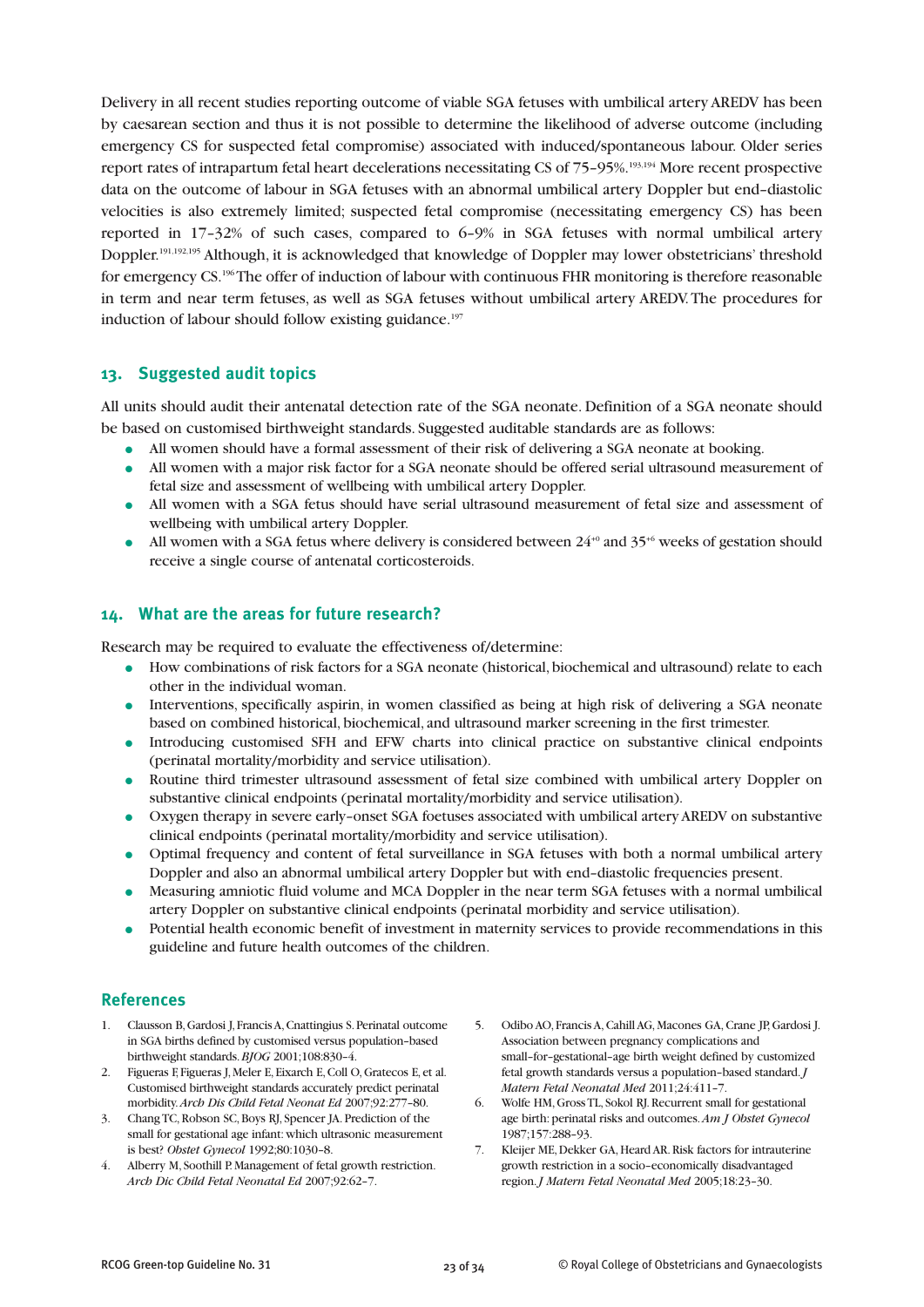Delivery in all recent studies reporting outcome of viable SGA fetuses with umbilical artery AREDV has been by caesarean section and thus it is not possible to determine the likelihood of adverse outcome (including emergency CS for suspected fetal compromise) associated with induced/spontaneous labour. Older series report rates of intrapartum fetal heart decelerations necessitating CS of 75–95%.[193,194] More recent prospective data on the outcome of labour in SGA fetuses with an abnormal umbilical artery Doppler but end-diastolic velocities is also extremely limited; suspected fetal compromise (necessitating emergency CS) has been reported in 17–32% of such cases, compared to 6–9% in SGA fetuses with normal umbilical artery Doppler.[191,192,195] Although, it is acknowledged that knowledge of Doppler may lower obstetricians' threshold for emergency CS.[196] The offer of induction of labour with continuous FHR monitoring is therefore reasonable in term and near term fetuses, as well as SGA fetuses without umbilical artery AREDV. The procedures for induction of labour should follow existing guidance.[197]

## 13. Suggested audit topics

All units should audit their antenatal detection rate of the SGA neonate. Definition of a SGA neonate should be based on customised birthweight standards. Suggested auditable standards are as follows:

- All women should have a formal assessment of their risk of delivering a SGA neonate at booking.
- All women with a major risk factor for a SGA neonate should be offered serial ultrasound measurement of fetal size and assessment of wellbeing with umbilical artery Doppler.
- All women with a SGA fetus should have serial ultrasound measurement of fetal size and assessment of wellbeing with umbilical artery Doppler.
- All women with a SGA fetus where delivery is considered between $24^{+0}$ and $35^{+6}$ weeks of gestation should receive a single course of antenatal corticosteroids.

## 14. What are the areas for future research?

Research may be required to evaluate the effectiveness of/determine:

- How combinations of risk factors for a SGA neonate (historical, biochemical and ultrasound) relate to each other in the individual woman.
- Interventions, specifically aspirin, in women classified as being at high risk of delivering a SGA neonate based on combined historical, biochemical, and ultrasound marker screening in the first trimester.
- Introducing customised SFH and EFW charts into clinical practice on substantive clinical endpoints (perinatal mortality/morbidity and service utilisation).
- Routine third trimester ultrasound assessment of fetal size combined with umbilical artery Doppler on substantive clinical endpoints (perinatal mortality/morbidity and service utilisation).
- Oxygen therapy in severe early-onset SGA foetuses associated with umbilical artery AREDV on substantive clinical endpoints (perinatal mortality/morbidity and service utilisation).
- Optimal frequency and content of fetal surveillance in SGA fetuses with both a normal umbilical artery Doppler and also an abnormal umbilical artery Doppler but with end-diastolic frequencies present.
- Measuring amniotic fluid volume and MCA Doppler in the near term SGA fetuses with a normal umbilical artery Doppler on substantive clinical endpoints (perinatal morbidity and service utilisation).
- Potential health economic benefit of investment in maternity services to provide recommendations in this guideline and future health outcomes of the children.

## References

1. Clausson B, Gardosi J, Francis A, Cnattingius S. Perinatal outcome in SGA births defined by customised versus population-based birthweight standards. *BJOG* 2001;108:830–4.
2. Figueras F, Figueras J, Meler E, Eixarch E, Coll O, Gratecos E, et al. Customised birthweight standards accurately predict perinatal morbidity. *Arch Dis Child Fetal Neonat Ed* 2007;92:277–80.
3. Chang TC, Robson SC, Boys RJ, Spencer JA. Prediction of the small for gestational age infant: which ultrasonic measurement is best? *Obstet Gynecol* 1992;80:1030–8.
4. Alberry M, Soothill P. Management of fetal growth restriction. *Arch Dic Child Fetal Neonatal Ed* 2007;92:62–7.
5. Odibo AO, Francis A, Cahill AG, Macones GA, Crane JP, Gardosi J. Association between pregnancy complications and small-for-gestational-age birth weight defined by customized fetal growth standards versus a population-based standard. *J Matern Fetal Neonatal Med* 2011;24:411–7.
6. Wolfe HM, Gross TL, Sokol RJ. Recurrent small for gestational age birth: perinatal risks and outcomes. *Am J Obstet Gynecol* 1987;157:288–93.
7. Kleijer ME, Dekker GA, Heard AR. Risk factors for intrauterine growth restriction in a socio-economically disadvantaged region. *J Matern Fetal Neonatal Med* 2005;18:23–30.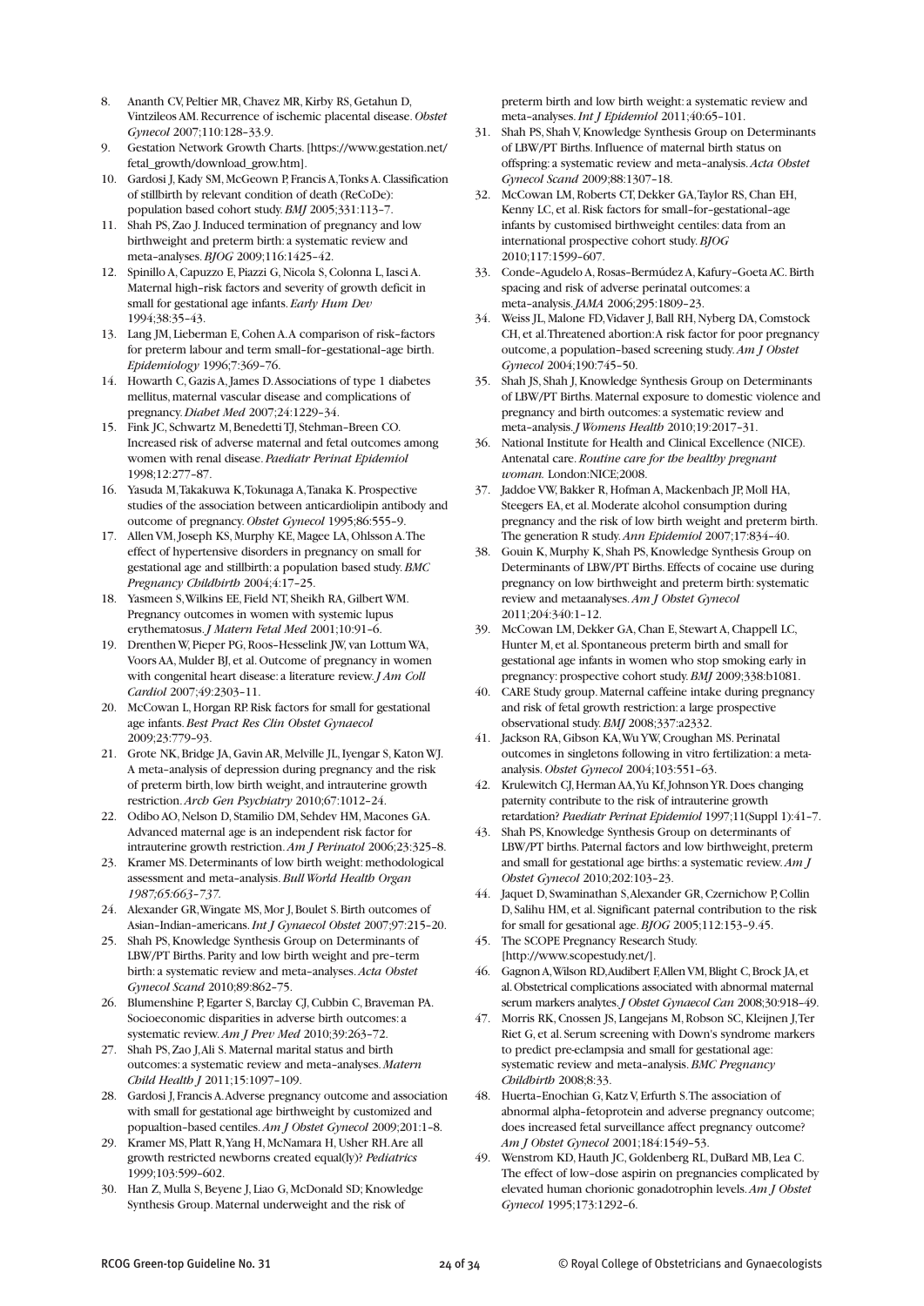8. Ananth CV, Peltier MR, Chavez MR, Kirby RS, Getahun D, Vintzileos AM. Recurrence of ischemic placental disease. *Obstet Gynecol* 2007;110:128–33.9.
9. Gestation Network Growth Charts. [https://www.gestation.net/fetal_growth/download_grow.htm].
10. Gardosi J, Kady SM, McGeown P, Francis A, Tonks A. Classification of stillbirth by relevant condition of death (ReCoDe): population based cohort study. *BMJ* 2005;331:113–7.
11. Shah PS, Zao J. Induced termination of pregnancy and low birthweight and preterm birth: a systematic review and meta-analyses. *BJOG* 2009;116:1425–42.
12. Spinillo A, Capuzzo E, Piazzi G, Nicola S, Colonna L, Iasci A. Maternal high-risk factors and severity of growth deficit in small for gestational age infants. *Early Hum Dev* 1994;38:35–43.
13. Lang JM, Lieberman E, Cohen A. A comparison of risk-factors for preterm labour and term small-for-gestational-age birth. *Epidemiology* 1996;7:369–76.
14. Howarth C, Gazis A, James D. Associations of type 1 diabetes mellitus, maternal vascular disease and complications of pregnancy. *Diabet Med* 2007;24:1229–34.
15. Fink JC, Schwartz M, Benedetti TJ, Stehman-Breen CO. Increased risk of adverse maternal and fetal outcomes among women with renal disease. *Paediatr Perinat Epidemiol* 1998;12:277–87.
16. Yasuda M, Takakuwa K, Tokunaga A, Tanaka K. Prospective studies of the association between anticardiolipin antibody and outcome of pregnancy. *Obstet Gynecol* 1995;86:555–9.
17. Allen VM, Joseph KS, Murphy KE, Magee LA, Ohlsson A. The effect of hypertensive disorders in pregnancy on small for gestational age and stillbirth: a population based study. *BMC Pregnancy Childbirth* 2004;4:17–25.
18. Yasmeen S, Wilkins EE, Field NT, Sheikh RA, Gilbert WM. Pregnancy outcomes in women with systemic lupus erythematosus. *J Matern Fetal Med* 2001;10:91–6.
19. Drenthen W, Pieper PG, Roos-Hesselink JW, van Lottum WA, Voors AA, Mulder BJ, et al. Outcome of pregnancy in women with congenital heart disease: a literature review. *J Am Coll Cardiol* 2007;49:2303–11.
20. McCowan L, Horgan RP. Risk factors for small for gestational age infants. *Best Pract Res Clin Obstet Gynaecol* 2009;23:779–93.
21. Grote NK, Bridge JA, Gavin AR, Melville JL, Iyengar S, Katon WJ. A meta-analysis of depression during pregnancy and the risk of preterm birth, low birth weight, and intrauterine growth restriction. *Arch Gen Psychiatry* 2010;67:1012–24.
22. Odibo AO, Nelson D, Stamilio DM, Sehdev HM, Macones GA. Advanced maternal age is an independent risk factor for intrauterine growth restriction. *Am J Perinatol* 2006;23:325–8.
23. Kramer MS. Determinants of low birth weight: methodological assessment and meta-analysis. *Bull World Health Organ 1987;65:663–737.*
24. Alexander GR, Wingate MS, Mor J, Boulet S. Birth outcomes of Asian-Indian-americans. *Int J Gynaecol Obstet* 2007;97:215–20.
25. Shah PS, Knowledge Synthesis Group on Determinants of LBW/PT Births. Parity and low birth weight and pre-term birth: a systematic review and meta-analyses. *Acta Obstet Gynecol Scand* 2010;89:862–75.
26. Blumenshine P, Egarter S, Barclay CJ, Cubbin C, Braveman PA. Socioeconomic disparities in adverse birth outcomes: a systematic review. *Am J Prev Med* 2010;39:263–72.
27. Shah PS, Zao J, Ali S. Maternal marital status and birth outcomes: a systematic review and meta-analyses. *Matern Child Health J* 2011;15:1097–109.
28. Gardosi J, Francis A. Adverse pregnancy outcome and association with small for gestational age birthweight by customized and popualtion-based centiles. *Am J Obstet Gynecol* 2009;201:1–8.
29. Kramer MS, Platt R, Yang H, McNamara H, Usher RH. Are all growth restricted newborns created equal(ly)? *Pediatrics* 1999;103:599–602.
30. Han Z, Mulla S, Beyene J, Liao G, McDonald SD; Knowledge Synthesis Group. Maternal underweight and the risk of preterm birth and low birth weight: a systematic review and meta-analyses. *Int J Epidemiol* 2011;40:65–101.
31. Shah PS, Shah V, Knowledge Synthesis Group on Determinants of LBW/PT Births. Influence of maternal birth status on offspring: a systematic review and meta-analysis. *Acta Obstet Gynecol Scand* 2009;88:1307–18.
32. McCowan LM, Roberts CT, Dekker GA, Taylor RS, Chan EH, Kenny LC, et al. Risk factors for small-for-gestational-age infants by customised birthweight centiles: data from an international prospective cohort study. *BJOG* 2010;117:1599–607.
33. Conde-Agudelo A, Rosas-Bermúdez A, Kafury-Goeta AC. Birth spacing and risk of adverse perinatal outcomes: a meta-analysis. *JAMA* 2006;295:1809–23.
34. Weiss JL, Malone FD, Vidaver J, Ball RH, Nyberg DA, Comstock CH, et al. Threatened abortion: A risk factor for poor pregnancy outcome, a population-based screening study. *Am J Obstet Gynecol* 2004;190:745–50.
35. Shah JS, Shah J, Knowledge Synthesis Group on Determinants of LBW/PT Births. Maternal exposure to domestic violence and pregnancy and birth outcomes: a systematic review and meta-analysis. *J Womens Health* 2010;19:2017–31.
36. National Institute for Health and Clinical Excellence (NICE). Antenatal care. *Routine care for the healthy pregnant woman.* London:NICE;2008.
37. Jaddoe VW, Bakker R, Hofman A, Mackenbach JP, Moll HA, Steegers EA, et al. Moderate alcohol consumption during pregnancy and the risk of low birth weight and preterm birth. The generation R study. *Ann Epidemiol* 2007;17:834–40.
38. Gouin K, Murphy K, Shah PS, Knowledge Synthesis Group on Determinants of LBW/PT Births. Effects of cocaine use during pregnancy on low birthweight and preterm birth: systematic review and metaanalyses. *Am J Obstet Gynecol* 2011;204:340:1–12.
39. McCowan LM, Dekker GA, Chan E, Stewart A, Chappell LC, Hunter M, et al. Spontaneous preterm birth and small for gestational age infants in women who stop smoking early in pregnancy: prospective cohort study. *BMJ* 2009;338:b1081.
40. CARE Study group. Maternal caffeine intake during pregnancy and risk of fetal growth restriction: a large prospective observational study. *BMJ* 2008;337:a2332.
41. Jackson RA, Gibson KA, Wu YW, Croughan MS. Perinatal outcomes in singletons following in vitro fertilization: a meta-analysis. *Obstet Gynecol* 2004;103:551–63.
42. Krulewitch CJ, Herman AA, Yu Kf, Johnson YR. Does changing paternity contribute to the risk of intrauterine growth retardation? *Paediatr Perinat Epidemiol* 1997;11(Suppl 1):41–7.
43. Shah PS, Knowledge Synthesis Group on determinants of LBW/PT births. Paternal factors and low birthweight, preterm and small for gestational age births: a systematic review. *Am J Obstet Gynecol* 2010;202:103–23.
44. Jaquet D, Swaminathan S, Alexander GR, Czernichow P, Collin D, Salihu HM, et al. Significant paternal contribution to the risk for small for gesational age. *BJOG* 2005;112:153–9.45.
45. The SCOPE Pregnancy Research Study. [http://www.scopestudy.net/].
46. Gagnon A, Wilson RD, Audibert F, Allen VM, Blight C, Brock JA, et al. Obstetrical complications associated with abnormal maternal serum markers analytes. *J Obstet Gynaecol Can* 2008;30:918–49.
47. Morris RK, Cnossen JS, Langejans M, Robson SC, Kleijnen J, Ter Riet G, et al. Serum screening with Down's syndrome markers to predict pre-eclampsia and small for gestational age: systematic review and meta-analysis. *BMC Pregnancy Childbirth* 2008;8:33.
48. Huerta-Enochian G, Katz V, Erfurth S. The association of abnormal alpha-fetoprotein and adverse pregnancy outcome; does increased fetal surveillance affect pregnancy outcome? *Am J Obstet Gynecol* 2001;184:1549–53.
49. Wenstrom KD, Hauth JC, Goldenberg RL, DuBard MB, Lea C. The effect of low-dose aspirin on pregnancies complicated by elevated human chorionic gonadotrophin levels. *Am J Obstet Gynecol* 1995;173:1292–6.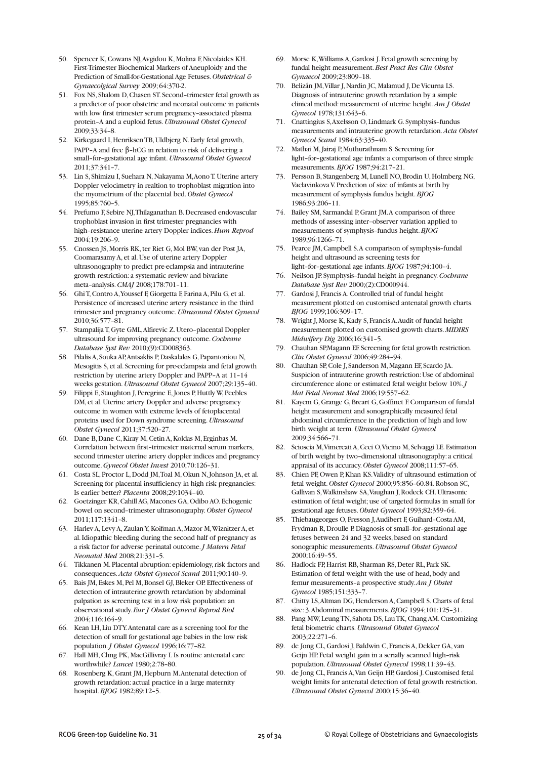50. Spencer K, Cowans NJ, Avgidou K, Molina F, Nicolaides KH. First-Trimester Biochemical Markers of Aneuploidy and the Prediction of Small-for-Gestational Age Fetuses. *Obstetrical & Gynaecolgical Survey* 2009; 64:370-2.
51. Fox NS, Shalom D, Chasen ST. Second–trimester fetal growth as a predictor of poor obstetric and neonatal outcome in patients with low first trimester serum pregnancy–associated plasma protein–A and a euploid fetus. *Ultrasound Obstet Gynecol* 2009;33:34–8.
52. Kirkegaard I, Henriksen TB, Uldbjerg N. Early fetal growth, PAPP–A and free β–hCG in relation to risk of delivering a small–for–gestational age infant. *Ultrasound Obstet Gynecol* 2011;37:341–7.
53. Lin S, Shimizu I, Suehara N, Nakayama M, Aono T. Uterine artery Doppler velocimetry in realtion to trophoblast migration into the myometrium of the placental bed. *Obstet Gynecol* 1995;85:760–5.
54. Prefumo F, Sebire NJ, Thilaganathan B. Decreased endovascular trophoblast invasion in first trimester pregnancies with high–resistance uterine artery Doppler indices. *Hum Reprod* 2004;19:206–9.
55. Cnossen JS, Morris RK, ter Riet G, Mol BW, van der Post JA, Coomarasamy A, et al. Use of uterine artery Doppler ultrasonography to predict pre-eclampsia and intrauterine growth restriction: a systematic review and bivariate meta–analysis. *CMAJ* 2008;178:701–11.
56. Ghi T, Contro A, Youssef F, Giorgetta F, Farina A, Pilu G, et al. Persistence of increased uterine artery resistance in the third trimester and pregnancy outcome. *Ultrasound Obstet Gynecol* 2010;36:577–81.
57. Stampalija T, Gyte GML, Alfirevic Z. Utero–placental Doppler ultrasound for improving pregnancy outcome. *Cochrane Database Syst Rev* 2010;(9):CD008363.
58. Pilalis A, Souka AP, Antsaklis P, Daskalakis G, Papantoniou N, Mesogitis S, et al. Screening for pre-eclampsia and fetal growth restriction by uterine artery Doppler and PAPP–A at 11–14 weeks gestation. *Ultrasound Obstet Gynecol* 2007;29:135–40.
59. Filippi E, Staughton J, Peregrine E, Jones P, Huttly W, Peebles DM, et al. Uterine artery Doppler and adverse pregnancy outcome in women with extreme levels of fetoplacental proteins used for Down syndrome screening. *Ultrasound Obstet Gynecol* 2011;37:520–27.
60. Dane B, Dane C, Kiray M, Cetin A, Koldas M, Erginbas M. Correlation between first–trimester maternal serum markers, second trimester uterine artery doppler indices and pregnancy outcome. *Gynecol Obstet Invest* 2010;70:126–31.
61. Costa SL, Proctor L, Dodd JM, Toal M, Okun N, Johnson JA, et al. Screening for placental insufficiency in high risk pregnancies: Is earlier better? *Placenta* 2008;29:1034–40.
62. Goetzinger KR, Cahill AG, Macones GA, Odibo AO. Echogenic bowel on second–trimester ultrasonography. *Obstet Gynecol* 2011;117:1341–8.
63. Harlev A, Levy A, Zaulan Y, Koifman A, Mazor M, Wiznitzer A, et al. Idiopathic bleeding during the second half of pregnancy as a risk factor for adverse perinatal outcome. *J Matern Fetal Neonatal Med* 2008;21:331–5.
64. Tikkanen M. Placental abruption: epidemiology, risk factors and consequences. *Acta Obstet Gynecol Scand* 2011;90:140–9.
65. Bais JM, Eskes M, Pel M, Bonsel GJ, Bleker OP. Effectiveness of detection of intrauterine growth retardation by abdominal palpation as screening test in a low risk population: an observational study. *Eur J Obstet Gynecol Reprod Biol* 2004;116:164–9.
66. Kean LH, Liu DTY. Antenatal care as a screening tool for the detection of small for gestational age babies in the low risk population. *J Obstet Gynecol* 1996;16:77–82.
67. Hall MH, Chng PK, MacGillivray I. Is routine antenatal care worthwhile? *Lancet* 1980;2:78–80.
68. Rosenberg K, Grant JM, Hepburn M. Antenatal detection of growth retardation: actual practice in a large maternity hospital. *BJOG* 1982;89:12–5.
69. Morse K, Williams A, Gardosi J. Fetal growth screening by fundal height measurement. *Best Pract Res Clin Obstet Gynaecol* 2009;23:809–18.
70. Belizán JM, Villar J, Nardin JC, Malamud J, De Vicurna LS. Diagnosis of intrauterine growth retardation by a simple clinical method: measurement of uterine height. *Am J Obstet Gynecol* 1978;131:643–6.
71. Cnattingius S, Axelsson O, Lindmark G. Symphysis–fundus measurements and intrauterine growth retardation. *Acta Obstet Gynecol Scand* 1984;63:335–40.
72. Mathai M, Jairaj P, Muthurathnam S. Screening for light–for–gestational age infants: a comparison of three simple measurements. *BJOG* 1987;94:217–21.
73. Persson B, Stangenberg M, Lunell NO, Brodin U, Holmberg NG, Vaclavinkova V. Prediction of size of infants at birth by measurement of symphysis fundus height. *BJOG* 1986;93:206–11.
74. Bailey SM, Sarmandal P, Grant JM. A comparison of three methods of assessing inter–observer variation applied to measurements of symphysis–fundus height. *BJOG* 1989;96:1266–71.
75. Pearce JM, Campbell S. A comparison of symphysis–fundal height and ultrasound as screening tests for light–for–gestational age infants. *BJOG* 1987;94:100–4.
76. Neilson JP. Symphysis–fundal height in pregnancy. *Cochrane Database Syst Rev* 2000;(2):CD000944.
77. Gardosi J, Francis A. Controlled trial of fundal height measurement plotted on customised antenatal growth charts. *BJOG* 1999;106:309–17.
78. Wright J, Morse K, Kady S, Francis A. Audit of fundal height measurement plotted on customised growth charts. *MIDIRS Midwifery Dig* 2006;16:341–5.
79. Chauhan SP, Magann EF. Screening for fetal growth restriction. *Clin Obstet Gynecol* 2006;49:284–94.
80. Chauhan SP, Cole J, Sanderson M, Magann EF, Scardo JA. Suspicion of intrauterine growth restriction: Use of abdominal circumference alone or estimated fetal weight below 10%. *J Mat Fetal Neonat Med* 2006;19:557–62.
81. Kayem G, Grange G, Breart G, Goffinet F. Comparison of fundal height measurement and sonographically measured fetal abdominal circumference in the prediction of high and low birth weight at term. *Ultrasound Obstet Gynecol* 2009;34:566–71.
82. Scioscia M, Vimercati A, Ceci O, Vicino M, Selvaggi LE. Estimation of birth weight by two–dimensional ultrasonography: a critical appraisal of its accuracy. *Obstet Gynecol* 2008;111:57–65.
83. Chien PF, Owen P, Khan KS. Validity of ultrasound estimation of fetal weight. *Obstet Gynecol* 2000;95:856–60.84. Robson SC, Gallivan S, Walkinshaw SA, Vaughan J, Rodeck CH. Ultrasonic estimation of fetal weight; use of targeted formulas in small for gestational age fetuses. *Obstet Gynecol* 1993;82:359–64.
85. Thiebaugeorges O, Fresson J, Audibert F, Guihard–Costa AM, Frydman R, Droulle P. Diagnosis of small–for–gestational age fetuses between 24 and 32 weeks, based on standard sonographic measurements. *Ultrasound Obstet Gynecol* 2000;16:49–55.
86. Hadlock FP, Harrist RB, Sharman RS, Deter RL, Park SK. Estimation of fetal weight with the use of head, body and femur measurements–a prospective study. *Am J Obstet Gynecol* 1985;151:333–7.
87. Chitty LS, Altman DG, Henderson A, Campbell S. Charts of fetal size: 3. Abdominal measurements. *BJOG* 1994;101:125–31.
88. Pang MW, Leung TN, Sahota DS, Lau TK, Chang AM. Customizing fetal biometric charts. *Ultrasound Obstet Gynecol* 2003;22:271–6.
89. de Jong CL, Gardosi J, Baldwin C, Francis A, Dekker GA, van Geijn HP. Fetal weight gain in a serially scanned high–risk population. *Ultrasound Obstet Gynecol* 1998;11:39–43.
90. de Jong CL, Francis A, Van Geijn HP, Gardosi J. Customised fetal weight limits for antenatal detection of fetal growth restriction. *Ultrasound Obstet Gynecol* 2000;15:36–40.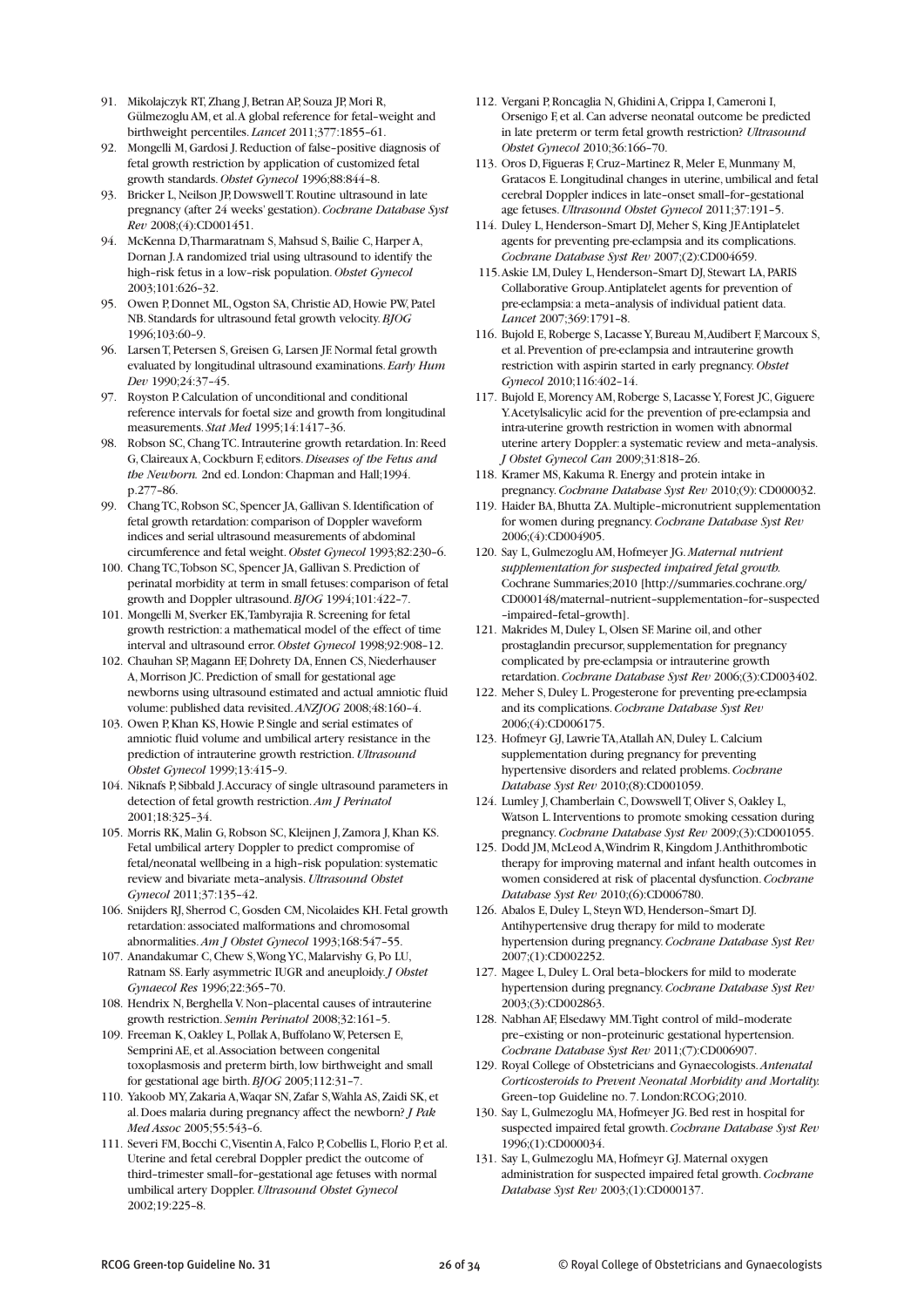91. Mikolajczyk RT, Zhang J, Betran AP, Souza JP, Mori R, Gülmezoglu AM, et al. A global reference for fetal–weight and birthweight percentiles. *Lancet* 2011;377:1855–61.
92. Mongelli M, Gardosi J. Reduction of false–positive diagnosis of fetal growth restriction by application of customized fetal growth standards. *Obstet Gynecol* 1996;88:844–8.
93. Bricker L, Neilson JP, Dowswell T. Routine ultrasound in late pregnancy (after 24 weeks' gestation). *Cochrane Database Syst Rev* 2008;(4):CD001451.
94. McKenna D, Tharmaratnam S, Mahsud S, Bailie C, Harper A, Dornan J. A randomized trial using ultrasound to identify the high–risk fetus in a low–risk population. *Obstet Gynecol* 2003;101:626–32.
95. Owen P, Donnet ML, Ogston SA, Christie AD, Howie PW, Patel NB. Standards for ultrasound fetal growth velocity. *BJOG* 1996;103:60–9.
96. Larsen T, Petersen S, Greisen G, Larsen JF. Normal fetal growth evaluated by longitudinal ultrasound examinations. *Early Hum Dev* 1990;24:37–45.
97. Royston P. Calculation of unconditional and conditional reference intervals for foetal size and growth from longitudinal measurements. *Stat Med* 1995;14:1417–36.
98. Robson SC, Chang TC. Intrauterine growth retardation. In: Reed G, Claireaux A, Cockburn F, editors. *Diseases of the Fetus and the Newborn.* 2nd ed. London: Chapman and Hall;1994. p.277–86.
99. Chang TC, Robson SC, Spencer JA, Gallivan S. Identification of fetal growth retardation: comparison of Doppler waveform indices and serial ultrasound measurements of abdominal circumference and fetal weight. *Obstet Gynecol* 1993;82:230–6.
100. Chang TC, Tobson SC, Spencer JA, Gallivan S. Prediction of perinatal morbidity at term in small fetuses: comparison of fetal growth and Doppler ultrasound. *BJOG* 1994;101:422–7.
101. Mongelli M, Sverker EK, Tambyrajia R. Screening for fetal growth restriction: a mathematical model of the effect of time interval and ultrasound error. *Obstet Gynecol* 1998;92:908–12.
102. Chauhan SP, Magann EF, Dohrety DA, Ennen CS, Niederhauser A, Morrison JC. Prediction of small for gestational age newborns using ultrasound estimated and actual amniotic fluid volume: published data revisited. *ANZJOG* 2008;48:160–4.
103. Owen P, Khan KS, Howie P. Single and serial estimates of amniotic fluid volume and umbilical artery resistance in the prediction of intrauterine growth restriction. *Ultrasound Obstet Gynecol* 1999;13:415–9.
104. Niknafs P, Sibbald J. Accuracy of single ultrasound parameters in detection of fetal growth restriction. *Am J Perinatol* 2001;18:325–34.
105. Morris RK, Malin G, Robson SC, Kleijnen J, Zamora J, Khan KS. Fetal umbilical artery Doppler to predict compromise of fetal/neonatal wellbeing in a high–risk population: systematic review and bivariate meta–analysis. *Ultrasound Obstet Gynecol* 2011;37:135–42.
106. Snijders RJ, Sherrod C, Gosden CM, Nicolaides KH. Fetal growth retardation: associated malformations and chromosomal abnormalities. *Am J Obstet Gynecol* 1993;168:547–55.
107. Anandakumar C, Chew S, Wong YC, Malarvishy G, Po LU, Ratnam SS. Early asymmetric IUGR and aneuploidy. *J Obstet Gynaecol Res* 1996;22:365–70.
108. Hendrix N, Berghella V. Non–placental causes of intrauterine growth restriction. *Semin Perinatol* 2008;32:161–5.
109. Freeman K, Oakley L, Pollak A, Buffolano W, Petersen E, Semprini AE, et al. Association between congenital toxoplasmosis and preterm birth, low birthweight and small for gestational age birth. *BJOG* 2005;112:31–7.
110. Yakoob MY, Zakaria A, Waqar SN, Zafar S, Wahla AS, Zaidi SK, et al. Does malaria during pregnancy affect the newborn? *J Pak Med Assoc* 2005;55:543–6.
111. Severi FM, Bocchi C, Visentin A, Falco P, Cobellis L, Florio P, et al. Uterine and fetal cerebral Doppler predict the outcome of third–trimester small–for–gestational age fetuses with normal umbilical artery Doppler. *Ultrasound Obstet Gynecol* 2002;19:225–8.
112. Vergani P, Roncaglia N, Ghidini A, Crippa I, Cameroni I, Orsenigo F, et al. Can adverse neonatal outcome be predicted in late preterm or term fetal growth restriction? *Ultrasound Obstet Gynecol* 2010;36:166–70.
113. Oros D, Figueras F, Cruz–Martinez R, Meler E, Munmany M, Gratacos E. Longitudinal changes in uterine, umbilical and fetal cerebral Doppler indices in late–onset small–for–gestational age fetuses. *Ultrasound Obstet Gynecol* 2011;37:191–5.
114. Duley L, Henderson–Smart DJ, Meher S, King JF. Antiplatelet agents for preventing pre-eclampsia and its complications. *Cochrane Database Syst Rev* 2007;(2):CD004659.
115. Askie LM, Duley L, Henderson–Smart DJ, Stewart LA, PARIS Collaborative Group. Antiplatelet agents for prevention of pre-eclampsia: a meta–analysis of individual patient data. *Lancet* 2007;369:1791–8.
116. Bujold E, Roberge S, Lacasse Y, Bureau M, Audibert F, Marcoux S, et al. Prevention of pre-eclampsia and intrauterine growth restriction with aspirin started in early pregnancy. *Obstet Gynecol* 2010;116:402–14.
117. Bujold E, Morency AM, Roberge S, Lacasse Y, Forest JC, Giguere Y. Acetylsalicylic acid for the prevention of pre-eclampsia and intra-uterine growth restriction in women with abnormal uterine artery Doppler: a systematic review and meta–analysis. *J Obstet Gynecol Can* 2009;31:818–26.
118. Kramer MS, Kakuma R. Energy and protein intake in pregnancy. *Cochrane Database Syst Rev* 2010;(9):CD000032.
119. Haider BA, Bhutta ZA. Multiple–micronutrient supplementation for women during pregnancy. *Cochrane Database Syst Rev* 2006;(4):CD004905.
120. Say L, Gulmezoglu AM, Hofmeyer JG. *Maternal nutrient supplementation for suspected impaired fetal growth.* Cochrane Summaries;2010 [http://summaries.cochrane.org/CD000148/maternal–nutrient–supplementation–for–suspected–impaired–fetal–growth].
121. Makrides M, Duley L, Olsen SF. Marine oil, and other prostaglandin precursor, supplementation for pregnancy complicated by pre-eclampsia or intrauterine growth retardation. *Cochrane Database Syst Rev* 2006;(3):CD003402.
122. Meher S, Duley L. Progesterone for preventing pre-eclampsia and its complications. *Cochrane Database Syst Rev* 2006;(4):CD006175.
123. Hofmeyr GJ, Lawrie TA, Atallah AN, Duley L. Calcium supplementation during pregnancy for preventing hypertensive disorders and related problems. *Cochrane Database Syst Rev* 2010;(8):CD001059.
124. Lumley J, Chamberlain C, Dowswell T, Oliver S, Oakley L, Watson L. Interventions to promote smoking cessation during pregnancy. *Cochrane Database Syst Rev* 2009;(3):CD001055.
125. Dodd JM, McLeod A, Windrim R, Kingdom J. Anthithrombotic therapy for improving maternal and infant health outcomes in women considered at risk of placental dysfunction. *Cochrane Database Syst Rev* 2010;(6):CD006780.
126. Abalos E, Duley L, Steyn WD, Henderson–Smart DJ. Antihypertensive drug therapy for mild to moderate hypertension during pregnancy. *Cochrane Database Syst Rev* 2007;(1):CD002252.
127. Magee L, Duley L. Oral beta–blockers for mild to moderate hypertension during pregnancy. *Cochrane Database Syst Rev* 2003;(3):CD002863.
128. Nabhan AF, Elsedawy MM. Tight control of mild–moderate pre–existing or non–proteinuric gestational hypertension. *Cochrane Database Syst Rev* 2011;(7):CD006907.
129. Royal College of Obstetricians and Gynaecologists. *Antenatal Corticosteroids to Prevent Neonatal Morbidity and Mortality.* Green–top Guideline no. 7. London:RCOG;2010.
130. Say L, Gulmezoglu MA, Hofmeyr JG. Bed rest in hospital for suspected impaired fetal growth. *Cochrane Database Syst Rev* 1996;(1):CD000034.
131. Say L, Gulmezoglu MA, Hofmeyr GJ. Maternal oxygen administration for suspected impaired fetal growth. *Cochrane Database Syst Rev* 2003;(1):CD000137.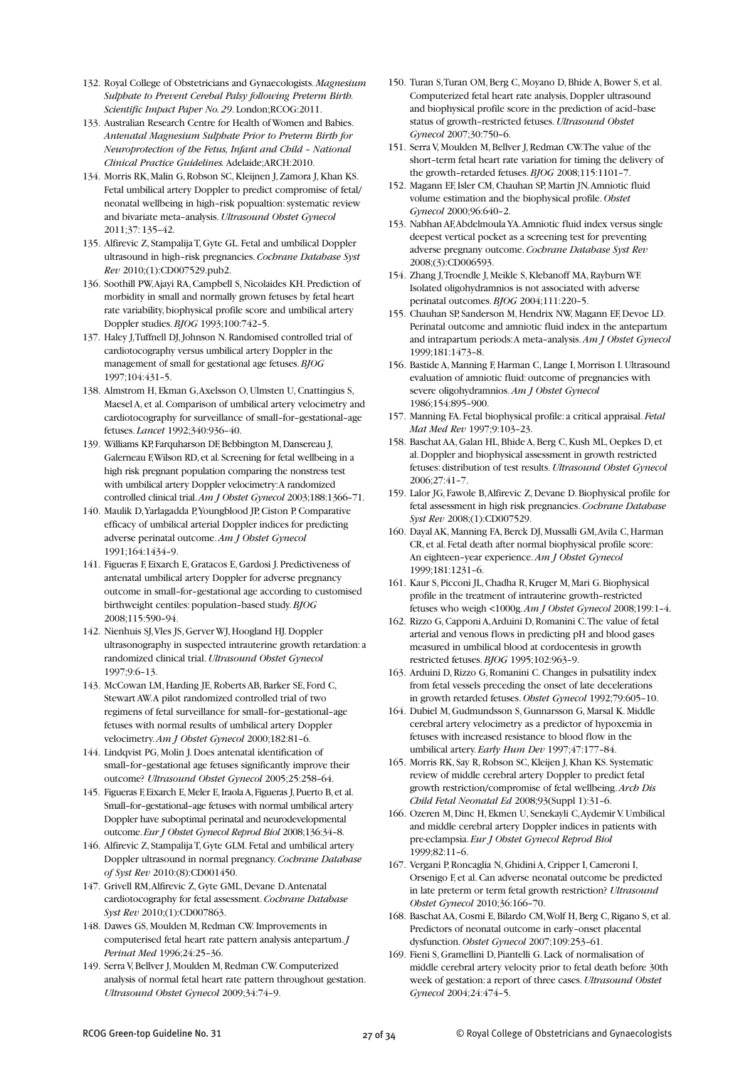132. Royal College of Obstetricians and Gynaecologists. *Magnesium Sulphate to Prevent Cerebal Palsy following Preterm Birth. Scientific Impact Paper No. 29*. London;RCOG:2011.
133. Australian Research Centre for Health of Women and Babies. *Antenatal Magnesium Sulphate Prior to Preterm Birth for Neuroprotection of the Fetus, Infant and Child – National Clinical Practice Guidelines*. Adelaide;ARCH:2010.
134. Morris RK, Malin G, Robson SC, Kleijnen J, Zamora J, Khan KS. Fetal umbilical artery Doppler to predict compromise of fetal/neonatal wellbeing in high-risk popualtion: systematic review and bivariate meta-analysis. *Ultrasound Obstet Gynecol* 2011;37: 135–42.
135. Alfirevic Z, Stampalija T, Gyte GL. Fetal and umbilical Doppler ultrasound in high-risk pregnancies. *Cochrane Database Syst Rev* 2010;(1):CD007529.pub2.
136. Soothill PW, Ajayi RA, Campbell S, Nicolaides KH. Prediction of morbidity in small and normally grown fetuses by fetal heart rate variability, biophysical profile score and umbilical artery Doppler studies. *BJOG* 1993;100:742–5.
137. Haley J, Tuffnell DJ, Johnson N. Randomised controlled trial of cardiotocography versus umbilical artery Doppler in the management of small for gestational age fetuses. *BJOG* 1997;104:431–5.
138. Almstrom H, Ekman G, Axelsson O, Ulmsten U, Cnattingius S, Maesel A, et al. Comparison of umbilical artery velocimetry and cardiotocography for surveillance of small-for-gestational-age fetuses. *Lancet* 1992;340:936–40.
139. Williams KP, Farquharson DF, Bebbington M, Dansereau J, Galerneau F, Wilson RD, et al. Screening for fetal wellbeing in a high risk pregnant population comparing the nonstress test with umbilical artery Doppler velocimetry: A randomized controlled clinical trial. *Am J Obstet Gynecol* 2003;188:1366–71.
140. Maulik D, Yarlagadda P, Youngblood JP, Ciston P. Comparative efficacy of umbilical arterial Doppler indices for predicting adverse perinatal outcome. *Am J Obstet Gynecol* 1991;164:1434–9.
141. Figueras F, Eixarch E, Gratacos E, Gardosi J. Predictiveness of antenatal umbilical artery Doppler for adverse pregnancy outcome in small-for-gestational age according to customised birthweight centiles: population-based study. *BJOG* 2008;115:590–94.
142. Nienhuis SJ, Vles JS, Gerver WJ, Hoogland HJ. Doppler ultrasonography in suspected intrauterine growth retardation: a randomized clinical trial. *Ultrasound Obstet Gynecol* 1997;9:6–13.
143. McCowan LM, Harding JE, Roberts AB, Barker SE, Ford C, Stewart AW. A pilot randomized controlled trial of two regimens of fetal surveillance for small-for-gestational-age fetuses with normal results of umbilical artery Doppler velocimetry. *Am J Obstet Gynecol* 2000;182:81–6.
144. Lindqvist PG, Molin J. Does antenatal identification of small-for-gestational age fetuses significantly improve their outcome? *Ultrasound Obstet Gynecol* 2005;25:258–64.
145. Figueras F, Eixarch E, Meler E, Iraola A, Figueras J, Puerto B, et al. Small-for-gestational-age fetuses with normal umbilical artery Doppler have suboptimal perinatal and neurodevelopmental outcome. *Eur J Obstet Gynecol Reprod Biol* 2008;136:34–8.
146. Alfirevic Z, Stampalija T, Gyte GLM. Fetal and umbilical artery Doppler ultrasound in normal pregnancy. *Cochrane Database of Syst Rev* 2010:(8):CD001450.
147. Grivell RM, Alfirevic Z, Gyte GML, Devane D. Antenatal cardiotocography for fetal assessment. *Cochrane Database Syst Rev* 2010;(1):CD007863.
148. Dawes GS, Moulden M, Redman CW. Improvements in computerised fetal heart rate pattern analysis antepartum. *J Perinat Med* 1996;24:25–36.
149. Serra V, Bellver J, Moulden M, Redman CW. Computerized analysis of normal fetal heart rate pattern throughout gestation. *Ultrasound Obstet Gynecol* 2009;34:74–9.
150. Turan S, Turan OM, Berg C, Moyano D, Bhide A, Bower S, et al. Computerized fetal heart rate analysis, Doppler ultrasound and biophysical profile score in the prediction of acid–base status of growth-restricted fetuses. *Ultrasound Obstet Gynecol* 2007;30:750–6.
151. Serra V, Moulden M, Bellver J, Redman CW. The value of the short-term fetal heart rate variation for timing the delivery of the growth-retarded fetuses. *BJOG* 2008;115:1101–7.
152. Magann EF, Isler CM, Chauhan SP, Martin JN. Amniotic fluid volume estimation and the biophysical profile. *Obstet Gynecol* 2000;96:640–2.
153. Nabhan AF, Abdelmoula YA. Amniotic fluid index versus single deepest vertical pocket as a screening test for preventing adverse pregnany outcome. *Cochrane Database Syst Rev* 2008;(3):CD006593.
154. Zhang J, Troendle J, Meikle S, Klebanoff MA, Rayburn WF. Isolated oligohydramnios is not associated with adverse perinatal outcomes. *BJOG* 2004;111:220–5.
155. Chauhan SP, Sanderson M, Hendrix NW, Magann EF, Devoe LD. Perinatal outcome and amniotic fluid index in the antepartum and intrapartum periods: A meta-analysis. *Am J Obstet Gynecol* 1999;181:1473–8.
156. Bastide A, Manning F, Harman C, Lange I, Morrison I. Ultrasound evaluation of amniotic fluid: outcome of pregnancies with severe oligohydramnios. *Am J Obstet Gynecol* 1986;154:895–900.
157. Manning FA. Fetal biophysical profile: a critical appraisal. *Fetal Mat Med Rev* 1997;9:103–23.
158. Baschat AA, Galan HL, Bhide A, Berg C, Kush ML, Oepkes D, et al. Doppler and biophysical assessment in growth restricted fetuses: distribution of test results. *Ultrasound Obstet Gynecol* 2006;27:41–7.
159. Lalor JG, Fawole B, Alfirevic Z, Devane D. Biophysical profile for fetal assessment in high risk pregnancies. *Cochrane Database Syst Rev* 2008;(1):CD007529.
160. Dayal AK, Manning FA, Berck DJ, Mussalli GM, Avila C, Harman CR, et al. Fetal death after normal biophysical profile score: An eighteen-year experience. *Am J Obstet Gynecol* 1999;181:1231–6.
161. Kaur S, Picconi JL, Chadha R, Kruger M, Mari G. Biophysical profile in the treatment of intrauterine growth-restricted fetuses who weigh <1000g. *Am J Obstet Gynecol* 2008;199:1–4.
162. Rizzo G, Capponi A, Arduini D, Romanini C. The value of fetal arterial and venous flows in predicting pH and blood gases measured in umbilical blood at cordocentesis in growth restricted fetuses. *BJOG* 1995;102:963–9.
163. Arduini D, Rizzo G, Romanini C. Changes in pulsatility index from fetal vessels preceding the onset of late decelerations in growth retarded fetuses. *Obstet Gynecol* 1992;79:605–10.
164. Dubiel M, Gudmundsson S, Gunnarsson G, Marsal K. Middle cerebral artery velocimetry as a predictor of hypoxemia in fetuses with increased resistance to blood flow in the umbilical artery. *Early Hum Dev* 1997;47:177–84.
165. Morris RK, Say R, Robson SC, Kleijen J, Khan KS. Systematic review of middle cerebral artery Doppler to predict fetal growth restriction/compromise of fetal wellbeing. *Arch Dis Child Fetal Neonatal Ed* 2008;93(Suppl 1):31–6.
166. Ozeren M, Dinc H, Ekmen U, Senekayli C, Aydemir V. Umbilical and middle cerebral artery Doppler indices in patients with pre-eclampsia. *Eur J Obstet Gynecol Reprod Biol* 1999;82:11–6.
167. Vergani P, Roncaglia N, Ghidini A, Cripper I, Cameroni I, Orsenigo F, et al. Can adverse neonatal outcome be predicted in late preterm or term fetal growth restriction? *Ultrasound Obstet Gynecol* 2010;36:166–70.
168. Baschat AA, Cosmi E, Bilardo CM, Wolf H, Berg C, Rigano S, et al. Predictors of neonatal outcome in early-onset placental dysfunction. *Obstet Gynecol* 2007;109:253–61.
169. Fieni S, Gramellini D, Piantelli G. Lack of normalisation of middle cerebral artery velocity prior to fetal death before 30th week of gestation: a report of three cases. *Ultrasound Obstet Gynecol* 2004;24:474–5.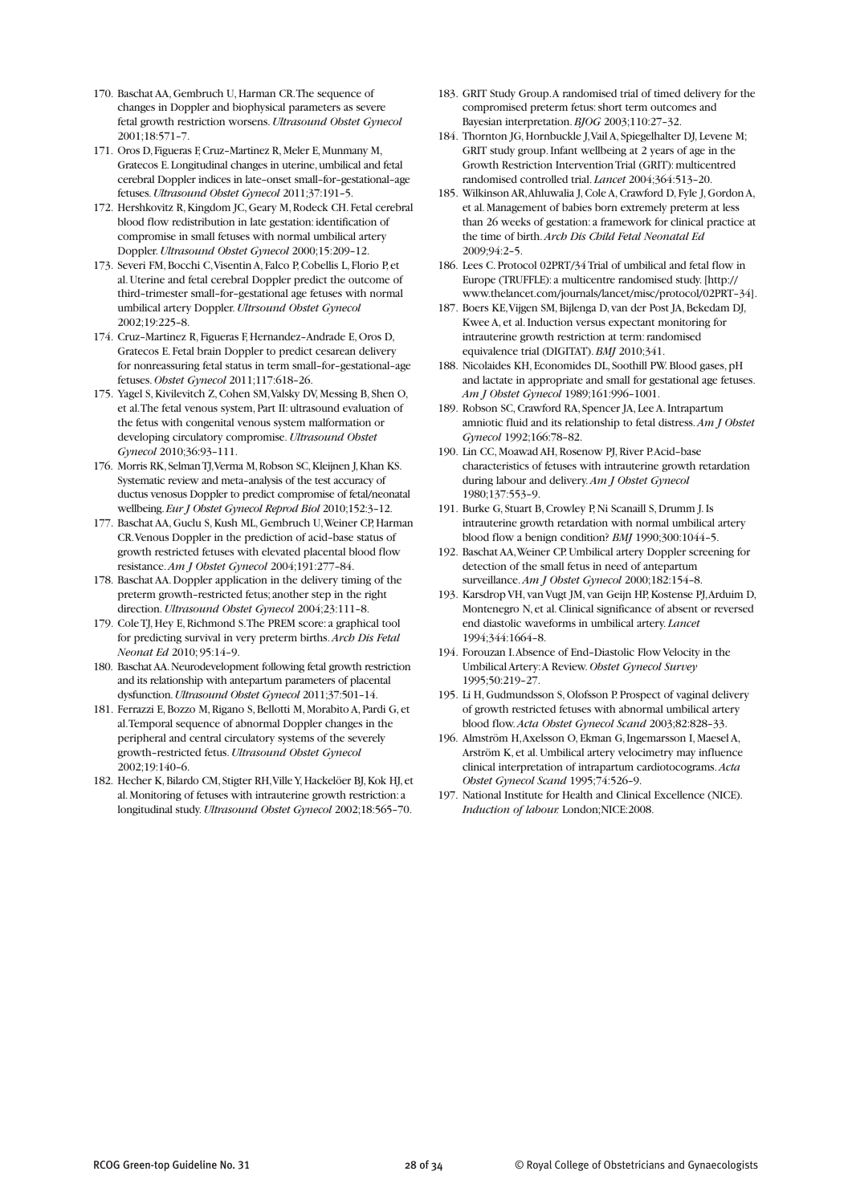170. Baschat AA, Gembruch U, Harman CR. The sequence of changes in Doppler and biophysical parameters as severe fetal growth restriction worsens. *Ultrasound Obstet Gynecol* 2001;18:571–7.
171. Oros D, Figueras F, Cruz-Martinez R, Meler E, Munmany M, Gratecos E. Longitudinal changes in uterine, umbilical and fetal cerebral Doppler indices in late-onset small-for-gestational-age fetuses. *Ultrasound Obstet Gynecol* 2011;37:191–5.
172. Hershkovitz R, Kingdom JC, Geary M, Rodeck CH. Fetal cerebral blood flow redistribution in late gestation: identification of compromise in small fetuses with normal umbilical artery Doppler. *Ultrasound Obstet Gynecol* 2000;15:209–12.
173. Severi FM, Bocchi C, Visentin A, Falco P, Cobellis L, Florio P, et al. Uterine and fetal cerebral Doppler predict the outcome of third-trimester small-for-gestational age fetuses with normal umbilical artery Doppler. *Ultrsound Obstet Gynecol* 2002;19:225–8.
174. Cruz-Martinez R, Figueras F, Hernandez-Andrade E, Oros D, Gratecos E. Fetal brain Doppler to predict cesarean delivery for nonreassuring fetal status in term small-for-gestational-age fetuses. *Obstet Gynecol* 2011;117:618–26.
175. Yagel S, Kivilevitch Z, Cohen SM, Valsky DV, Messing B, Shen O, et al. The fetal venous system, Part II: ultrasound evaluation of the fetus with congenital venous system malformation or developing circulatory compromise. *Ultrasound Obstet Gynecol* 2010;36:93–111.
176. Morris RK, Selman TJ, Verma M, Robson SC, Kleijnen J, Khan KS. Systematic review and meta-analysis of the test accuracy of ductus venosus Doppler to predict compromise of fetal/neonatal wellbeing. *Eur J Obstet Gynecol Reprod Biol* 2010;152:3–12.
177. Baschat AA, Guclu S, Kush ML, Gembruch U, Weiner CP, Harman CR. Venous Doppler in the prediction of acid-base status of growth restricted fetuses with elevated placental blood flow resistance. *Am J Obstet Gynecol* 2004;191:277–84.
178. Baschat AA. Doppler application in the delivery timing of the preterm growth-restricted fetus; another step in the right direction. *Ultrasound Obstet Gynecol* 2004;23:111–8.
179. Cole TJ, Hey E, Richmond S. The PREM score: a graphical tool for predicting survival in very preterm births. *Arch Dis Fetal Neonat Ed* 2010; 95:14–9.
180. Baschat AA. Neurodevelopment following fetal growth restriction and its relationship with antepartum parameters of placental dysfunction. *Ultrasound Obstet Gynecol* 2011;37:501–14.
181. Ferrazzi E, Bozzo M, Rigano S, Bellotti M, Morabito A, Pardi G, et al. Temporal sequence of abnormal Doppler changes in the peripheral and central circulatory systems of the severely growth-restricted fetus. *Ultrasound Obstet Gynecol* 2002;19:140–6.
182. Hecher K, Bilardo CM, Stigter RH, Ville Y, Hackelöer BJ, Kok HJ, et al. Monitoring of fetuses with intrauterine growth restriction: a longitudinal study. *Ultrasound Obstet Gynecol* 2002;18:565–70.
183. GRIT Study Group. A randomised trial of timed delivery for the compromised preterm fetus: short term outcomes and Bayesian interpretation. *BJOG* 2003;110:27–32.
184. Thornton JG, Hornbuckle J, Vail A, Spiegelhalter DJ, Levene M; GRIT study group. Infant wellbeing at 2 years of age in the Growth Restriction Intervention Trial (GRIT): multicentred randomised controlled trial. *Lancet* 2004;364:513–20.
185. Wilkinson AR, Ahluwalia J, Cole A, Crawford D, Fyle J, Gordon A, et al. Management of babies born extremely preterm at less than 26 weeks of gestation: a framework for clinical practice at the time of birth. *Arch Dis Child Fetal Neonatal Ed* 2009;94:2–5.
186. Lees C. Protocol 02PRT/34 Trial of umbilical and fetal flow in Europe (TRUFFLE): a multicentre randomised study. [http://www.thelancet.com/journals/lancet/misc/protocol/02PRT-34].
187. Boers KE, Vijgen SM, Bijlenga D, van der Post JA, Bekedam DJ, Kwee A, et al. Induction versus expectant monitoring for intrauterine growth restriction at term: randomised equivalence trial (DIGITAT). *BMJ* 2010;341.
188. Nicolaides KH, Economides DL, Soothill PW. Blood gases, pH and lactate in appropriate and small for gestational age fetuses. *Am J Obstet Gynecol* 1989;161:996–1001.
189. Robson SC, Crawford RA, Spencer JA, Lee A. Intrapartum amniotic fluid and its relationship to fetal distress. *Am J Obstet Gynecol* 1992;166:78–82.
190. Lin CC, Moawad AH, Rosenow PJ, River P. Acid-base characteristics of fetuses with intrauterine growth retardation during labour and delivery. *Am J Obstet Gynecol* 1980;137:553–9.
191. Burke G, Stuart B, Crowley P, Ni Scanaill S, Drumm J. Is intrauterine growth retardation with normal umbilical artery blood flow a benign condition? *BMJ* 1990;300:1044–5.
192. Baschat AA, Weiner CP. Umbilical artery Doppler screening for detection of the small fetus in need of antepartum surveillance. *Am J Obstet Gynecol* 2000;182:154–8.
193. Karsdrop VH, van Vugt JM, van Geijn HP, Kostense PJ, Arduim D, Montenegro N, et al. Clinical significance of absent or reversed end diastolic waveforms in umbilical artery. *Lancet* 1994;344:1664–8.
194. Forouzan I. Absence of End-Diastolic Flow Velocity in the Umbilical Artery: A Review. *Obstet Gynecol Survey* 1995;50:219–27.
195. Li H, Gudmundsson S, Olofsson P. Prospect of vaginal delivery of growth restricted fetuses with abnormal umbilical artery blood flow. *Acta Obstet Gynecol Scand* 2003;82:828–33.
196. Almström H, Axelsson O, Ekman G, Ingemarsson I, Maesel A, Arström K, et al. Umbilical artery velocimetry may influence clinical interpretation of intrapartum cardiotocograms. *Acta Obstet Gynecol Scand* 1995;74:526–9.
197. National Institute for Health and Clinical Excellence (NICE). *Induction of labour.* London;NICE:2008.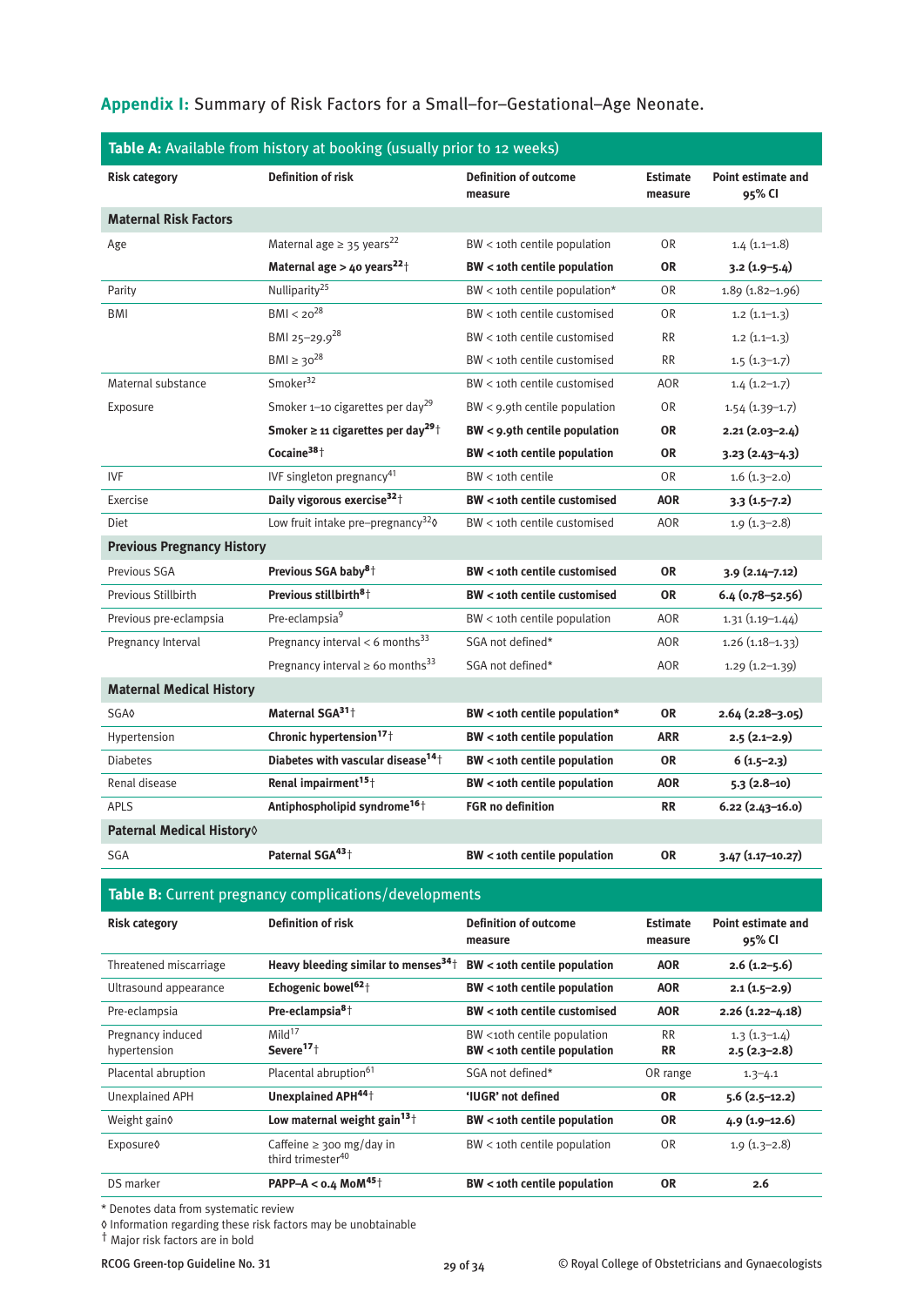## Appendix I: Summary of Risk Factors for a Small–for–Gestational–Age Neonate.

**Table A:** Available from history at booking (usually prior to 12 weeks)

| Risk category | Definition of risk | Definition of outcome measure | Estimate measure | Point estimate and 95% CI |
|---|---|---|---|---|
| **Maternal Risk Factors** | | | | |
| Age | Maternal age ≥ 35 years[22] | BW < 10th centile population | OR | 1.4 (1.1–1.8) |
| | **Maternal age > 40 years[22]†** | **BW < 10th centile population** | **OR** | **3.2 (1.9–5.4)** |
| Parity | Nulliparity[25] | BW < 10th centile population* | OR | 1.89 (1.82–1.96) |
| BMI | BMI < 20[28] | BW < 10th centile customised | OR | 1.2 (1.1–1.3) |
| | BMI 25–29.9[28] | BW < 10th centile customised | RR | 1.2 (1.1–1.3) |
| | BMI ≥ 30[28] | BW < 10th centile customised | RR | 1.5 (1.3–1.7) |
| Maternal substance | Smoker[32] | BW < 10th centile customised | AOR | 1.4 (1.2–1.7) |
| Exposure | Smoker 1–10 cigarettes per day[29] | BW < 9.9th centile population | OR | 1.54 (1.39–1.7) |
| | **Smoker ≥ 11 cigarettes per day[29]†** | **BW < 9.9th centile population** | **OR** | **2.21 (2.03–2.4)** |
| | **Cocaine[38]†** | **BW < 10th centile population** | **OR** | **3.23 (2.43–4.3)** |
| IVF | IVF singleton pregnancy[41] | BW < 10th centile | OR | 1.6 (1.3–2.0) |
| Exercise | **Daily vigorous exercise[32]†** | **BW < 10th centile customised** | **AOR** | **3.3 (1.5–7.2)** |
| Diet | Low fruit intake pre–pregnancy[32]◊ | BW < 10th centile customised | AOR | 1.9 (1.3–2.8) |
| **Previous Pregnancy History** | | | | |
| Previous SGA | **Previous SGA baby[8]†** | **BW < 10th centile customised** | **OR** | **3.9 (2.14–7.12)** |
| Previous Stillbirth | **Previous stillbirth[8]†** | **BW < 10th centile customised** | **OR** | **6.4 (0.78–52.56)** |
| Previous pre-eclampsia | Pre-eclampsia[9] | BW < 10th centile population | AOR | 1.31 (1.19–1.44) |
| Pregnancy Interval | Pregnancy interval < 6 months[33] | SGA not defined* | AOR | 1.26 (1.18–1.33) |
| | Pregnancy interval ≥ 60 months[33] | SGA not defined* | AOR | 1.29 (1.2–1.39) |
| **Maternal Medical History** | | | | |
| SGA◊ | **Maternal SGA[31]†** | **BW < 10th centile population*** | **OR** | **2.64 (2.28–3.05)** |
| Hypertension | **Chronic hypertension[17]†** | **BW < 10th centile population** | **ARR** | **2.5 (2.1–2.9)** |
| Diabetes | **Diabetes with vascular disease[14]†** | **BW < 10th centile population** | **OR** | **6 (1.5–2.3)** |
| Renal disease | **Renal impairment[15]†** | **BW < 10th centile population** | **AOR** | **5.3 (2.8–10)** |
| APLS | **Antiphospholipid syndrome[16]†** | **FGR no definition** | **RR** | **6.22 (2.43–16.0)** |
| **Paternal Medical History◊** | | | | |
| SGA | **Paternal SGA[43]†** | **BW < 10th centile population** | **OR** | **3.47 (1.17–10.27)** |

**Table B:** Current pregnancy complications/developments

| Risk category | Definition of risk | Definition of outcome measure | Estimate measure | Point estimate and 95% CI |
|---|---|---|---|---|
| Threatened miscarriage | **Heavy bleeding similar to menses[34]†** | **BW < 10th centile population** | **AOR** | **2.6 (1.2–5.6)** |
| Ultrasound appearance | **Echogenic bowel[62]†** | **BW < 10th centile population** | **AOR** | **2.1 (1.5–2.9)** |
| Pre-eclampsia | **Pre-eclampsia[8]†** | **BW < 10th centile customised** | **AOR** | **2.26 (1.22–4.18)** |
| Pregnancy induced hypertension | Mild[17] | BW <10th centile population | RR | 1.3 (1.3–1.4) |
| | **Severe[17]†** | **BW < 10th centile population** | **RR** | **2.5 (2.3–2.8)** |
| Placental abruption | Placental abruption[61] | SGA not defined* | OR range | 1.3–4.1 |
| Unexplained APH | **Unexplained APH[44]†** | **'IUGR' not defined** | **OR** | **5.6 (2.5–12.2)** |
| Weight gain◊ | **Low maternal weight gain[13]†** | **BW < 10th centile population** | **OR** | **4.9 (1.9–12.6)** |
| Exposure◊ | Caffeine ≥ 300 mg/day in third trimester[40] | BW < 10th centile population | OR | 1.9 (1.3–2.8) |
| DS marker | **PAPP–A < 0.4 MoM[45]†** | **BW < 10th centile population** | **OR** | **2.6** |

\* Denotes data from systematic review
◊ Information regarding these risk factors may be unobtainable
† Major risk factors are in bold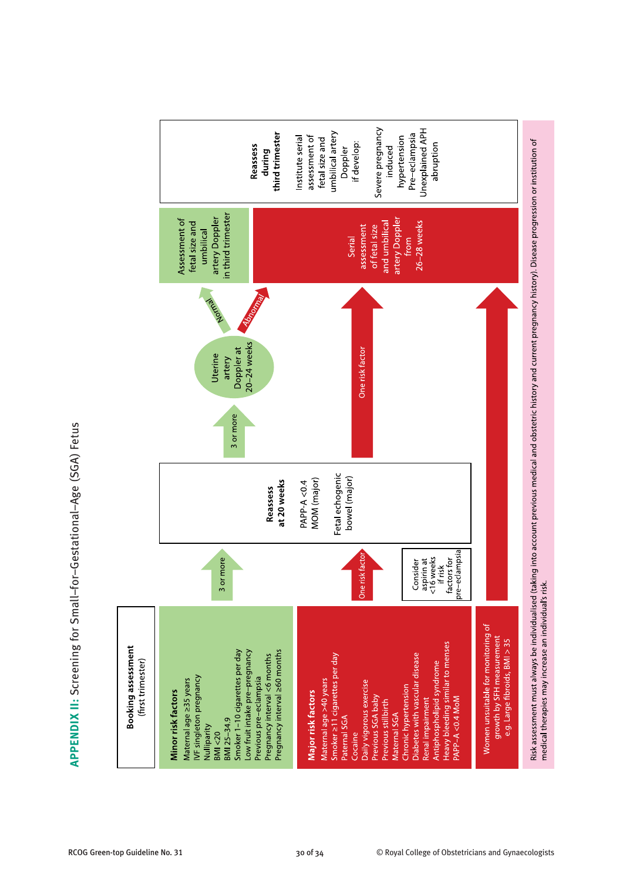# APPENDIX II: Screening for Small-for-Gestational-Age (SGA) Fetus

**Booking assessment** (first trimester)

**Minor risk factors**
- Maternal age ≥35 years
- IVF singleton pregnancy
- Nulliparity
- BMI <20
- BMI 25–34.9
- Smoker 1–10 cigarettes per day
- Low fruit intake pre-pregnancy
- Previous pre-eclampsia
- Pregnancy interval <6 months
- Pregnancy interval ≥60 months

→ 3 or more → **Reassess at 20 weeks**

**Major risk factors**
- Maternal age >40 years
- Smoker ≥11 cigarettes per day
- Paternal SGA
- Cocaine
- Daily vigorous exercise
- Previous SGA baby
- Previous stillbirth
- Maternal SGA
- Chronic hypertension
- Diabetes with vascular disease
- Renal impairment
- Antiphospholipid syndrome
- Heavy bleeding similar to menses
- PAPP-A <0.4 MoM

→ One risk factor → Serial assessment of fetal size and umbilical artery Doppler from 26–28 weeks

Consider aspirin at <16 weeks if risk factors for pre-eclampsia

**Reassess at 20 weeks**
- PAPP-A <0.4 MOM (major)
- Fetal echogenic bowel (major)

→ 3 or more (minor) → Uterine artery Doppler at 20–24 weeks
- Normal → Assessment of fetal size and umbilical artery Doppler in third trimester
- Abnormal → Serial assessment of fetal size and umbilical artery Doppler from 26–28 weeks

→ One risk factor (major) → Serial assessment of fetal size and umbilical artery Doppler from 26–28 weeks

Women unsuitable for monitoring of growth by SFH measurement e.g. Large fibroids, BMI > 35 → Serial assessment of fetal size and umbilical artery Doppler from 26–28 weeks

**Reassess during third trimester**

Institute serial assessment of fetal size and umbilical artery Doppler if develop:
- Severe pregnancy induced hypertension
- Pre-eclampsia
- Unexplained APH
- abruption

Risk assessment must always be individualised (taking into account previous medical and obstetric history and current pregnancy history). Disease progression or institution of medical therapies may increase an individual's risk.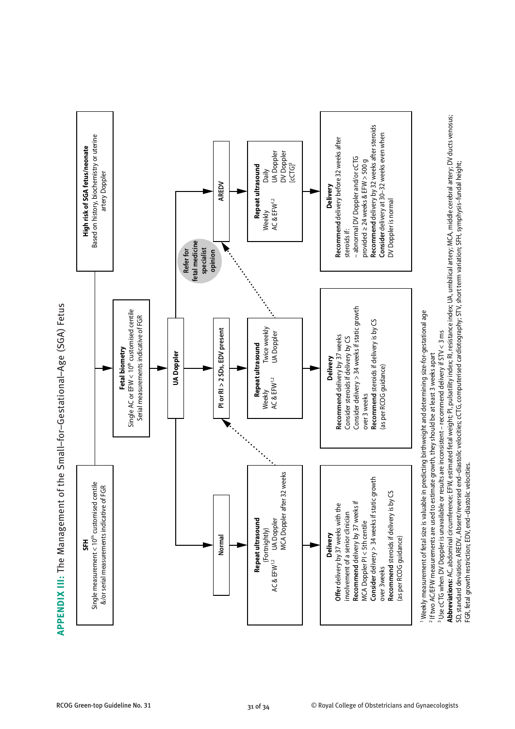# APPENDIX III: The Management of the Small-for-Gestational-Age (SGA) Fetus

**SFH**
Single measurement < 10[th] customised centile &/or serial measurements indicative of FGR

**High risk of SGA fetus/neonate**
Based on history, biochemistry or uterine artery Doppler

**Fetal biometry**
Single AC or EFW < 10[th] customised centile
Serial measurements indicative of FGR

**UA Doppler**

**Normal**

**Repeat ultrasound**
(Fortnightly)
AC & EFW[1,2]
UA Doppler
MCA Doppler after 32 weeks

**Delivery**
**Offer** delivery by 37 weeks with the involvement of a senior clinician
**Recommend** delivery by 37 weeks if MCA Doppler PI < 5th centile
**Consider** delivery > 34 weeks if static growth over 3weeks
**Recommend** steroids if delivery is by CS (as per RCOG guidance)

**PI or RI > 2 SDs, EDV present**

**Repeat ultrasound**
Weekly AC & EFW[1,2]
Twice weekly UA Doppler

**Delivery**
**Recommend** delivery by 37 weeks
Consider steroids if delivery by CS
Consider delivery > 34 weeks if static growth over 3 weeks
**Recommend** steroids if delivery is by CS (as per RCOG guidance)

**Refer for fetal medicine specialist opinion**

**AREDV**

**Repeat ultrasound**
Weekly AC & EFW[1,2]
Daily UA Doppler
DV Doppler
[cCTG[3]]

**Delivery**
**Recommend** delivery before 32 weeks after steroids if:
– abnormal DV Doppler and/or cCTG provided ≥ 24 weeks & EFW > 500 g
**Recommend** delivery by 32 weeks after steroids
**Consider** delivery at 30–32 weeks even when DV Doppler is normal

[1] Weekly measurement of fetal size is valuable in predicting birthweight and determining size-for-gestational age
[2] If two AC/EFW measurements are used to estimate growth, they should be at least 3 weeks apart
[3] Use cCTG when DV Doppler is unavailable or results are inconsistent – recommend delivery if STV < 3 ms

**Abbreviations:** AC, abdominal circumference; EFW, estimated fetal weight; PI, pulsatility index; RI, resistance index; UA, umbilical artery; MCA, middle cerebral artery; DV ducts venosus; SD, standard deviation; AREDV, Absent/reversed end–diastolic velocities; cCTG, computerised cardiotography; STV, short term variation; SFH, symphysis–fundal height; FGR, fetal growth restriction; EDV, end–diastolic velocities.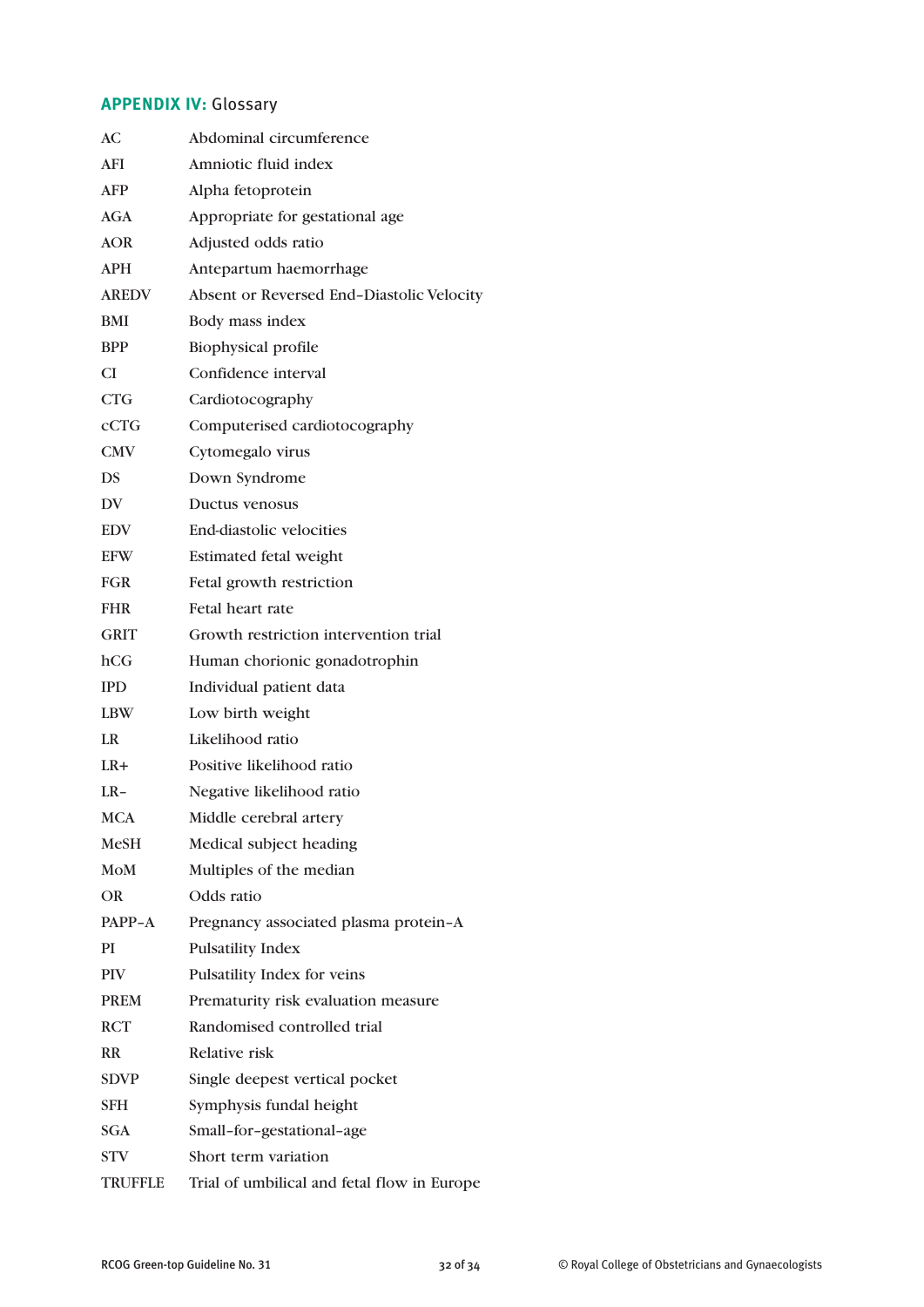## APPENDIX IV: Glossary

| | |
|---|---|
| AC | Abdominal circumference |
| AFI | Amniotic fluid index |
| AFP | Alpha fetoprotein |
| AGA | Appropriate for gestational age |
| AOR | Adjusted odds ratio |
| APH | Antepartum haemorrhage |
| AREDV | Absent or Reversed End-Diastolic Velocity |
| BMI | Body mass index |
| BPP | Biophysical profile |
| CI | Confidence interval |
| CTG | Cardiotocography |
| cCTG | Computerised cardiotocography |
| CMV | Cytomegalo virus |
| DS | Down Syndrome |
| DV | Ductus venosus |
| EDV | End-diastolic velocities |
| EFW | Estimated fetal weight |
| FGR | Fetal growth restriction |
| FHR | Fetal heart rate |
| GRIT | Growth restriction intervention trial |
| hCG | Human chorionic gonadotrophin |
| IPD | Individual patient data |
| LBW | Low birth weight |
| LR | Likelihood ratio |
| LR+ | Positive likelihood ratio |
| LR- | Negative likelihood ratio |
| MCA | Middle cerebral artery |
| MeSH | Medical subject heading |
| MoM | Multiples of the median |
| OR | Odds ratio |
| PAPP-A | Pregnancy associated plasma protein-A |
| PI | Pulsatility Index |
| PIV | Pulsatility Index for veins |
| PREM | Prematurity risk evaluation measure |
| RCT | Randomised controlled trial |
| RR | Relative risk |
| SDVP | Single deepest vertical pocket |
| SFH | Symphysis fundal height |
| SGA | Small-for-gestational-age |
| STV | Short term variation |
| TRUFFLE | Trial of umbilical and fetal flow in Europe |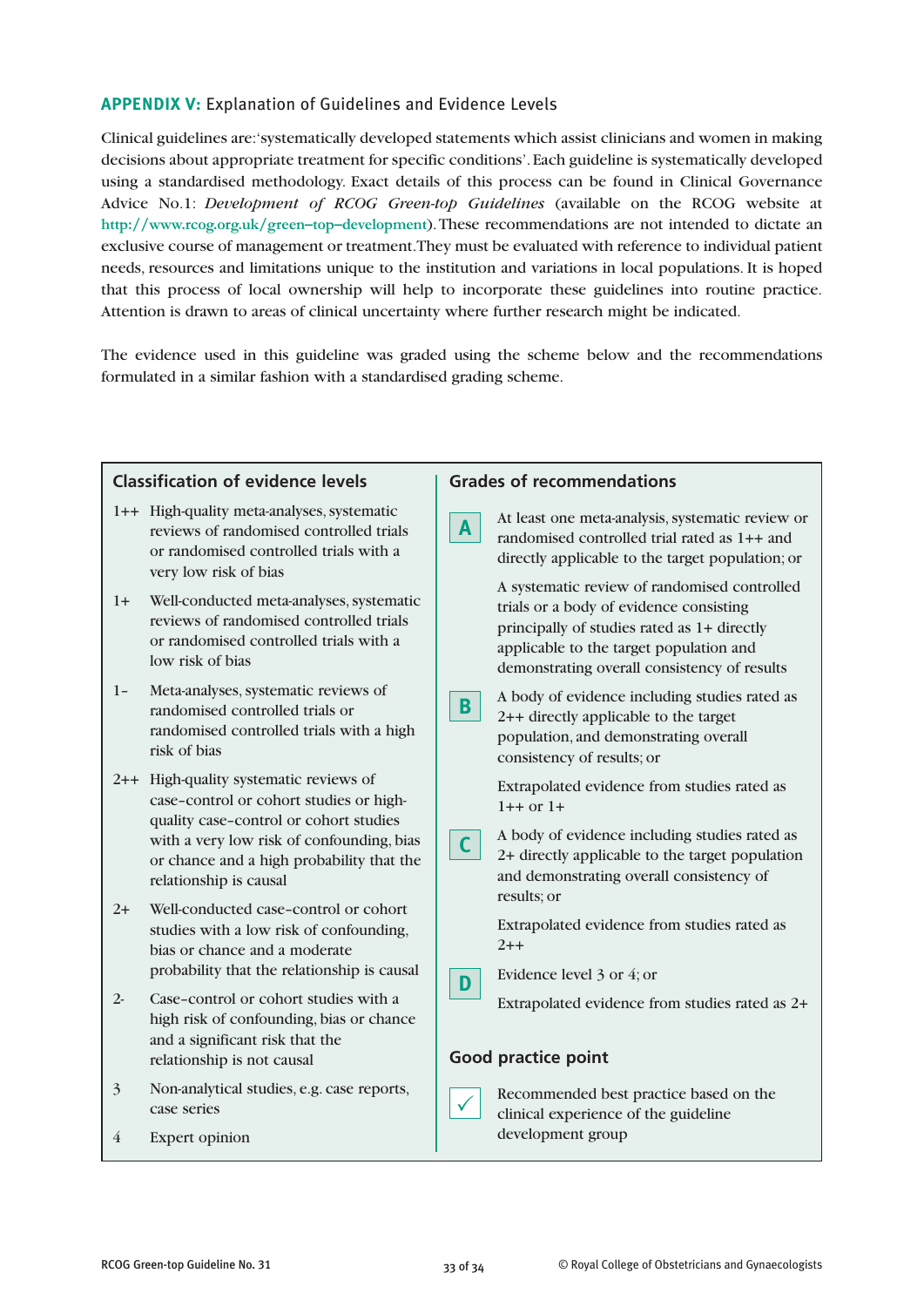## APPENDIX V: Explanation of Guidelines and Evidence Levels

Clinical guidelines are:'systematically developed statements which assist clinicians and women in making decisions about appropriate treatment for specific conditions'. Each guideline is systematically developed using a standardised methodology. Exact details of this process can be found in Clinical Governance Advice No.1: *Development of RCOG Green-top Guidelines* (available on the RCOG website at http://www.rcog.org.uk/green–top–development). These recommendations are not intended to dictate an exclusive course of management or treatment. They must be evaluated with reference to individual patient needs, resources and limitations unique to the institution and variations in local populations. It is hoped that this process of local ownership will help to incorporate these guidelines into routine practice. Attention is drawn to areas of clinical uncertainty where further research might be indicated.

The evidence used in this guideline was graded using the scheme below and the recommendations formulated in a similar fashion with a standardised grading scheme.

### Classification of evidence levels

- 1++ High-quality meta-analyses, systematic reviews of randomised controlled trials or randomised controlled trials with a very low risk of bias
- 1+ Well-conducted meta-analyses, systematic reviews of randomised controlled trials or randomised controlled trials with a low risk of bias
- 1– Meta-analyses, systematic reviews of randomised controlled trials or randomised controlled trials with a high risk of bias
- 2++ High-quality systematic reviews of case–control or cohort studies or high-quality case–control or cohort studies with a very low risk of confounding, bias or chance and a high probability that the relationship is causal
- 2+ Well-conducted case–control or cohort studies with a low risk of confounding, bias or chance and a moderate probability that the relationship is causal
- 2- Case–control or cohort studies with a high risk of confounding, bias or chance and a significant risk that the relationship is not causal
- 3 Non-analytical studies, e.g. case reports, case series
- 4 Expert opinion

### Grades of recommendations

**A** At least one meta-analysis, systematic review or randomised controlled trial rated as 1++ and directly applicable to the target population; or

A systematic review of randomised controlled trials or a body of evidence consisting principally of studies rated as 1+ directly applicable to the target population and demonstrating overall consistency of results

**B** A body of evidence including studies rated as 2++ directly applicable to the target population, and demonstrating overall consistency of results; or

Extrapolated evidence from studies rated as 1++ or 1+

**C** A body of evidence including studies rated as 2+ directly applicable to the target population and demonstrating overall consistency of results; or

Extrapolated evidence from studies rated as 2++

**D** Evidence level 3 or 4; or

Extrapolated evidence from studies rated as 2+

### Good practice point

✓ Recommended best practice based on the clinical experience of the guideline development group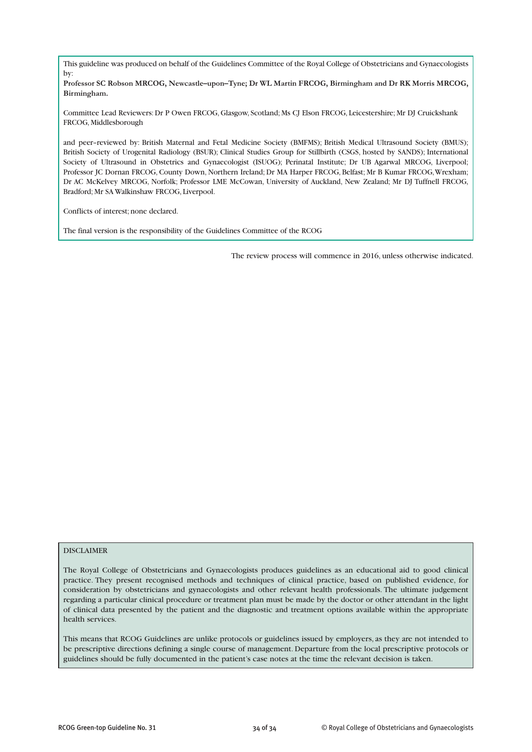This guideline was produced on behalf of the Guidelines Committee of the Royal College of Obstetricians and Gynaecologists by:

**Professor SC Robson MRCOG, Newcastle–upon–Tyne; Dr WL Martin FRCOG, Birmingham and Dr RK Morris MRCOG, Birmingham.**

Committee Lead Reviewers: Dr P Owen FRCOG, Glasgow, Scotland; Ms CJ Elson FRCOG, Leicestershire; Mr DJ Cruickshank FRCOG, Middlesborough

and peer–reviewed by: British Maternal and Fetal Medicine Society (BMFMS); British Medical Ultrasound Society (BMUS); British Society of Urogenital Radiology (BSUR); Clinical Studies Group for Stillbirth (CSGS, hosted by SANDS); International Society of Ultrasound in Obstetrics and Gynaecologist (ISUOG); Perinatal Institute; Dr UB Agarwal MRCOG, Liverpool; Professor JC Dornan FRCOG, County Down, Northern Ireland; Dr MA Harper FRCOG, Belfast; Mr B Kumar FRCOG, Wrexham; Dr AC McKelvey MRCOG, Norfolk; Professor LME McCowan, University of Auckland, New Zealand; Mr DJ Tuffnell FRCOG, Bradford; Mr SA Walkinshaw FRCOG, Liverpool.

Conflicts of interest; none declared.

The final version is the responsibility of the Guidelines Committee of the RCOG

The review process will commence in 2016, unless otherwise indicated.

DISCLAIMER

The Royal College of Obstetricians and Gynaecologists produces guidelines as an educational aid to good clinical practice. They present recognised methods and techniques of clinical practice, based on published evidence, for consideration by obstetricians and gynaecologists and other relevant health professionals. The ultimate judgement regarding a particular clinical procedure or treatment plan must be made by the doctor or other attendant in the light of clinical data presented by the patient and the diagnostic and treatment options available within the appropriate health services.

This means that RCOG Guidelines are unlike protocols or guidelines issued by employers, as they are not intended to be prescriptive directions defining a single course of management. Departure from the local prescriptive protocols or guidelines should be fully documented in the patient's case notes at the time the relevant decision is taken.